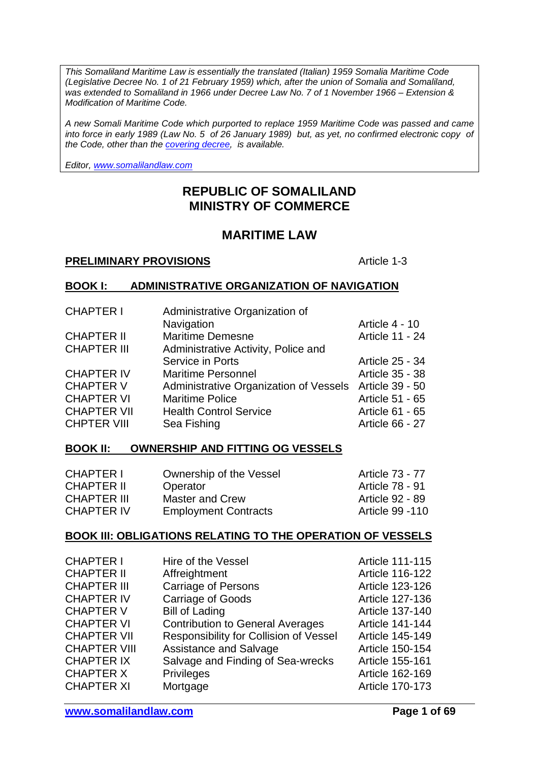*This Somaliland Maritime Law is essentially the translated (Italian) 1959 Somalia Maritime Code (Legislative Decree No. 1 of 21 February 1959) which, after the union of Somalia and Somaliland, was extended to Somaliland in 1966 under Decree Law No. 7 of 1 November 1966 – Extension & Modification of Maritime Code.*

*A new Somali Maritime Code which purported to replace 1959 Maritime Code was passed and came into force in early 1989 (Law No. 5 of 26 January 1989) but, as yet, no confirmed electronic copy of the Code, other than the [covering decree](), is available.*

*Editor, [www.somalilandlaw.com](www.somalilandlaw.com)*

# REPUBLIC OF SOMALILAND
# MINISTRY OF COMMERCE

## MARITIME LAW

**PRELIMINARY PROVISIONS** Article 1-3

**BOOK I: ADMINISTRATIVE ORGANIZATION OF NAVIGATION**

| | | |
|---|---|---|
| CHAPTER I | Administrative Organization of Navigation | Article 4 - 10 |
| CHAPTER II | Maritime Demesne | Article 11 - 24 |
| CHAPTER III | Administrative Activity, Police and Service in Ports | Article 25 - 34 |
| CHAPTER IV | Maritime Personnel | Article 35 - 38 |
| CHAPTER V | Administrative Organization of Vessels | Article 39 - 50 |
| CHAPTER VI | Maritime Police | Article 51 - 65 |
| CHAPTER VII | Health Control Service | Article 61 - 65 |
| CHPTER VIII | Sea Fishing | Article 66 - 27 |

**BOOK II: OWNERSHIP AND FITTING OG VESSELS**

| | | |
|---|---|---|
| CHAPTER I | Ownership of the Vessel | Article 73 - 77 |
| CHAPTER II | Operator | Article 78 - 91 |
| CHAPTER III | Master and Crew | Article 92 - 89 |
| CHAPTER IV | Employment Contracts | Article 99 -110 |

**BOOK III: OBLIGATIONS RELATING TO THE OPERATION OF VESSELS**

| | | |
|---|---|---|
| CHAPTER I | Hire of the Vessel | Article 111-115 |
| CHAPTER II | Affreightment | Article 116-122 |
| CHAPTER III | Carriage of Persons | Article 123-126 |
| CHAPTER IV | Carriage of Goods | Article 127-136 |
| CHAPTER V | Bill of Lading | Article 137-140 |
| CHAPTER VI | Contribution to General Averages | Article 141-144 |
| CHAPTER VII | Responsibility for Collision of Vessel | Article 145-149 |
| CHAPTER VIII | Assistance and Salvage | Article 150-154 |
| CHAPTER IX | Salvage and Finding of Sea-wrecks | Article 155-161 |
| CHAPTER X | Privileges | Article 162-169 |
| CHAPTER XI | Mortgage | Article 170-173 |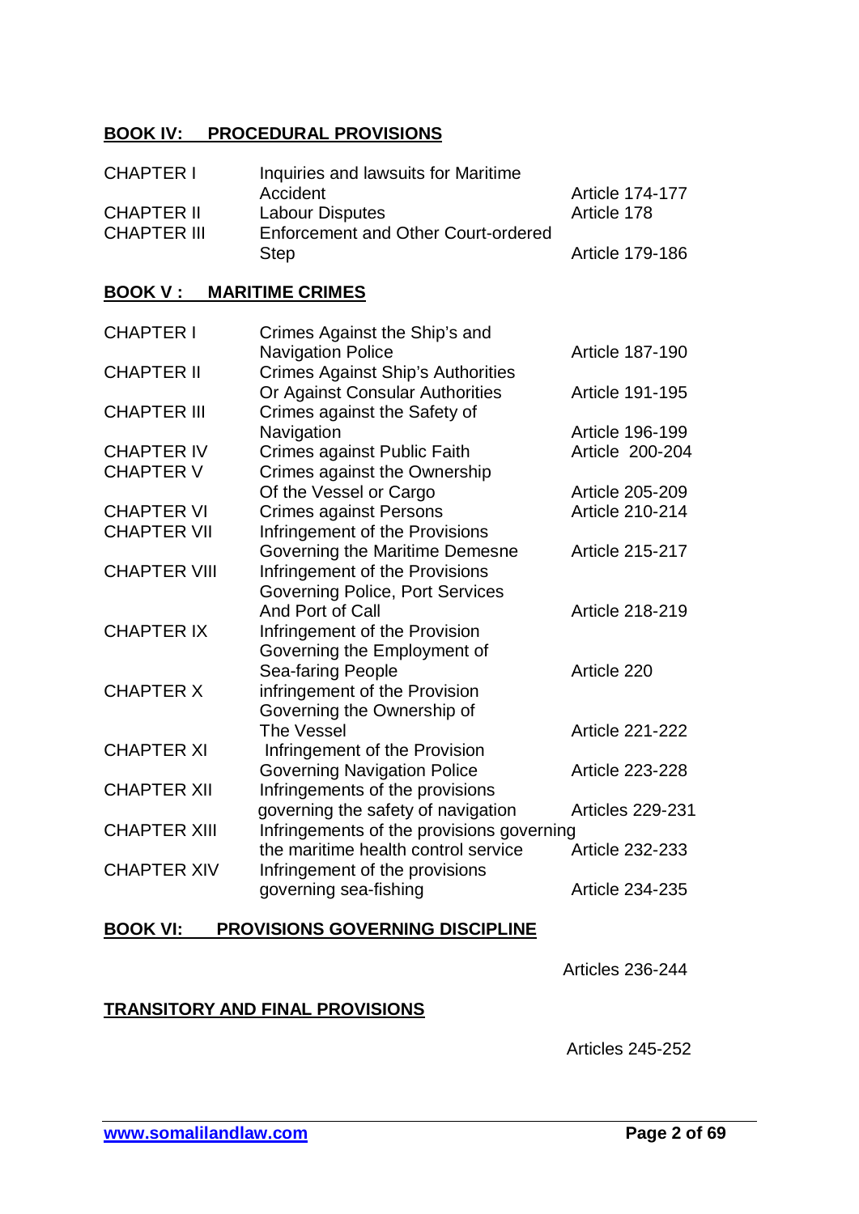**BOOK IV: PROCEDURAL PROVISIONS**

| | | |
|---|---|---|
| CHAPTER I | Inquiries and lawsuits for Maritime Accident | Article 174-177 |
| CHAPTER II | Labour Disputes | Article 178 |
| CHAPTER III | Enforcement and Other Court-ordered Step | Article 179-186 |

**BOOK V : MARITIME CRIMES**

| | | |
|---|---|---|
| CHAPTER I | Crimes Against the Ship's and Navigation Police | Article 187-190 |
| CHAPTER II | Crimes Against Ship's Authorities Or Against Consular Authorities | Article 191-195 |
| CHAPTER III | Crimes against the Safety of Navigation | Article 196-199 |
| CHAPTER IV | Crimes against Public Faith | Article 200-204 |
| CHAPTER V | Crimes against the Ownership Of the Vessel or Cargo | Article 205-209 |
| CHAPTER VI | Crimes against Persons | Article 210-214 |
| CHAPTER VII | Infringement of the Provisions Governing the Maritime Demesne | Article 215-217 |
| CHAPTER VIII | Infringement of the Provisions Governing Police, Port Services And Port of Call | Article 218-219 |
| CHAPTER IX | Infringement of the Provision Governing the Employment of Sea-faring People | Article 220 |
| CHAPTER X | infringement of the Provision Governing the Ownership of The Vessel | Article 221-222 |
| CHAPTER XI | Infringement of the Provision Governing Navigation Police | Article 223-228 |
| CHAPTER XII | Infringements of the provisions governing the safety of navigation | Articles 229-231 |
| CHAPTER XIII | Infringements of the provisions governing the maritime health control service | Article 232-233 |
| CHAPTER XIV | Infringement of the provisions governing sea-fishing | Article 234-235 |

**BOOK VI: PROVISIONS GOVERNING DISCIPLINE**

Articles 236-244

**TRANSITORY AND FINAL PROVISIONS**

Articles 245-252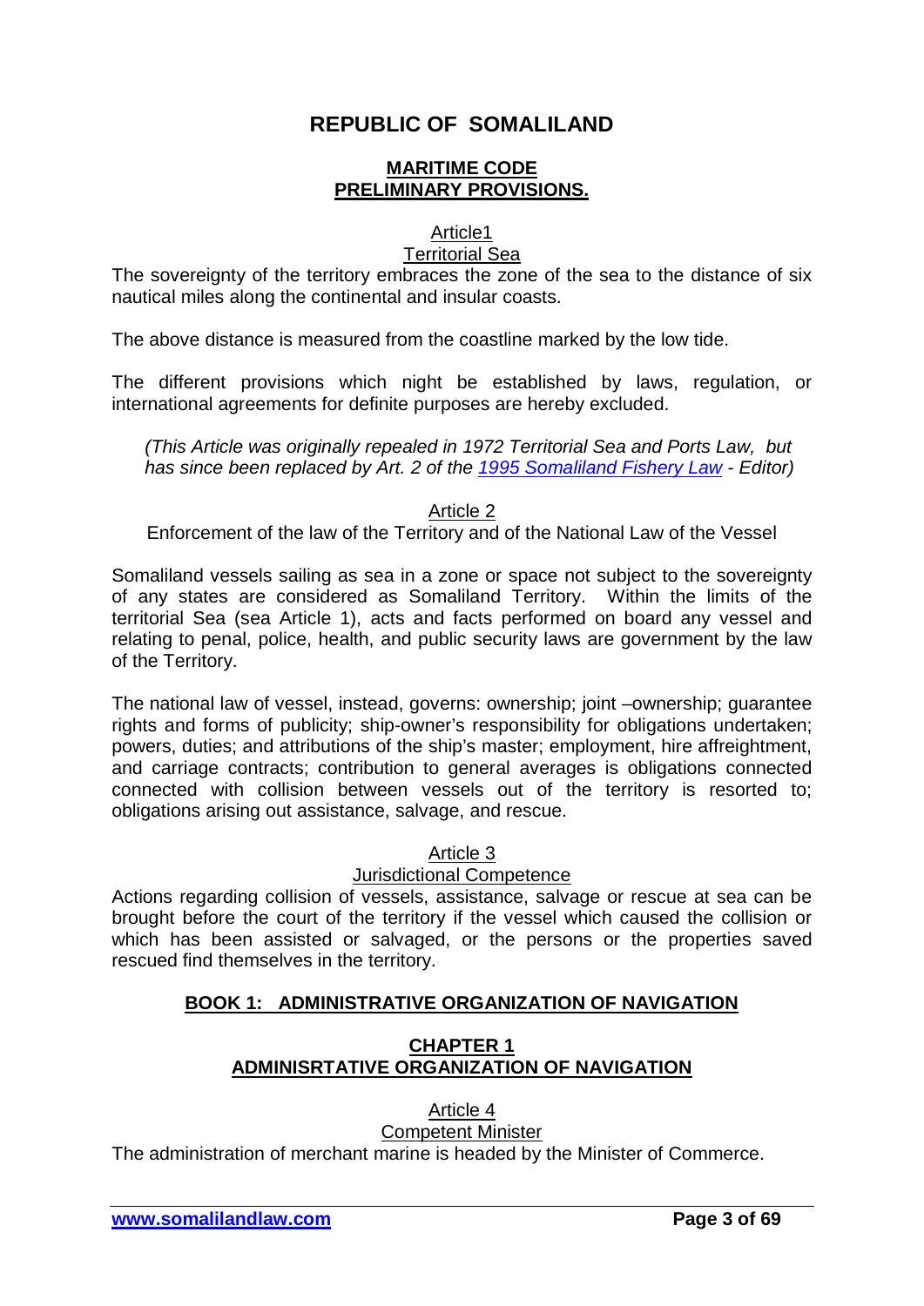# REPUBLIC OF SOMALILAND

## MARITIME CODE
## PRELIMINARY PROVISIONS.

### Article1
### Territorial Sea

The sovereignty of the territory embraces the zone of the sea to the distance of six nautical miles along the continental and insular coasts.

The above distance is measured from the coastline marked by the low tide.

The different provisions which night be established by laws, regulation, or international agreements for definite purposes are hereby excluded.

*(This Article was originally repealed in 1972 Territorial Sea and Ports Law, but has since been replaced by Art. 2 of the [1995 Somaliland Fishery Law](#) - Editor)*

### Article 2
### Enforcement of the law of the Territory and of the National Law of the Vessel

Somaliland vessels sailing as sea in a zone or space not subject to the sovereignty of any states are considered as Somaliland Territory. Within the limits of the territorial Sea (sea Article 1), acts and facts performed on board any vessel and relating to penal, police, health, and public security laws are government by the law of the Territory.

The national law of vessel, instead, governs: ownership; joint –ownership; guarantee rights and forms of publicity; ship-owner's responsibility for obligations undertaken; powers, duties; and attributions of the ship's master; employment, hire affreightment, and carriage contracts; contribution to general averages is obligations connected connected with collision between vessels out of the territory is resorted to; obligations arising out assistance, salvage, and rescue.

### Article 3
### Jurisdictional Competence

Actions regarding collision of vessels, assistance, salvage or rescue at sea can be brought before the court of the territory if the vessel which caused the collision or which has been assisted or salvaged, or the persons or the properties saved rescued find themselves in the territory.

## BOOK 1: ADMINISTRATIVE ORGANIZATION OF NAVIGATION

## CHAPTER 1
## ADMINISRTATIVE ORGANIZATION OF NAVIGATION

### Article 4
### Competent Minister

The administration of merchant marine is headed by the Minister of Commerce.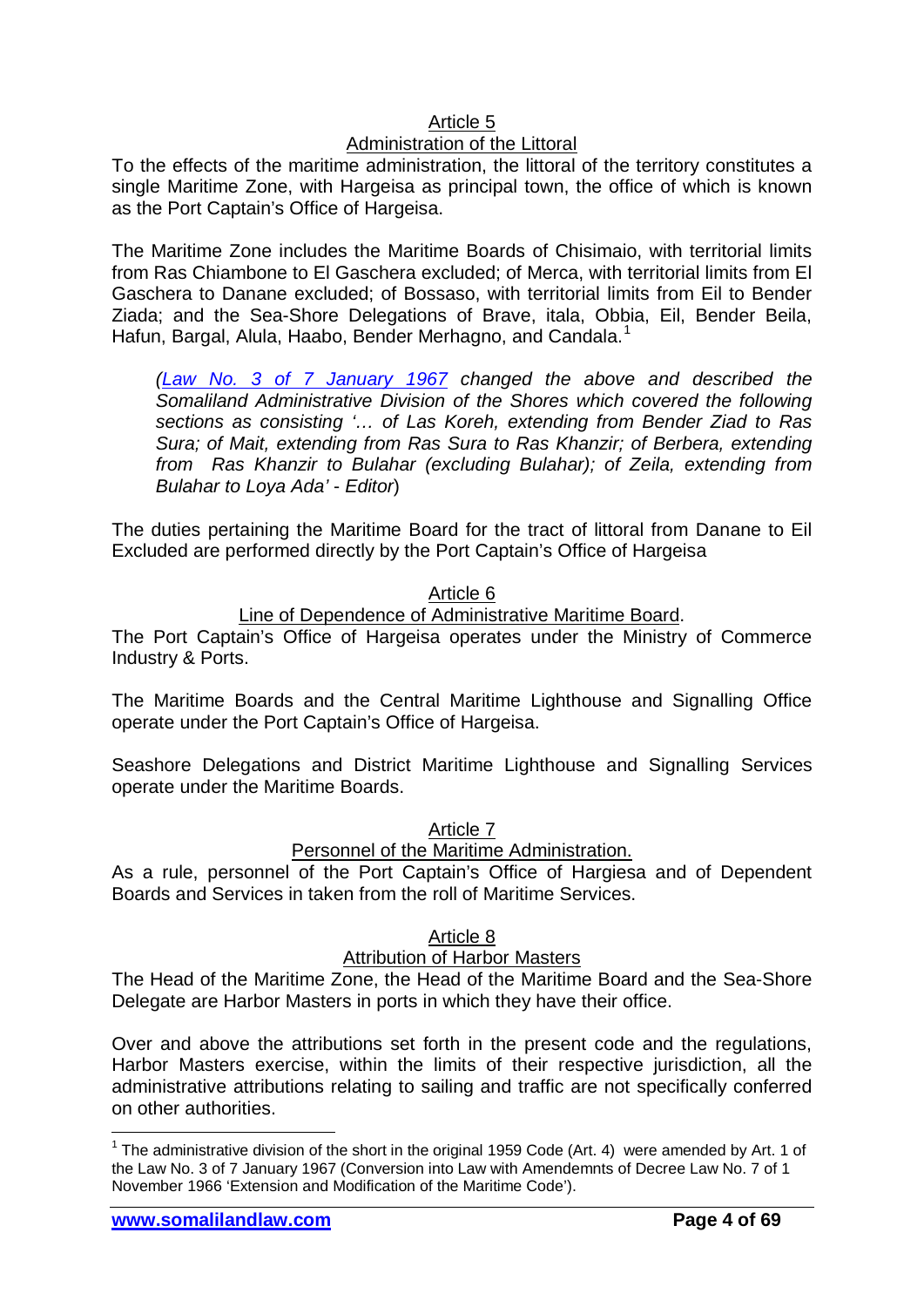## Article 5

### Administration of the Littoral

To the effects of the maritime administration, the littoral of the territory constitutes a single Maritime Zone, with Hargeisa as principal town, the office of which is known as the Port Captain's Office of Hargeisa.

The Maritime Zone includes the Maritime Boards of Chisimaio, with territorial limits from Ras Chiambone to El Gaschera excluded; of Merca, with territorial limits from El Gaschera to Danane excluded; of Bossaso, with territorial limits from Eil to Bender Ziada; and the Sea-Shore Delegations of Brave, itala, Obbia, Eil, Bender Beila, Hafun, Bargal, Alula, Haabo, Bender Merhagno, and Candala.[1]

*(Law No. 3 of 7 January 1967 changed the above and described the Somaliland Administrative Division of the Shores which covered the following sections as consisting '… of Las Koreh, extending from Bender Ziad to Ras Sura; of Mait, extending from Ras Sura to Ras Khanzir; of Berbera, extending from Ras Khanzir to Bulahar (excluding Bulahar); of Zeila, extending from Bulahar to Loya Ada' - Editor*)

The duties pertaining the Maritime Board for the tract of littoral from Danane to Eil Excluded are performed directly by the Port Captain's Office of Hargeisa

## Article 6

### Line of Dependence of Administrative Maritime Board.

The Port Captain's Office of Hargeisa operates under the Ministry of Commerce Industry & Ports.

The Maritime Boards and the Central Maritime Lighthouse and Signalling Office operate under the Port Captain's Office of Hargeisa.

Seashore Delegations and District Maritime Lighthouse and Signalling Services operate under the Maritime Boards.

## Article 7

### Personnel of the Maritime Administration.

As a rule, personnel of the Port Captain's Office of Hargiesa and of Dependent Boards and Services in taken from the roll of Maritime Services.

## Article 8

### Attribution of Harbor Masters

The Head of the Maritime Zone, the Head of the Maritime Board and the Sea-Shore Delegate are Harbor Masters in ports in which they have their office.

Over and above the attributions set forth in the present code and the regulations, Harbor Masters exercise, within the limits of their respective jurisdiction, all the administrative attributions relating to sailing and traffic are not specifically conferred on other authorities.

---

[1] The administrative division of the short in the original 1959 Code (Art. 4) were amended by Art. 1 of the Law No. 3 of 7 January 1967 (Conversion into Law with Amendemnts of Decree Law No. 7 of 1 November 1966 'Extension and Modification of the Maritime Code').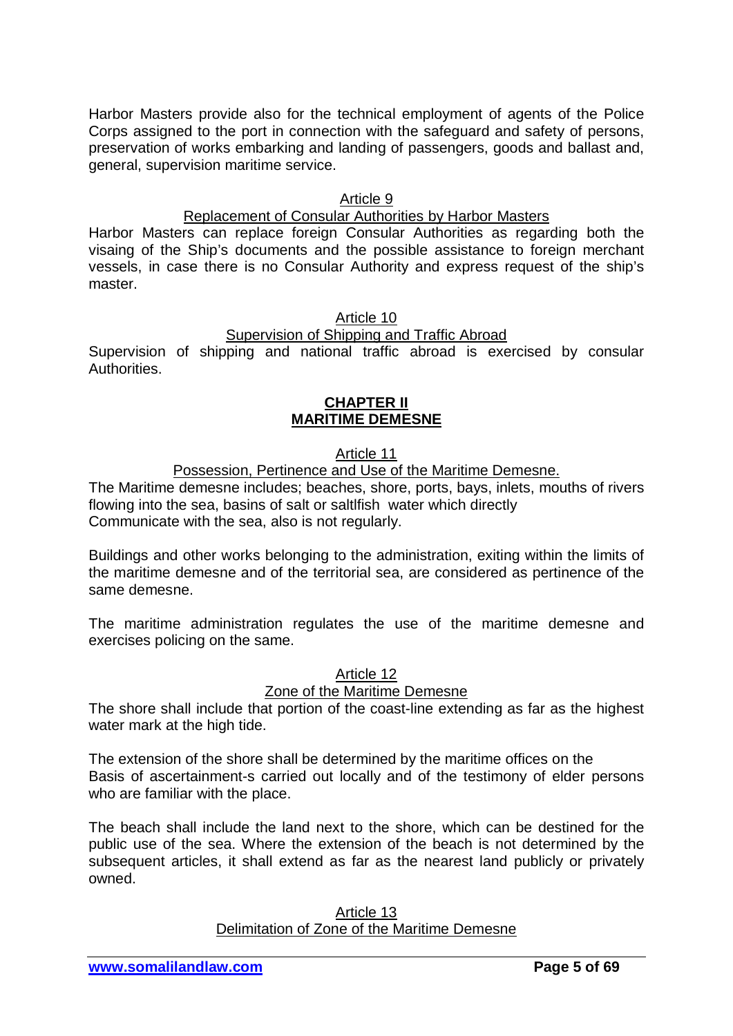Harbor Masters provide also for the technical employment of agents of the Police Corps assigned to the port in connection with the safeguard and safety of persons, preservation of works embarking and landing of passengers, goods and ballast and, general, supervision maritime service.

Article 9

Replacement of Consular Authorities by Harbor Masters

Harbor Masters can replace foreign Consular Authorities as regarding both the visaing of the Ship's documents and the possible assistance to foreign merchant vessels, in case there is no Consular Authority and express request of the ship's master.

Article 10

Supervision of Shipping and Traffic Abroad

Supervision of shipping and national traffic abroad is exercised by consular Authorities.

## CHAPTER II
## MARITIME DEMESNE

Article 11

Possession, Pertinence and Use of the Maritime Demesne.

The Maritime demesne includes; beaches, shore, ports, bays, inlets, mouths of rivers flowing into the sea, basins of salt or saltlfish water which directly Communicate with the sea, also is not regularly.

Buildings and other works belonging to the administration, exiting within the limits of the maritime demesne and of the territorial sea, are considered as pertinence of the same demesne.

The maritime administration regulates the use of the maritime demesne and exercises policing on the same.

Article 12

Zone of the Maritime Demesne

The shore shall include that portion of the coast-line extending as far as the highest water mark at the high tide.

The extension of the shore shall be determined by the maritime offices on the Basis of ascertainment-s carried out locally and of the testimony of elder persons who are familiar with the place.

The beach shall include the land next to the shore, which can be destined for the public use of the sea. Where the extension of the beach is not determined by the subsequent articles, it shall extend as far as the nearest land publicly or privately owned.

Article 13

Delimitation of Zone of the Maritime Demesne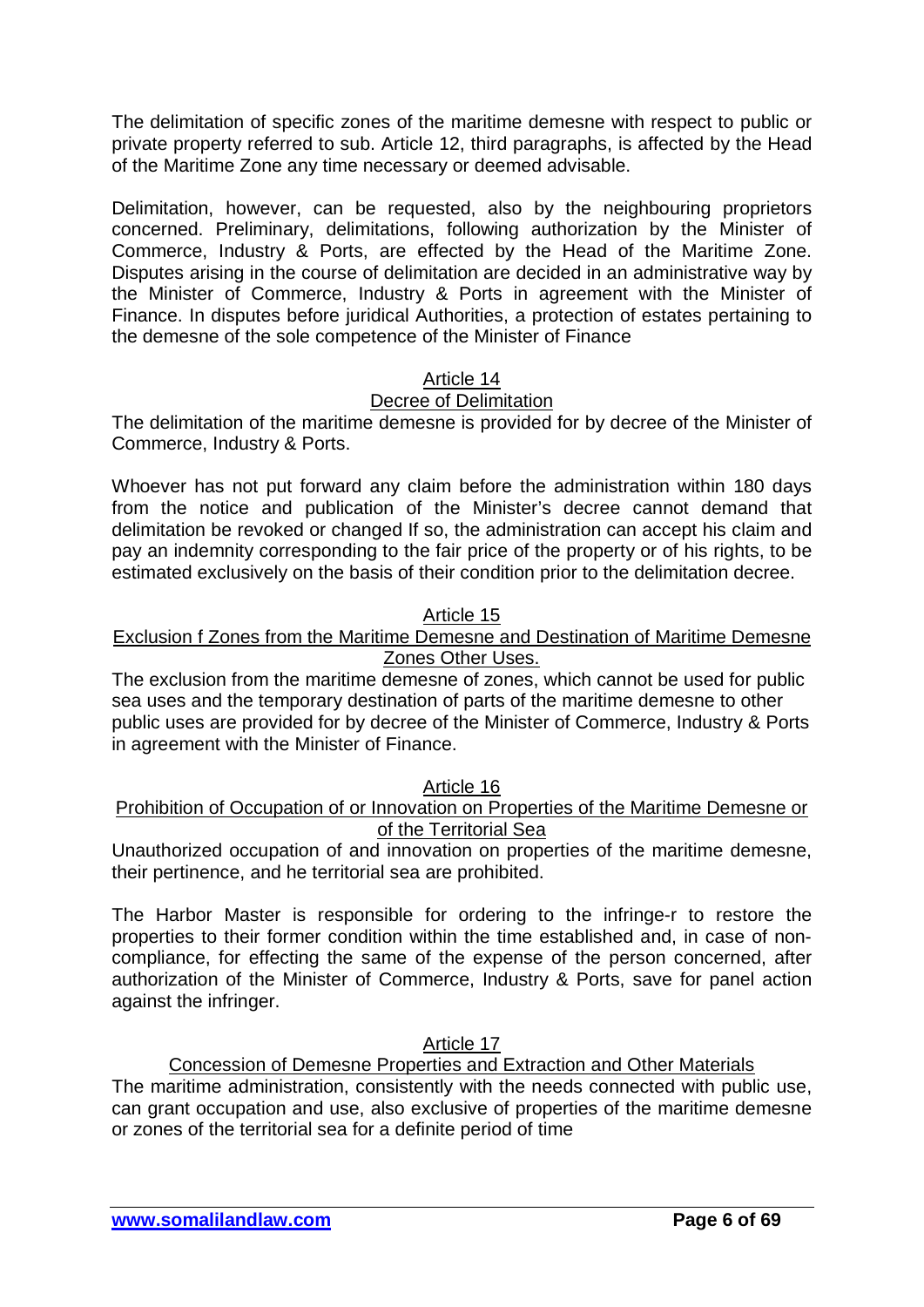The delimitation of specific zones of the maritime demesne with respect to public or private property referred to sub. Article 12, third paragraphs, is affected by the Head of the Maritime Zone any time necessary or deemed advisable.

Delimitation, however, can be requested, also by the neighbouring proprietors concerned. Preliminary, delimitations, following authorization by the Minister of Commerce, Industry & Ports, are effected by the Head of the Maritime Zone. Disputes arising in the course of delimitation are decided in an administrative way by the Minister of Commerce, Industry & Ports in agreement with the Minister of Finance. In disputes before juridical Authorities, a protection of estates pertaining to the demesne of the sole competence of the Minister of Finance

### Article 14
### Decree of Delimitation

The delimitation of the maritime demesne is provided for by decree of the Minister of Commerce, Industry & Ports.

Whoever has not put forward any claim before the administration within 180 days from the notice and publication of the Minister's decree cannot demand that delimitation be revoked or changed If so, the administration can accept his claim and pay an indemnity corresponding to the fair price of the property or of his rights, to be estimated exclusively on the basis of their condition prior to the delimitation decree.

### Article 15
### Exclusion f Zones from the Maritime Demesne and Destination of Maritime Demesne Zones Other Uses.

The exclusion from the maritime demesne of zones, which cannot be used for public sea uses and the temporary destination of parts of the maritime demesne to other public uses are provided for by decree of the Minister of Commerce, Industry & Ports in agreement with the Minister of Finance.

### Article 16
### Prohibition of Occupation of or Innovation on Properties of the Maritime Demesne or of the Territorial Sea

Unauthorized occupation of and innovation on properties of the maritime demesne, their pertinence, and he territorial sea are prohibited.

The Harbor Master is responsible for ordering to the infringe-r to restore the properties to their former condition within the time established and, in case of non-compliance, for effecting the same of the expense of the person concerned, after authorization of the Minister of Commerce, Industry & Ports, save for panel action against the infringer.

### Article 17
### Concession of Demesne Properties and Extraction and Other Materials

The maritime administration, consistently with the needs connected with public use, can grant occupation and use, also exclusive of properties of the maritime demesne or zones of the territorial sea for a definite period of time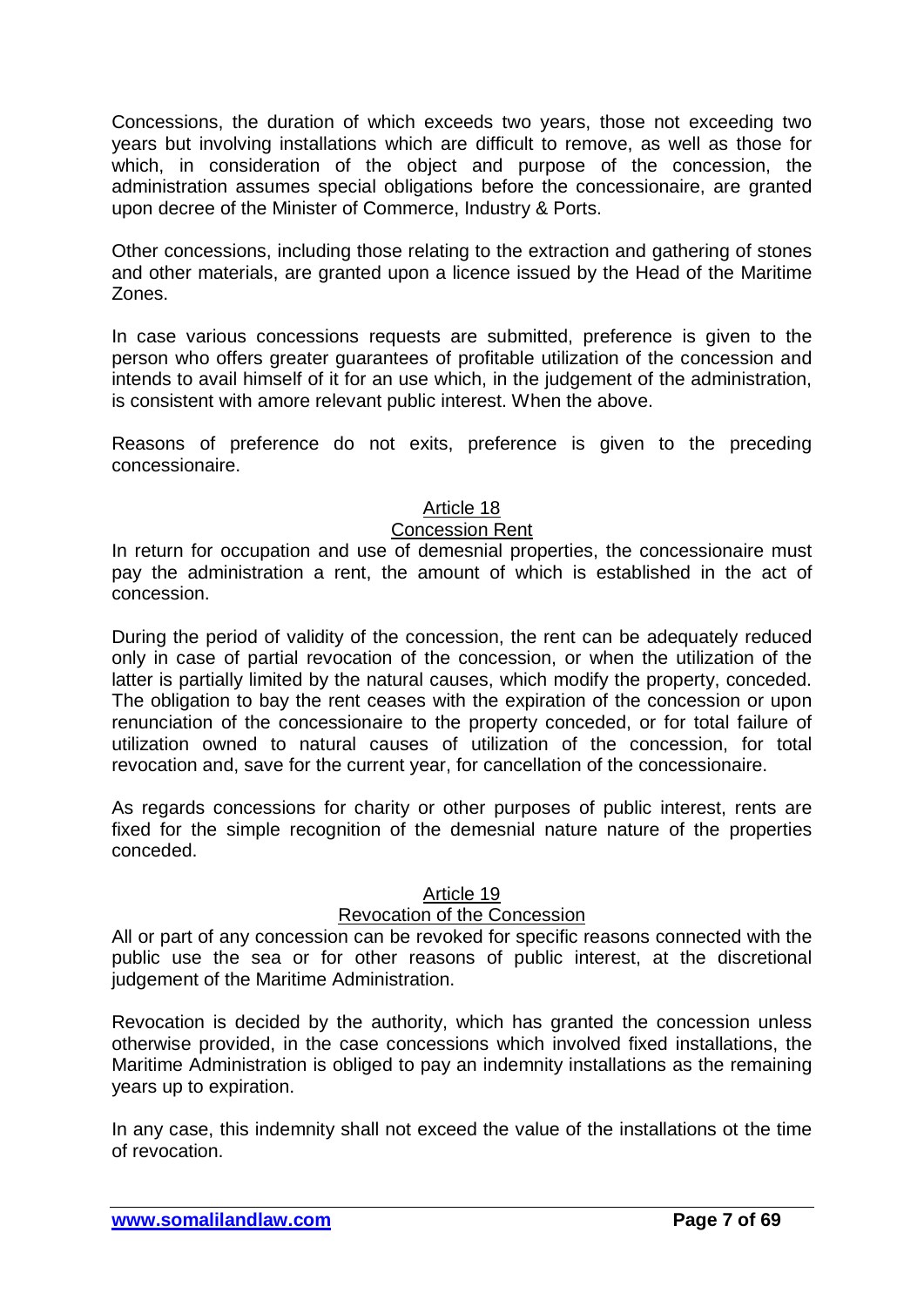Concessions, the duration of which exceeds two years, those not exceeding two years but involving installations which are difficult to remove, as well as those for which, in consideration of the object and purpose of the concession, the administration assumes special obligations before the concessionaire, are granted upon decree of the Minister of Commerce, Industry & Ports.

Other concessions, including those relating to the extraction and gathering of stones and other materials, are granted upon a licence issued by the Head of the Maritime Zones.

In case various concessions requests are submitted, preference is given to the person who offers greater guarantees of profitable utilization of the concession and intends to avail himself of it for an use which, in the judgement of the administration, is consistent with amore relevant public interest. When the above.

Reasons of preference do not exits, preference is given to the preceding concessionaire.

### Article 18
### Concession Rent

In return for occupation and use of demesnial properties, the concessionaire must pay the administration a rent, the amount of which is established in the act of concession.

During the period of validity of the concession, the rent can be adequately reduced only in case of partial revocation of the concession, or when the utilization of the latter is partially limited by the natural causes, which modify the property, conceded. The obligation to bay the rent ceases with the expiration of the concession or upon renunciation of the concessionaire to the property conceded, or for total failure of utilization owned to natural causes of utilization of the concession, for total revocation and, save for the current year, for cancellation of the concessionaire.

As regards concessions for charity or other purposes of public interest, rents are fixed for the simple recognition of the demesnial nature nature of the properties conceded.

### Article 19
### Revocation of the Concession

All or part of any concession can be revoked for specific reasons connected with the public use the sea or for other reasons of public interest, at the discretional judgement of the Maritime Administration.

Revocation is decided by the authority, which has granted the concession unless otherwise provided, in the case concessions which involved fixed installations, the Maritime Administration is obliged to pay an indemnity installations as the remaining years up to expiration.

In any case, this indemnity shall not exceed the value of the installations ot the time of revocation.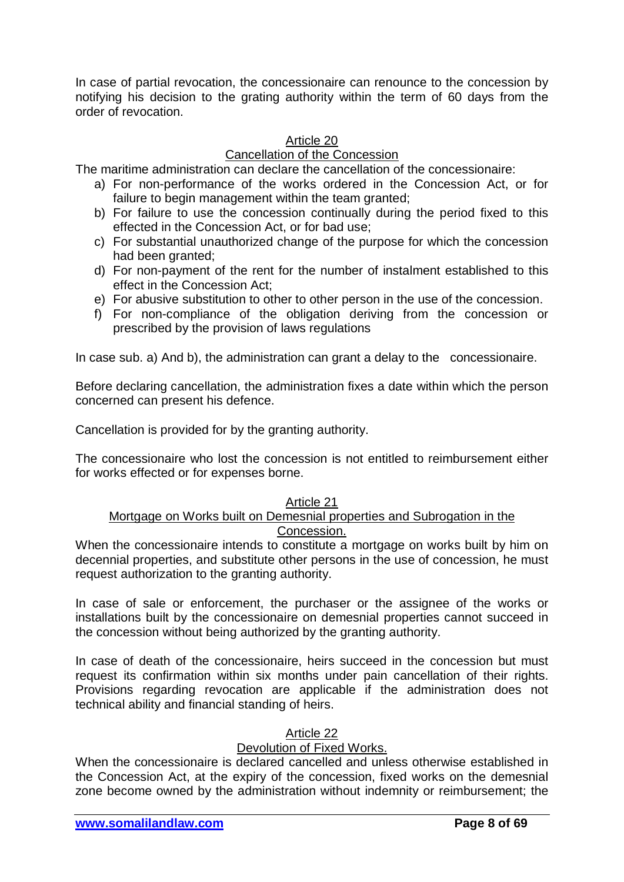In case of partial revocation, the concessionaire can renounce to the concession by notifying his decision to the grating authority within the term of 60 days from the order of revocation.

## Article 20
## Cancellation of the Concession

The maritime administration can declare the cancellation of the concessionaire:

a) For non-performance of the works ordered in the Concession Act, or for failure to begin management within the team granted;
b) For failure to use the concession continually during the period fixed to this effected in the Concession Act, or for bad use;
c) For substantial unauthorized change of the purpose for which the concession had been granted;
d) For non-payment of the rent for the number of instalment established to this effect in the Concession Act;
e) For abusive substitution to other to other person in the use of the concession.
f) For non-compliance of the obligation deriving from the concession or prescribed by the provision of laws regulations

In case sub. a) And b), the administration can grant a delay to the concessionaire.

Before declaring cancellation, the administration fixes a date within which the person concerned can present his defence.

Cancellation is provided for by the granting authority.

The concessionaire who lost the concession is not entitled to reimbursement either for works effected or for expenses borne.

## Article 21
## Mortgage on Works built on Demesnial properties and Subrogation in the Concession.

When the concessionaire intends to constitute a mortgage on works built by him on decennial properties, and substitute other persons in the use of concession, he must request authorization to the granting authority.

In case of sale or enforcement, the purchaser or the assignee of the works or installations built by the concessionaire on demesnial properties cannot succeed in the concession without being authorized by the granting authority.

In case of death of the concessionaire, heirs succeed in the concession but must request its confirmation within six months under pain cancellation of their rights. Provisions regarding revocation are applicable if the administration does not technical ability and financial standing of heirs.

## Article 22
## Devolution of Fixed Works.

When the concessionaire is declared cancelled and unless otherwise established in the Concession Act, at the expiry of the concession, fixed works on the demesnial zone become owned by the administration without indemnity or reimbursement; the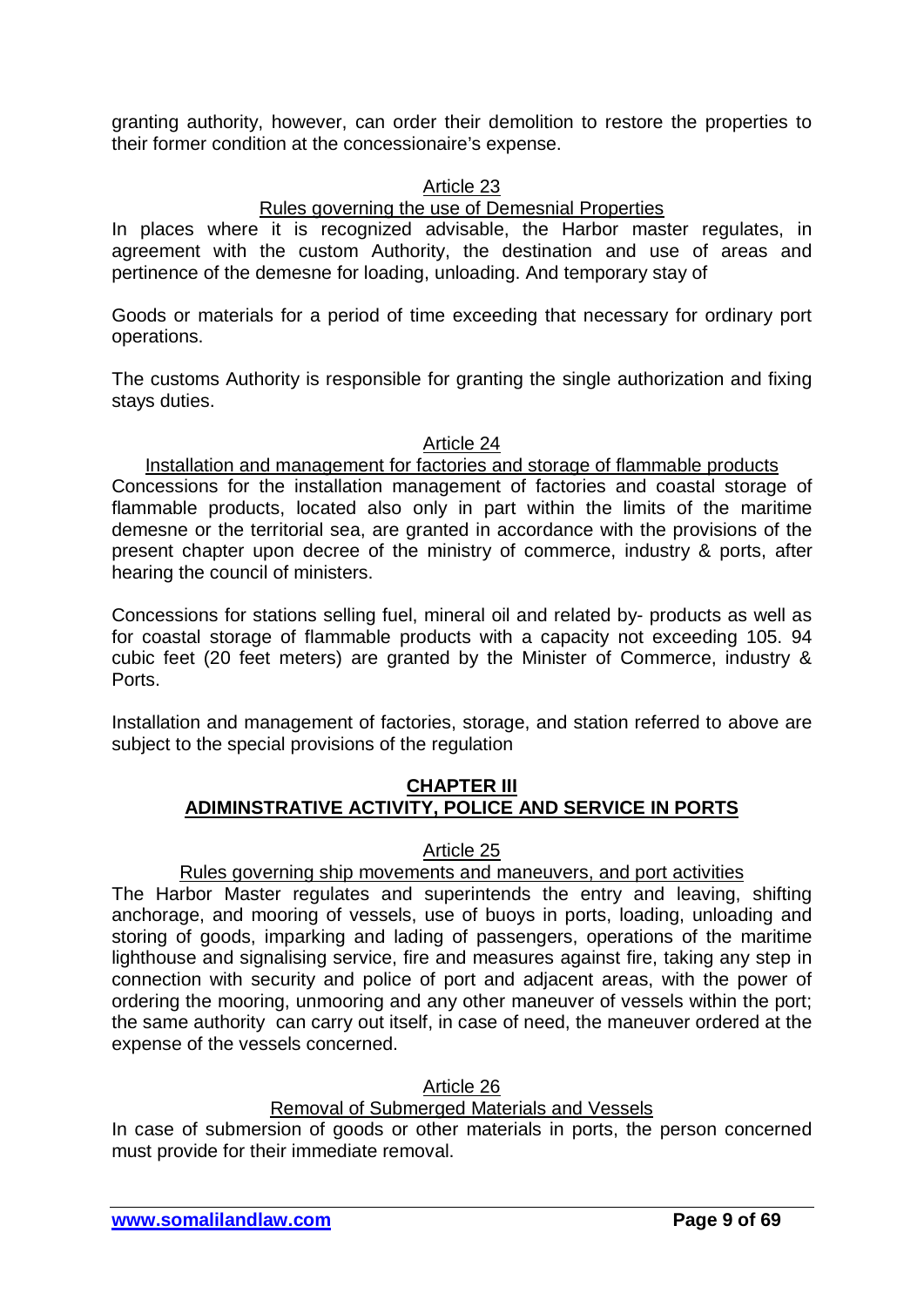granting authority, however, can order their demolition to restore the properties to their former condition at the concessionaire's expense.

### Article 23

Rules governing the use of Demesnial Properties

In places where it is recognized advisable, the Harbor master regulates, in agreement with the custom Authority, the destination and use of areas and pertinence of the demesne for loading, unloading. And temporary stay of

Goods or materials for a period of time exceeding that necessary for ordinary port operations.

The customs Authority is responsible for granting the single authorization and fixing stays duties.

### Article 24

Installation and management for factories and storage of flammable products

Concessions for the installation management of factories and coastal storage of flammable products, located also only in part within the limits of the maritime demesne or the territorial sea, are granted in accordance with the provisions of the present chapter upon decree of the ministry of commerce, industry & ports, after hearing the council of ministers.

Concessions for stations selling fuel, mineral oil and related by- products as well as for coastal storage of flammable products with a capacity not exceeding 105. 94 cubic feet (20 feet meters) are granted by the Minister of Commerce, industry & Ports.

Installation and management of factories, storage, and station referred to above are subject to the special provisions of the regulation

## CHAPTER III
## ADIMINSTRATIVE ACTIVITY, POLICE AND SERVICE IN PORTS

### Article 25

Rules governing ship movements and maneuvers, and port activities

The Harbor Master regulates and superintends the entry and leaving, shifting anchorage, and mooring of vessels, use of buoys in ports, loading, unloading and storing of goods, imparking and lading of passengers, operations of the maritime lighthouse and signalising service, fire and measures against fire, taking any step in connection with security and police of port and adjacent areas, with the power of ordering the mooring, unmooring and any other maneuver of vessels within the port; the same authority can carry out itself, in case of need, the maneuver ordered at the expense of the vessels concerned.

### Article 26

Removal of Submerged Materials and Vessels

In case of submersion of goods or other materials in ports, the person concerned must provide for their immediate removal.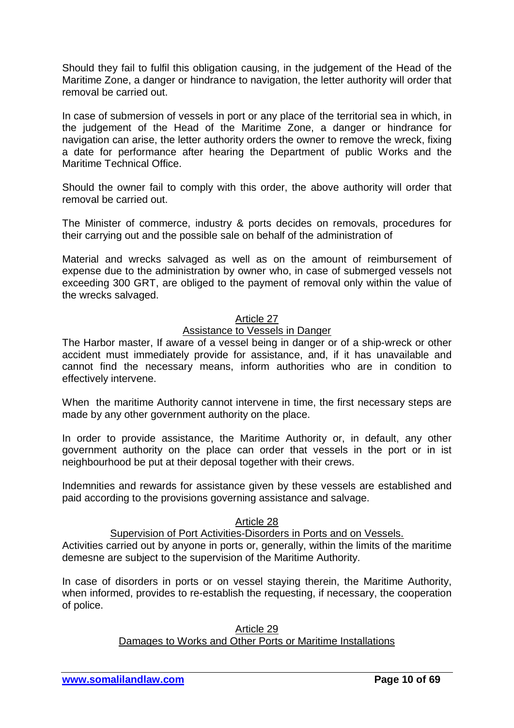Should they fail to fulfil this obligation causing, in the judgement of the Head of the Maritime Zone, a danger or hindrance to navigation, the letter authority will order that removal be carried out.

In case of submersion of vessels in port or any place of the territorial sea in which, in the judgement of the Head of the Maritime Zone, a danger or hindrance for navigation can arise, the letter authority orders the owner to remove the wreck, fixing a date for performance after hearing the Department of public Works and the Maritime Technical Office.

Should the owner fail to comply with this order, the above authority will order that removal be carried out.

The Minister of commerce, industry & ports decides on removals, procedures for their carrying out and the possible sale on behalf of the administration of

Material and wrecks salvaged as well as on the amount of reimbursement of expense due to the administration by owner who, in case of submerged vessels not exceeding 300 GRT, are obliged to the payment of removal only within the value of the wrecks salvaged.

## Article 27
## Assistance to Vessels in Danger

The Harbor master, If aware of a vessel being in danger or of a ship-wreck or other accident must immediately provide for assistance, and, if it has unavailable and cannot find the necessary means, inform authorities who are in condition to effectively intervene.

When the maritime Authority cannot intervene in time, the first necessary steps are made by any other government authority on the place.

In order to provide assistance, the Maritime Authority or, in default, any other government authority on the place can order that vessels in the port or in ist neighbourhood be put at their deposal together with their crews.

Indemnities and rewards for assistance given by these vessels are established and paid according to the provisions governing assistance and salvage.

## Article 28
## Supervision of Port Activities-Disorders in Ports and on Vessels.

Activities carried out by anyone in ports or, generally, within the limits of the maritime demesne are subject to the supervision of the Maritime Authority.

In case of disorders in ports or on vessel staying therein, the Maritime Authority, when informed, provides to re-establish the requesting, if necessary, the cooperation of police.

## Article 29
## Damages to Works and Other Ports or Maritime Installations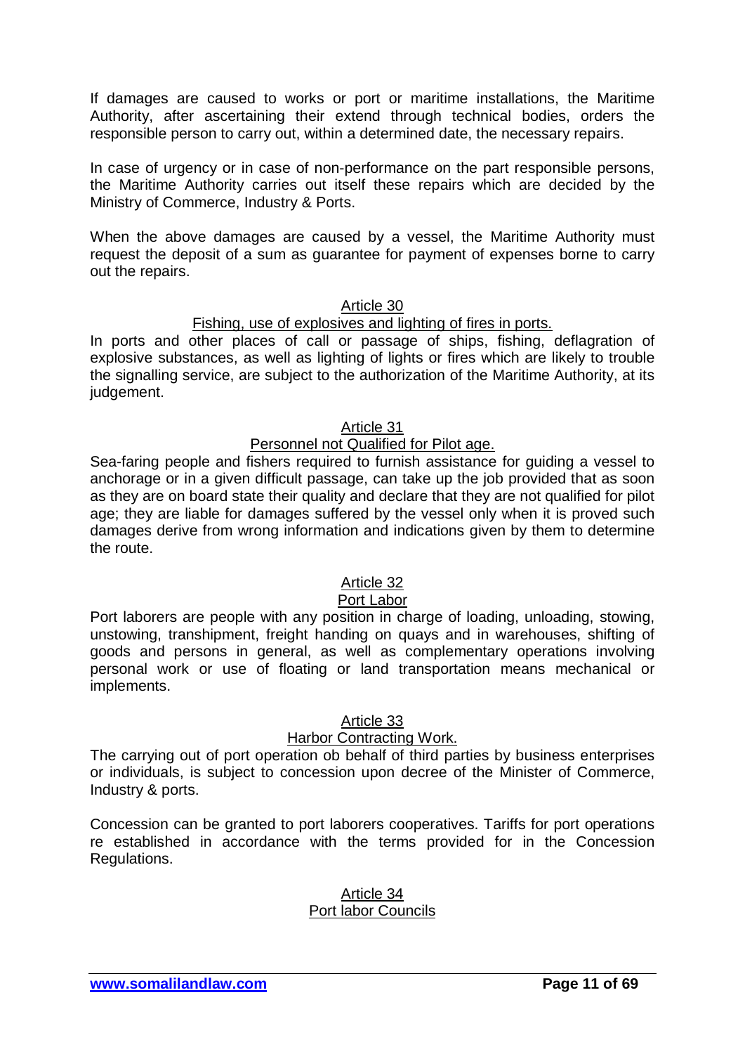If damages are caused to works or port or maritime installations, the Maritime Authority, after ascertaining their extend through technical bodies, orders the responsible person to carry out, within a determined date, the necessary repairs.

In case of urgency or in case of non-performance on the part responsible persons, the Maritime Authority carries out itself these repairs which are decided by the Ministry of Commerce, Industry & Ports.

When the above damages are caused by a vessel, the Maritime Authority must request the deposit of a sum as guarantee for payment of expenses borne to carry out the repairs.

### Article 30

### Fishing, use of explosives and lighting of fires in ports.

In ports and other places of call or passage of ships, fishing, deflagration of explosive substances, as well as lighting of lights or fires which are likely to trouble the signalling service, are subject to the authorization of the Maritime Authority, at its judgement.

### Article 31

### Personnel not Qualified for Pilot age.

Sea-faring people and fishers required to furnish assistance for guiding a vessel to anchorage or in a given difficult passage, can take up the job provided that as soon as they are on board state their quality and declare that they are not qualified for pilot age; they are liable for damages suffered by the vessel only when it is proved such damages derive from wrong information and indications given by them to determine the route.

### Article 32

### Port Labor

Port laborers are people with any position in charge of loading, unloading, stowing, unstowing, transhipment, freight handing on quays and in warehouses, shifting of goods and persons in general, as well as complementary operations involving personal work or use of floating or land transportation means mechanical or implements.

### Article 33

### Harbor Contracting Work.

The carrying out of port operation ob behalf of third parties by business enterprises or individuals, is subject to concession upon decree of the Minister of Commerce, Industry & ports.

Concession can be granted to port laborers cooperatives. Tariffs for port operations re established in accordance with the terms provided for in the Concession Regulations.

### Article 34

### Port labor Councils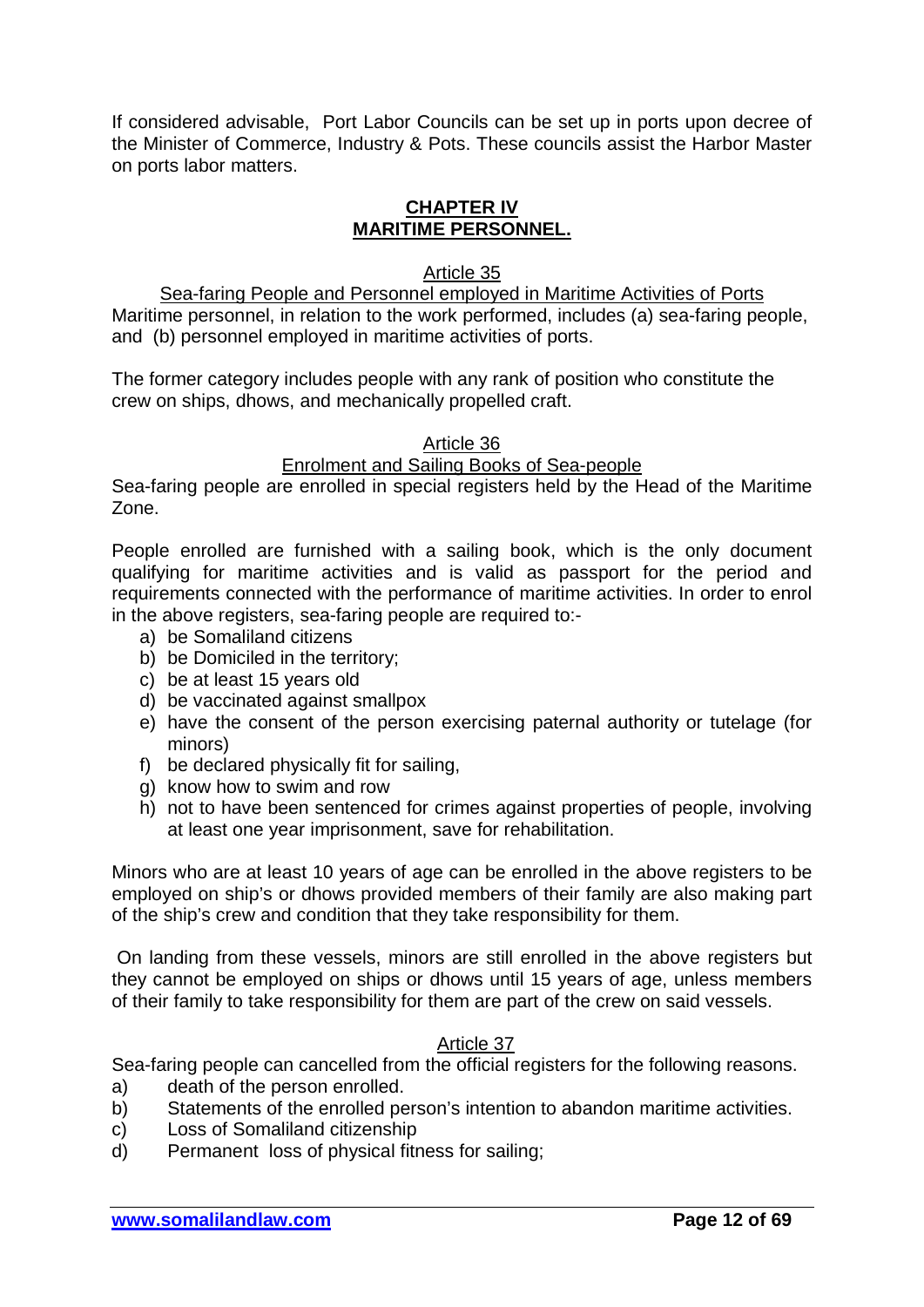If considered advisable, Port Labor Councils can be set up in ports upon decree of the Minister of Commerce, Industry & Pots. These councils assist the Harbor Master on ports labor matters.

## CHAPTER IV
## MARITIME PERSONNEL.

### Article 35

Sea-faring People and Personnel employed in Maritime Activities of Ports

Maritime personnel, in relation to the work performed, includes (a) sea-faring people, and (b) personnel employed in maritime activities of ports.

The former category includes people with any rank of position who constitute the crew on ships, dhows, and mechanically propelled craft.

### Article 36

Enrolment and Sailing Books of Sea-people

Sea-faring people are enrolled in special registers held by the Head of the Maritime Zone.

People enrolled are furnished with a sailing book, which is the only document qualifying for maritime activities and is valid as passport for the period and requirements connected with the performance of maritime activities. In order to enrol in the above registers, sea-faring people are required to:-

a) be Somaliland citizens
b) be Domiciled in the territory;
c) be at least 15 years old
d) be vaccinated against smallpox
e) have the consent of the person exercising paternal authority or tutelage (for minors)
f) be declared physically fit for sailing,
g) know how to swim and row
h) not to have been sentenced for crimes against properties of people, involving at least one year imprisonment, save for rehabilitation.

Minors who are at least 10 years of age can be enrolled in the above registers to be employed on ship's or dhows provided members of their family are also making part of the ship's crew and condition that they take responsibility for them.

On landing from these vessels, minors are still enrolled in the above registers but they cannot be employed on ships or dhows until 15 years of age, unless members of their family to take responsibility for them are part of the crew on said vessels.

### Article 37

Sea-faring people can cancelled from the official registers for the following reasons.

a) death of the person enrolled.
b) Statements of the enrolled person's intention to abandon maritime activities.
c) Loss of Somaliland citizenship
d) Permanent loss of physical fitness for sailing;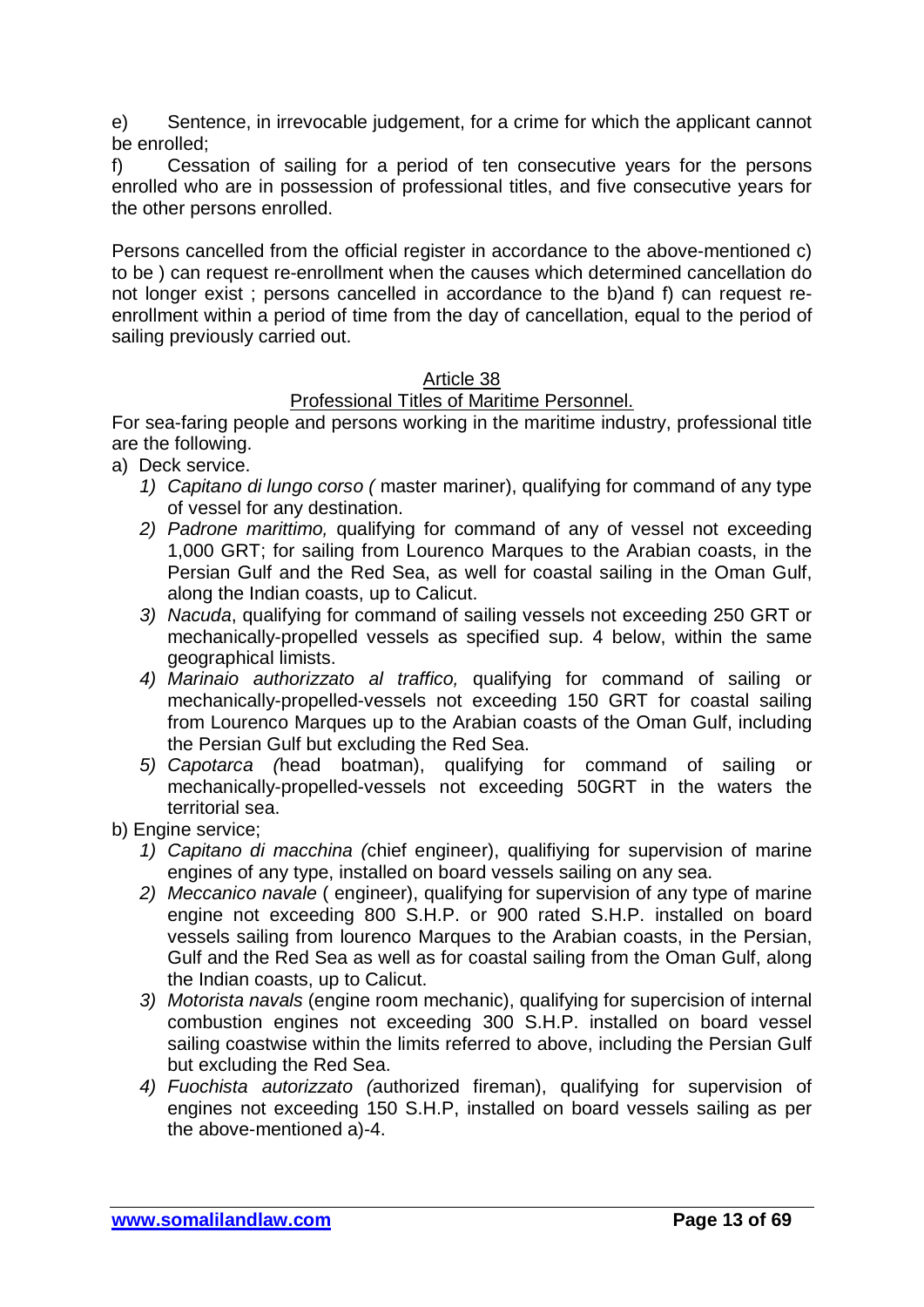e) Sentence, in irrevocable judgement, for a crime for which the applicant cannot be enrolled;

f) Cessation of sailing for a period of ten consecutive years for the persons enrolled who are in possession of professional titles, and five consecutive years for the other persons enrolled.

Persons cancelled from the official register in accordance to the above-mentioned c) to be ) can request re-enrollment when the causes which determined cancellation do not longer exist ; persons cancelled in accordance to the b)and f) can request re-enrollment within a period of time from the day of cancellation, equal to the period of sailing previously carried out.

## Article 38

### Professional Titles of Maritime Personnel.

For sea-faring people and persons working in the maritime industry, professional title are the following.

a) Deck service.

1) *Capitano di lungo corso (* master mariner), qualifying for command of any type of vessel for any destination.
2) *Padrone marittimo,* qualifying for command of any of vessel not exceeding 1,000 GRT; for sailing from Lourenco Marques to the Arabian coasts, in the Persian Gulf and the Red Sea, as well for coastal sailing in the Oman Gulf, along the Indian coasts, up to Calicut.
3) *Nacuda*, qualifying for command of sailing vessels not exceeding 250 GRT or mechanically-propelled vessels as specified sup. 4 below, within the same geographical limists.
4) *Marinaio authorizzato al traffico,* qualifying for command of sailing or mechanically-propelled-vessels not exceeding 150 GRT for coastal sailing from Lourenco Marques up to the Arabian coasts of the Oman Gulf, including the Persian Gulf but excluding the Red Sea.
5) *Capotarca (*head boatman), qualifying for command of sailing or mechanically-propelled-vessels not exceeding 50GRT in the waters the territorial sea.

b) Engine service;

1) *Capitano di macchina (*chief engineer), qualifiying for supervision of marine engines of any type, installed on board vessels sailing on any sea.
2) *Meccanico navale* ( engineer), qualifying for supervision of any type of marine engine not exceeding 800 S.H.P. or 900 rated S.H.P. installed on board vessels sailing from lourenco Marques to the Arabian coasts, in the Persian, Gulf and the Red Sea as well as for coastal sailing from the Oman Gulf, along the Indian coasts, up to Calicut.
3) *Motorista navals* (engine room mechanic), qualifying for supercision of internal combustion engines not exceeding 300 S.H.P. installed on board vessel sailing coastwise within the limits referred to above, including the Persian Gulf but excluding the Red Sea.
4) *Fuochista autorizzato (*authorized fireman), qualifying for supervision of engines not exceeding 150 S.H.P, installed on board vessels sailing as per the above-mentioned a)-4.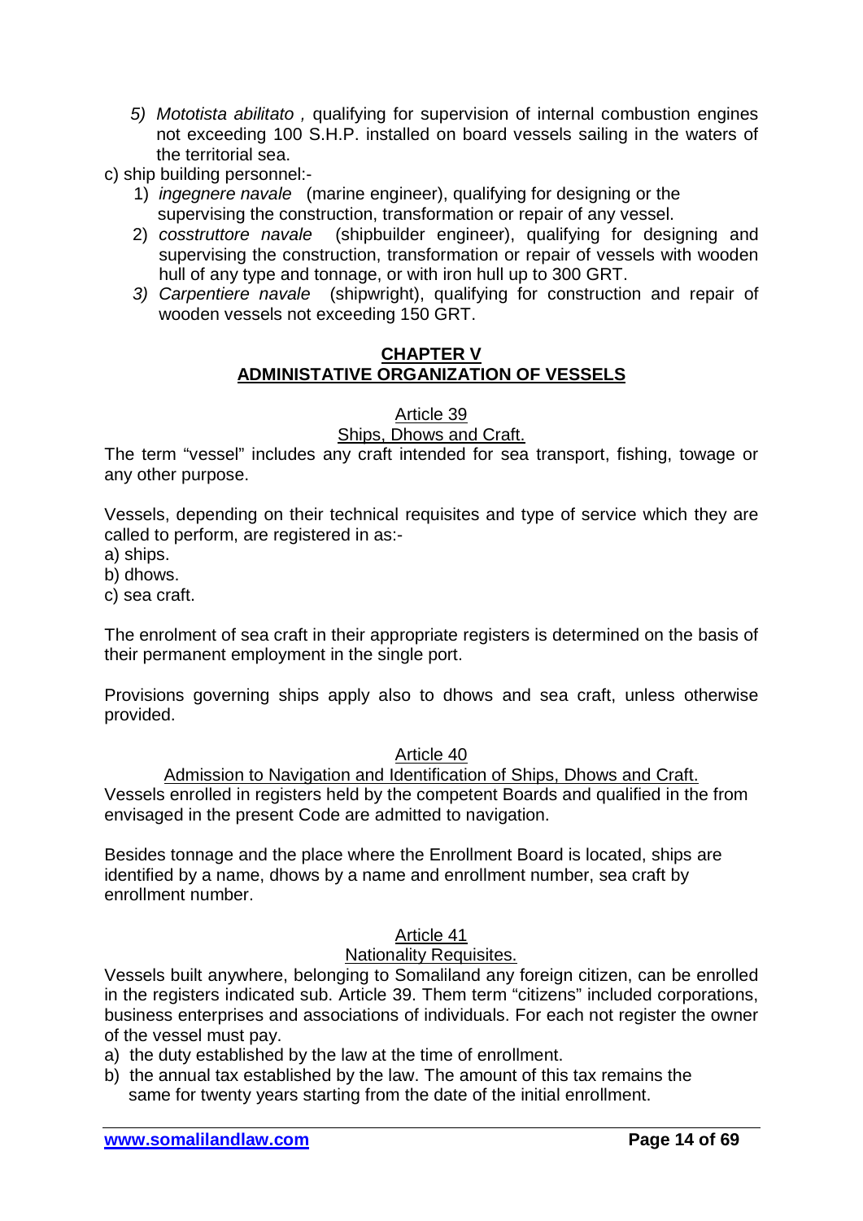5) *Mototista abilitato ,* qualifying for supervision of internal combustion engines not exceeding 100 S.H.P. installed on board vessels sailing in the waters of the territorial sea.

c) ship building personnel:-

1) *ingegnere navale* (marine engineer), qualifying for designing or the supervising the construction, transformation or repair of any vessel.
2) *cosstruttore navale* (shipbuilder engineer), qualifying for designing and supervising the construction, transformation or repair of vessels with wooden hull of any type and tonnage, or with iron hull up to 300 GRT.
3) *Carpentiere navale* (shipwright), qualifying for construction and repair of wooden vessels not exceeding 150 GRT.

## CHAPTER V
## ADMINISTATIVE ORGANIZATION OF VESSELS

### Article 39
### Ships, Dhows and Craft.

The term "vessel" includes any craft intended for sea transport, fishing, towage or any other purpose.

Vessels, depending on their technical requisites and type of service which they are called to perform, are registered in as:-

a) ships.
b) dhows.
c) sea craft.

The enrolment of sea craft in their appropriate registers is determined on the basis of their permanent employment in the single port.

Provisions governing ships apply also to dhows and sea craft, unless otherwise provided.

### Article 40
### Admission to Navigation and Identification of Ships, Dhows and Craft.

Vessels enrolled in registers held by the competent Boards and qualified in the from envisaged in the present Code are admitted to navigation.

Besides tonnage and the place where the Enrollment Board is located, ships are identified by a name, dhows by a name and enrollment number, sea craft by enrollment number.

### Article 41
### Nationality Requisites.

Vessels built anywhere, belonging to Somaliland any foreign citizen, can be enrolled in the registers indicated sub. Article 39. Them term "citizens" included corporations, business enterprises and associations of individuals. For each not register the owner of the vessel must pay.

a) the duty established by the law at the time of enrollment.
b) the annual tax established by the law. The amount of this tax remains the same for twenty years starting from the date of the initial enrollment.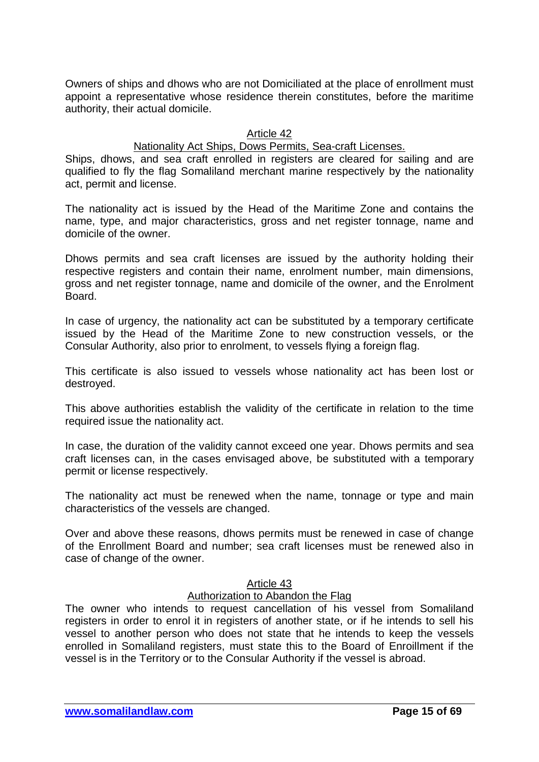Owners of ships and dhows who are not Domiciliated at the place of enrollment must appoint a representative whose residence therein constitutes, before the maritime authority, their actual domicile.

### Article 42

#### Nationality Act Ships, Dows Permits, Sea-craft Licenses.

Ships, dhows, and sea craft enrolled in registers are cleared for sailing and are qualified to fly the flag Somaliland merchant marine respectively by the nationality act, permit and license.

The nationality act is issued by the Head of the Maritime Zone and contains the name, type, and major characteristics, gross and net register tonnage, name and domicile of the owner.

Dhows permits and sea craft licenses are issued by the authority holding their respective registers and contain their name, enrolment number, main dimensions, gross and net register tonnage, name and domicile of the owner, and the Enrolment Board.

In case of urgency, the nationality act can be substituted by a temporary certificate issued by the Head of the Maritime Zone to new construction vessels, or the Consular Authority, also prior to enrolment, to vessels flying a foreign flag.

This certificate is also issued to vessels whose nationality act has been lost or destroyed.

This above authorities establish the validity of the certificate in relation to the time required issue the nationality act.

In case, the duration of the validity cannot exceed one year. Dhows permits and sea craft licenses can, in the cases envisaged above, be substituted with a temporary permit or license respectively.

The nationality act must be renewed when the name, tonnage or type and main characteristics of the vessels are changed.

Over and above these reasons, dhows permits must be renewed in case of change of the Enrollment Board and number; sea craft licenses must be renewed also in case of change of the owner.

### Article 43

#### Authorization to Abandon the Flag

The owner who intends to request cancellation of his vessel from Somaliland registers in order to enrol it in registers of another state, or if he intends to sell his vessel to another person who does not state that he intends to keep the vessels enrolled in Somaliland registers, must state this to the Board of Enroillment if the vessel is in the Territory or to the Consular Authority if the vessel is abroad.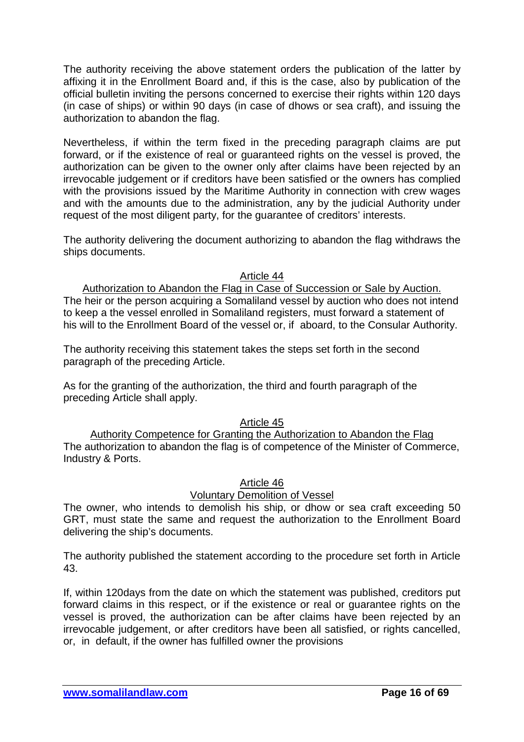The authority receiving the above statement orders the publication of the latter by affixing it in the Enrollment Board and, if this is the case, also by publication of the official bulletin inviting the persons concerned to exercise their rights within 120 days (in case of ships) or within 90 days (in case of dhows or sea craft), and issuing the authorization to abandon the flag.

Nevertheless, if within the term fixed in the preceding paragraph claims are put forward, or if the existence of real or guaranteed rights on the vessel is proved, the authorization can be given to the owner only after claims have been rejected by an irrevocable judgement or if creditors have been satisfied or the owners has complied with the provisions issued by the Maritime Authority in connection with crew wages and with the amounts due to the administration, any by the judicial Authority under request of the most diligent party, for the guarantee of creditors' interests.

The authority delivering the document authorizing to abandon the flag withdraws the ships documents.

### Article 44

**Authorization to Abandon the Flag in Case of Succession or Sale by Auction.**

The heir or the person acquiring a Somaliland vessel by auction who does not intend to keep a the vessel enrolled in Somaliland registers, must forward a statement of his will to the Enrollment Board of the vessel or, if aboard, to the Consular Authority.

The authority receiving this statement takes the steps set forth in the second paragraph of the preceding Article.

As for the granting of the authorization, the third and fourth paragraph of the preceding Article shall apply.

### Article 45

**Authority Competence for Granting the Authorization to Abandon the Flag**

The authorization to abandon the flag is of competence of the Minister of Commerce, Industry & Ports.

### Article 46

**Voluntary Demolition of Vessel**

The owner, who intends to demolish his ship, or dhow or sea craft exceeding 50 GRT, must state the same and request the authorization to the Enrollment Board delivering the ship's documents.

The authority published the statement according to the procedure set forth in Article 43.

If, within 120days from the date on which the statement was published, creditors put forward claims in this respect, or if the existence or real or guarantee rights on the vessel is proved, the authorization can be after claims have been rejected by an irrevocable judgement, or after creditors have been all satisfied, or rights cancelled, or, in default, if the owner has fulfilled owner the provisions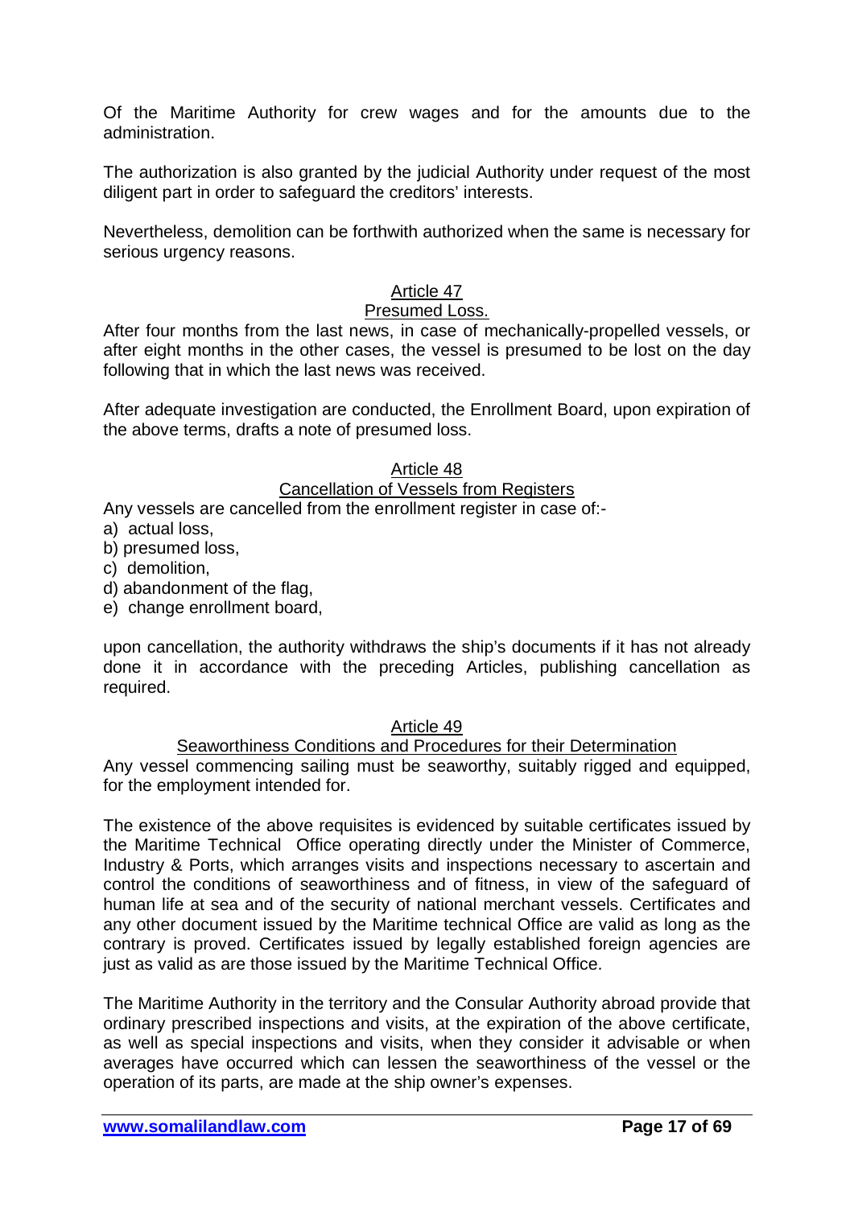Of the Maritime Authority for crew wages and for the amounts due to the administration.

The authorization is also granted by the judicial Authority under request of the most diligent part in order to safeguard the creditors' interests.

Nevertheless, demolition can be forthwith authorized when the same is necessary for serious urgency reasons.

## Article 47
## Presumed Loss.

After four months from the last news, in case of mechanically-propelled vessels, or after eight months in the other cases, the vessel is presumed to be lost on the day following that in which the last news was received.

After adequate investigation are conducted, the Enrollment Board, upon expiration of the above terms, drafts a note of presumed loss.

## Article 48
## Cancellation of Vessels from Registers

Any vessels are cancelled from the enrollment register in case of:-

a) actual loss,
b) presumed loss,
c) demolition,
d) abandonment of the flag,
e) change enrollment board,

upon cancellation, the authority withdraws the ship's documents if it has not already done it in accordance with the preceding Articles, publishing cancellation as required.

## Article 49
## Seaworthiness Conditions and Procedures for their Determination

Any vessel commencing sailing must be seaworthy, suitably rigged and equipped, for the employment intended for.

The existence of the above requisites is evidenced by suitable certificates issued by the Maritime Technical Office operating directly under the Minister of Commerce, Industry & Ports, which arranges visits and inspections necessary to ascertain and control the conditions of seaworthiness and of fitness, in view of the safeguard of human life at sea and of the security of national merchant vessels. Certificates and any other document issued by the Maritime technical Office are valid as long as the contrary is proved. Certificates issued by legally established foreign agencies are just as valid as are those issued by the Maritime Technical Office.

The Maritime Authority in the territory and the Consular Authority abroad provide that ordinary prescribed inspections and visits, at the expiration of the above certificate, as well as special inspections and visits, when they consider it advisable or when averages have occurred which can lessen the seaworthiness of the vessel or the operation of its parts, are made at the ship owner's expenses.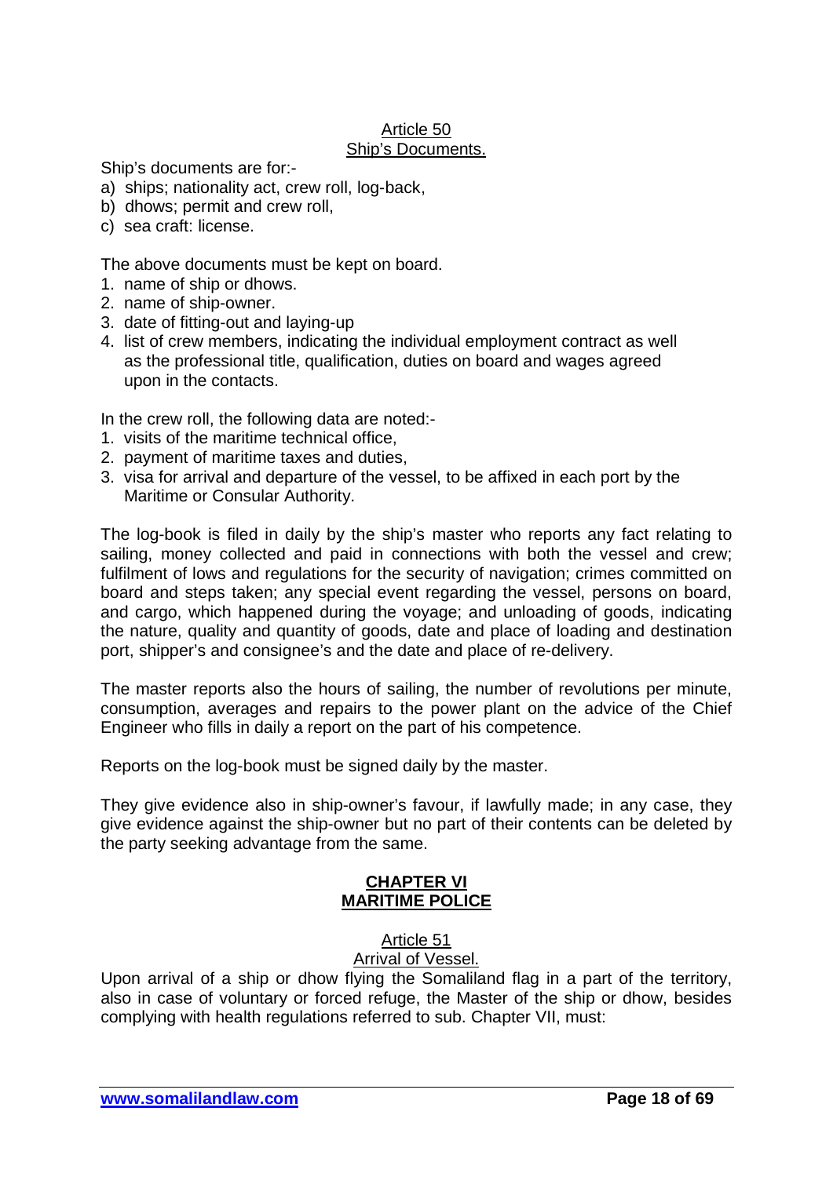## Article 50
## Ship's Documents.

Ship's documents are for:-

a) ships; nationality act, crew roll, log-back,
b) dhows; permit and crew roll,
c) sea craft: license.

The above documents must be kept on board.

1. name of ship or dhows.
2. name of ship-owner.
3. date of fitting-out and laying-up
4. list of crew members, indicating the individual employment contract as well as the professional title, qualification, duties on board and wages agreed upon in the contacts.

In the crew roll, the following data are noted:-

1. visits of the maritime technical office,
2. payment of maritime taxes and duties,
3. visa for arrival and departure of the vessel, to be affixed in each port by the Maritime or Consular Authority.

The log-book is filed in daily by the ship's master who reports any fact relating to sailing, money collected and paid in connections with both the vessel and crew; fulfilment of lows and regulations for the security of navigation; crimes committed on board and steps taken; any special event regarding the vessel, persons on board, and cargo, which happened during the voyage; and unloading of goods, indicating the nature, quality and quantity of goods, date and place of loading and destination port, shipper's and consignee's and the date and place of re-delivery.

The master reports also the hours of sailing, the number of revolutions per minute, consumption, averages and repairs to the power plant on the advice of the Chief Engineer who fills in daily a report on the part of his competence.

Reports on the log-book must be signed daily by the master.

They give evidence also in ship-owner's favour, if lawfully made; in any case, they give evidence against the ship-owner but no part of their contents can be deleted by the party seeking advantage from the same.

# CHAPTER VI
# MARITIME POLICE

## Article 51
## Arrival of Vessel.

Upon arrival of a ship or dhow flying the Somaliland flag in a part of the territory, also in case of voluntary or forced refuge, the Master of the ship or dhow, besides complying with health regulations referred to sub. Chapter VII, must: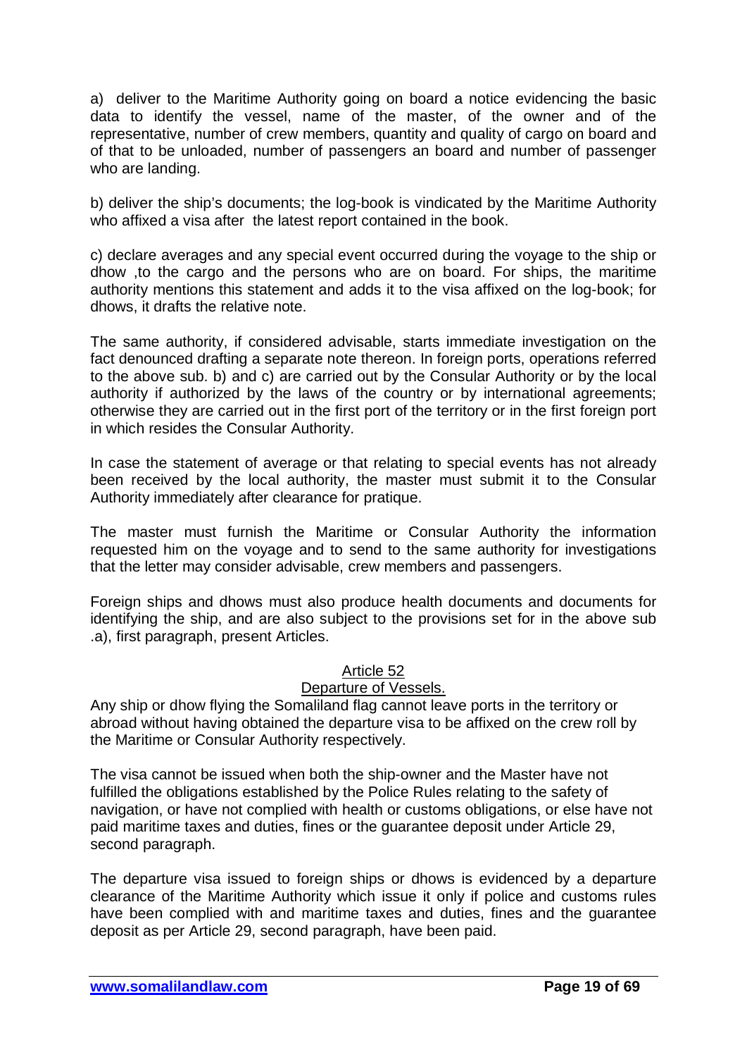a) deliver to the Maritime Authority going on board a notice evidencing the basic data to identify the vessel, name of the master, of the owner and of the representative, number of crew members, quantity and quality of cargo on board and of that to be unloaded, number of passengers an board and number of passenger who are landing.

b) deliver the ship's documents; the log-book is vindicated by the Maritime Authority who affixed a visa after the latest report contained in the book.

c) declare averages and any special event occurred during the voyage to the ship or dhow ,to the cargo and the persons who are on board. For ships, the maritime authority mentions this statement and adds it to the visa affixed on the log-book; for dhows, it drafts the relative note.

The same authority, if considered advisable, starts immediate investigation on the fact denounced drafting a separate note thereon. In foreign ports, operations referred to the above sub. b) and c) are carried out by the Consular Authority or by the local authority if authorized by the laws of the country or by international agreements; otherwise they are carried out in the first port of the territory or in the first foreign port in which resides the Consular Authority.

In case the statement of average or that relating to special events has not already been received by the local authority, the master must submit it to the Consular Authority immediately after clearance for pratique.

The master must furnish the Maritime or Consular Authority the information requested him on the voyage and to send to the same authority for investigations that the letter may consider advisable, crew members and passengers.

Foreign ships and dhows must also produce health documents and documents for identifying the ship, and are also subject to the provisions set for in the above sub .a), first paragraph, present Articles.

## Article 52

## Departure of Vessels.

Any ship or dhow flying the Somaliland flag cannot leave ports in the territory or abroad without having obtained the departure visa to be affixed on the crew roll by the Maritime or Consular Authority respectively.

The visa cannot be issued when both the ship-owner and the Master have not fulfilled the obligations established by the Police Rules relating to the safety of navigation, or have not complied with health or customs obligations, or else have not paid maritime taxes and duties, fines or the guarantee deposit under Article 29, second paragraph.

The departure visa issued to foreign ships or dhows is evidenced by a departure clearance of the Maritime Authority which issue it only if police and customs rules have been complied with and maritime taxes and duties, fines and the guarantee deposit as per Article 29, second paragraph, have been paid.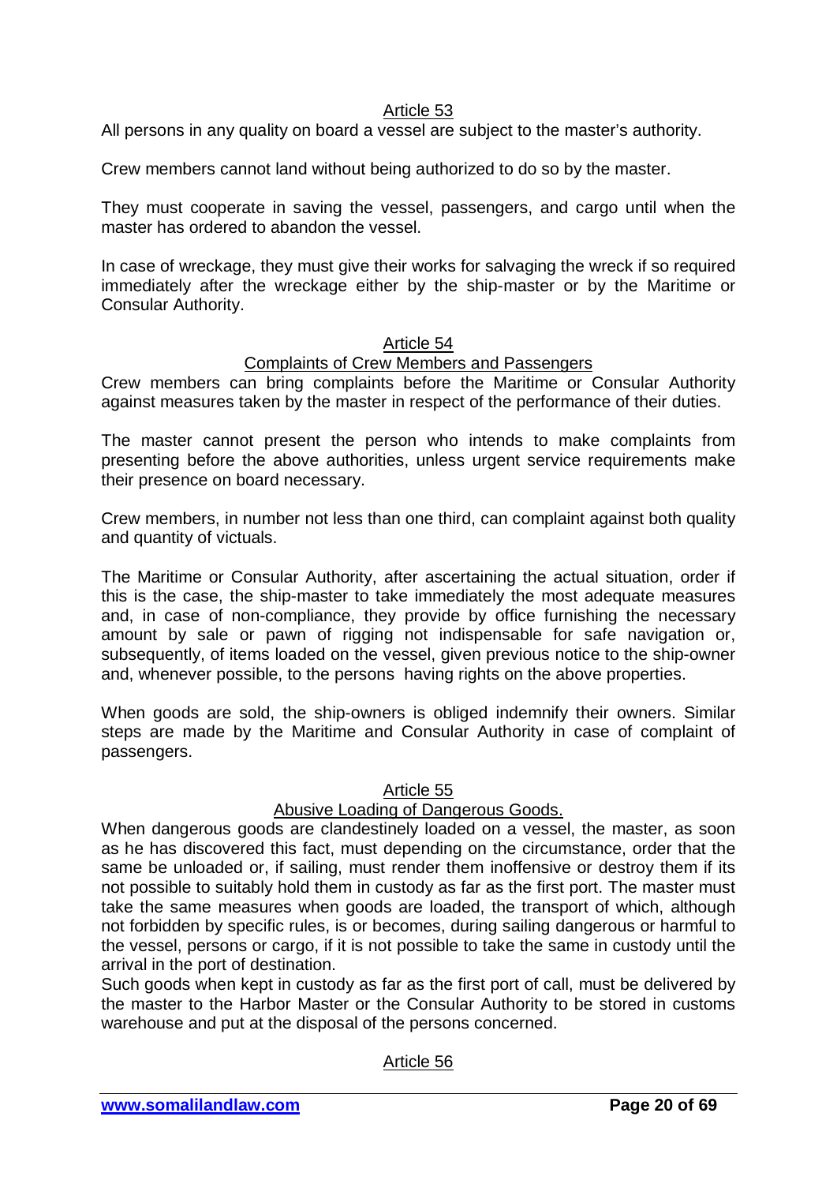### Article 53

All persons in any quality on board a vessel are subject to the master's authority.

Crew members cannot land without being authorized to do so by the master.

They must cooperate in saving the vessel, passengers, and cargo until when the master has ordered to abandon the vessel.

In case of wreckage, they must give their works for salvaging the wreck if so required immediately after the wreckage either by the ship-master or by the Maritime or Consular Authority.

### Article 54

#### Complaints of Crew Members and Passengers

Crew members can bring complaints before the Maritime or Consular Authority against measures taken by the master in respect of the performance of their duties.

The master cannot present the person who intends to make complaints from presenting before the above authorities, unless urgent service requirements make their presence on board necessary.

Crew members, in number not less than one third, can complaint against both quality and quantity of victuals.

The Maritime or Consular Authority, after ascertaining the actual situation, order if this is the case, the ship-master to take immediately the most adequate measures and, in case of non-compliance, they provide by office furnishing the necessary amount by sale or pawn of rigging not indispensable for safe navigation or, subsequently, of items loaded on the vessel, given previous notice to the ship-owner and, whenever possible, to the persons having rights on the above properties.

When goods are sold, the ship-owners is obliged indemnify their owners. Similar steps are made by the Maritime and Consular Authority in case of complaint of passengers.

### Article 55

#### Abusive Loading of Dangerous Goods.

When dangerous goods are clandestinely loaded on a vessel, the master, as soon as he has discovered this fact, must depending on the circumstance, order that the same be unloaded or, if sailing, must render them inoffensive or destroy them if its not possible to suitably hold them in custody as far as the first port. The master must take the same measures when goods are loaded, the transport of which, although not forbidden by specific rules, is or becomes, during sailing dangerous or harmful to the vessel, persons or cargo, if it is not possible to take the same in custody until the arrival in the port of destination.

Such goods when kept in custody as far as the first port of call, must be delivered by the master to the Harbor Master or the Consular Authority to be stored in customs warehouse and put at the disposal of the persons concerned.

### Article 56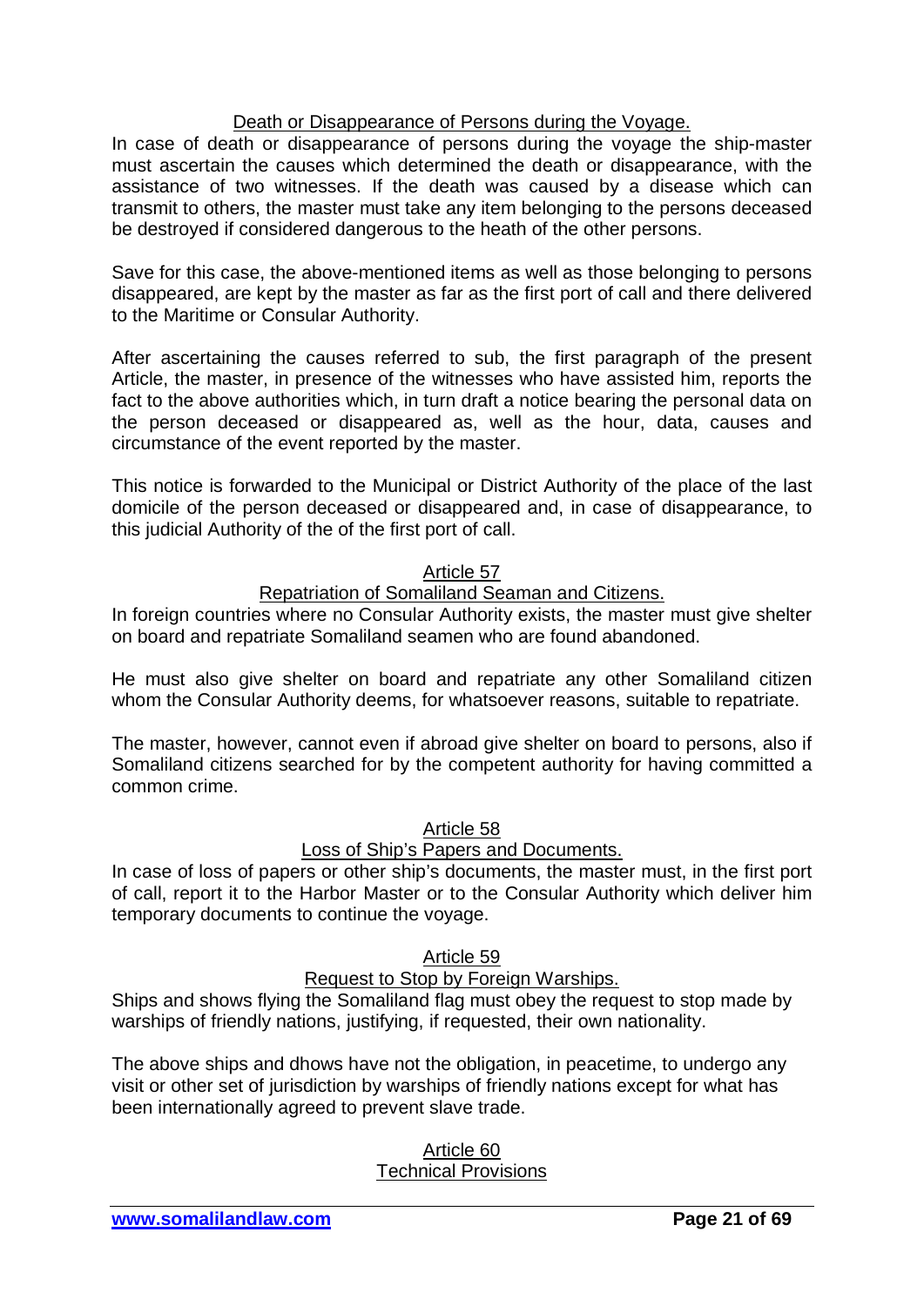Death or Disappearance of Persons during the Voyage.

In case of death or disappearance of persons during the voyage the ship-master must ascertain the causes which determined the death or disappearance, with the assistance of two witnesses. If the death was caused by a disease which can transmit to others, the master must take any item belonging to the persons deceased be destroyed if considered dangerous to the heath of the other persons.

Save for this case, the above-mentioned items as well as those belonging to persons disappeared, are kept by the master as far as the first port of call and there delivered to the Maritime or Consular Authority.

After ascertaining the causes referred to sub, the first paragraph of the present Article, the master, in presence of the witnesses who have assisted him, reports the fact to the above authorities which, in turn draft a notice bearing the personal data on the person deceased or disappeared as, well as the hour, data, causes and circumstance of the event reported by the master.

This notice is forwarded to the Municipal or District Authority of the place of the last domicile of the person deceased or disappeared and, in case of disappearance, to this judicial Authority of the of the first port of call.

## Article 57

### Repatriation of Somaliland Seaman and Citizens.

In foreign countries where no Consular Authority exists, the master must give shelter on board and repatriate Somaliland seamen who are found abandoned.

He must also give shelter on board and repatriate any other Somaliland citizen whom the Consular Authority deems, for whatsoever reasons, suitable to repatriate.

The master, however, cannot even if abroad give shelter on board to persons, also if Somaliland citizens searched for by the competent authority for having committed a common crime.

## Article 58

### Loss of Ship's Papers and Documents.

In case of loss of papers or other ship's documents, the master must, in the first port of call, report it to the Harbor Master or to the Consular Authority which deliver him temporary documents to continue the voyage.

## Article 59

### Request to Stop by Foreign Warships.

Ships and shows flying the Somaliland flag must obey the request to stop made by warships of friendly nations, justifying, if requested, their own nationality.

The above ships and dhows have not the obligation, in peacetime, to undergo any visit or other set of jurisdiction by warships of friendly nations except for what has been internationally agreed to prevent slave trade.

## Article 60

### Technical Provisions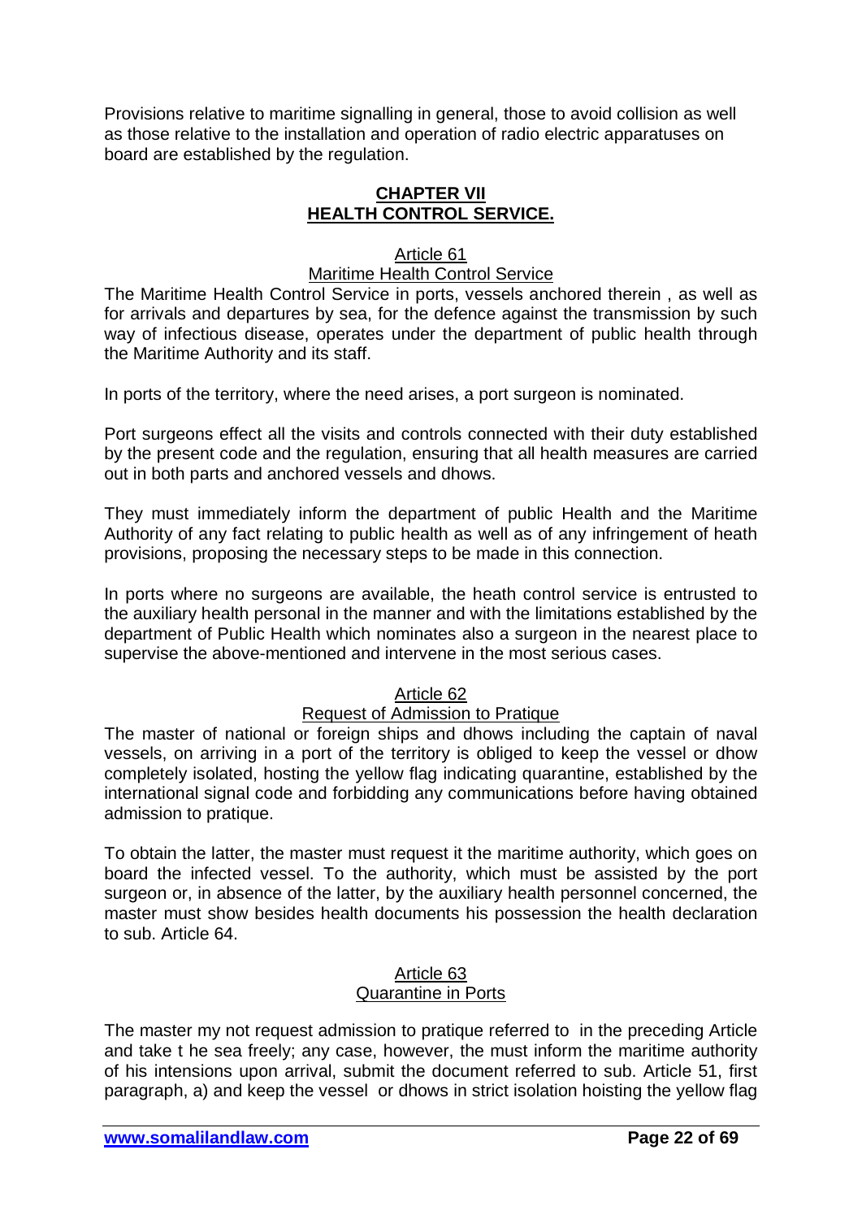Provisions relative to maritime signalling in general, those to avoid collision as well as those relative to the installation and operation of radio electric apparatuses on board are established by the regulation.

## CHAPTER VII
## HEALTH CONTROL SERVICE.

### Article 61
### Maritime Health Control Service

The Maritime Health Control Service in ports, vessels anchored therein , as well as for arrivals and departures by sea, for the defence against the transmission by such way of infectious disease, operates under the department of public health through the Maritime Authority and its staff.

In ports of the territory, where the need arises, a port surgeon is nominated.

Port surgeons effect all the visits and controls connected with their duty established by the present code and the regulation, ensuring that all health measures are carried out in both parts and anchored vessels and dhows.

They must immediately inform the department of public Health and the Maritime Authority of any fact relating to public health as well as of any infringement of heath provisions, proposing the necessary steps to be made in this connection.

In ports where no surgeons are available, the heath control service is entrusted to the auxiliary health personal in the manner and with the limitations established by the department of Public Health which nominates also a surgeon in the nearest place to supervise the above-mentioned and intervene in the most serious cases.

### Article 62
### Request of Admission to Pratique

The master of national or foreign ships and dhows including the captain of naval vessels, on arriving in a port of the territory is obliged to keep the vessel or dhow completely isolated, hosting the yellow flag indicating quarantine, established by the international signal code and forbidding any communications before having obtained admission to pratique.

To obtain the latter, the master must request it the maritime authority, which goes on board the infected vessel. To the authority, which must be assisted by the port surgeon or, in absence of the latter, by the auxiliary health personnel concerned, the master must show besides health documents his possession the health declaration to sub. Article 64.

### Article 63
### Quarantine in Ports

The master my not request admission to pratique referred to in the preceding Article and take t he sea freely; any case, however, the must inform the maritime authority of his intensions upon arrival, submit the document referred to sub. Article 51, first paragraph, a) and keep the vessel or dhows in strict isolation hoisting the yellow flag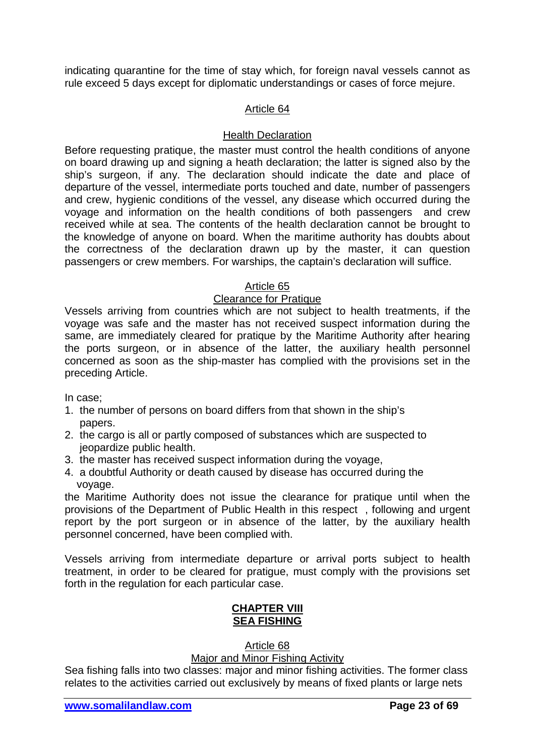indicating quarantine for the time of stay which, for foreign naval vessels cannot as rule exceed 5 days except for diplomatic understandings or cases of force mejure.

### Article 64

### Health Declaration

Before requesting pratique, the master must control the health conditions of anyone on board drawing up and signing a heath declaration; the latter is signed also by the ship's surgeon, if any. The declaration should indicate the date and place of departure of the vessel, intermediate ports touched and date, number of passengers and crew, hygienic conditions of the vessel, any disease which occurred during the voyage and information on the health conditions of both passengers and crew received while at sea. The contents of the health declaration cannot be brought to the knowledge of anyone on board. When the maritime authority has doubts about the correctness of the declaration drawn up by the master, it can question passengers or crew members. For warships, the captain's declaration will suffice.

### Article 65

### Clearance for Pratique

Vessels arriving from countries which are not subject to health treatments, if the voyage was safe and the master has not received suspect information during the same, are immediately cleared for pratique by the Maritime Authority after hearing the ports surgeon, or in absence of the latter, the auxiliary health personnel concerned as soon as the ship-master has complied with the provisions set in the preceding Article.

In case;

1. the number of persons on board differs from that shown in the ship's papers.
2. the cargo is all or partly composed of substances which are suspected to jeopardize public health.
3. the master has received suspect information during the voyage,
4. a doubtful Authority or death caused by disease has occurred during the voyage.

the Maritime Authority does not issue the clearance for pratique until when the provisions of the Department of Public Health in this respect , following and urgent report by the port surgeon or in absence of the latter, by the auxiliary health personnel concerned, have been complied with.

Vessels arriving from intermediate departure or arrival ports subject to health treatment, in order to be cleared for pratigue, must comply with the provisions set forth in the regulation for each particular case.

## CHAPTER VIII
## SEA FISHING

### Article 68

### Major and Minor Fishing Activity

Sea fishing falls into two classes: major and minor fishing activities. The former class relates to the activities carried out exclusively by means of fixed plants or large nets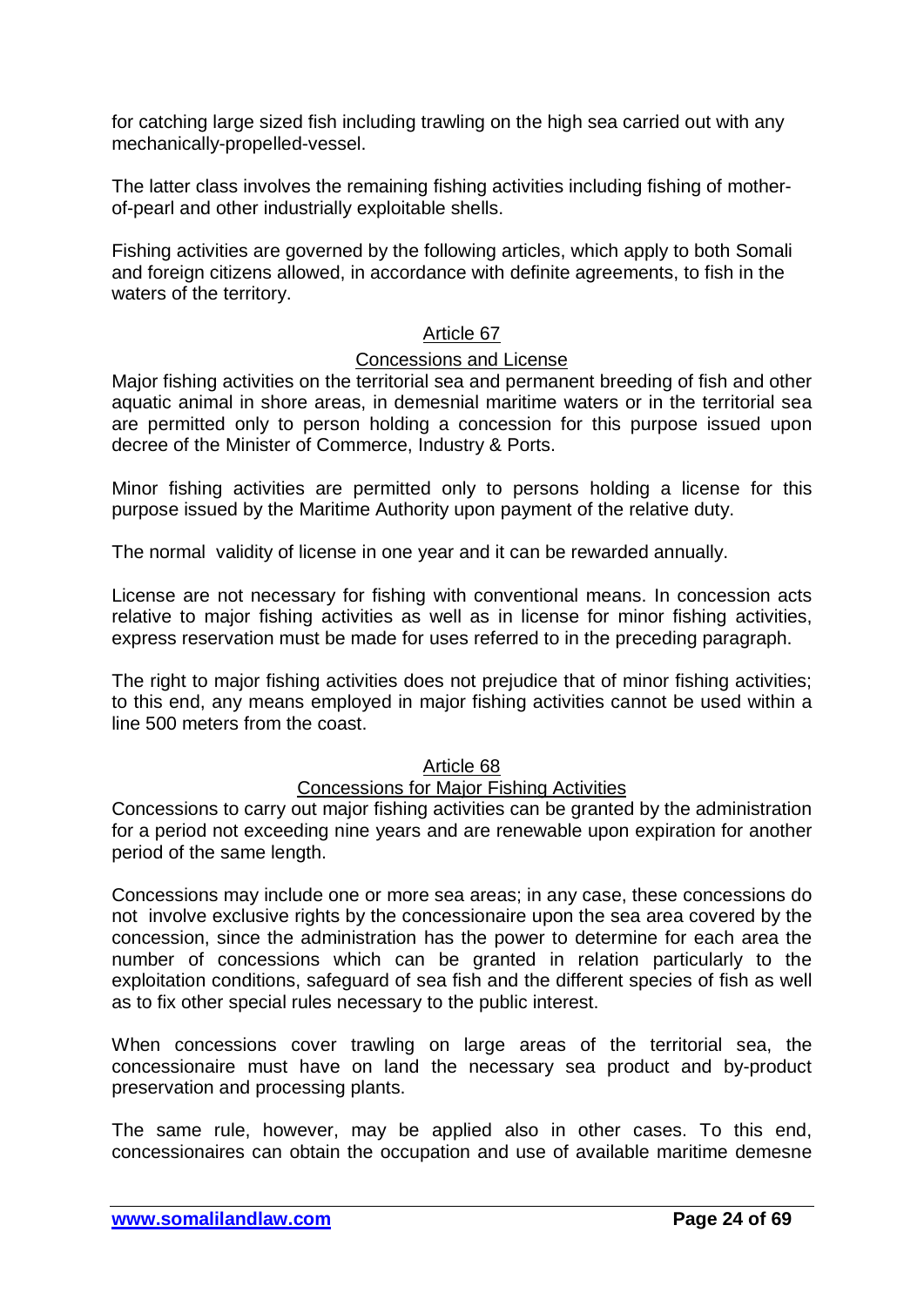for catching large sized fish including trawling on the high sea carried out with any mechanically-propelled-vessel.

The latter class involves the remaining fishing activities including fishing of mother-of-pearl and other industrially exploitable shells.

Fishing activities are governed by the following articles, which apply to both Somali and foreign citizens allowed, in accordance with definite agreements, to fish in the waters of the territory.

### Article 67

### Concessions and License

Major fishing activities on the territorial sea and permanent breeding of fish and other aquatic animal in shore areas, in demesnial maritime waters or in the territorial sea are permitted only to person holding a concession for this purpose issued upon decree of the Minister of Commerce, Industry & Ports.

Minor fishing activities are permitted only to persons holding a license for this purpose issued by the Maritime Authority upon payment of the relative duty.

The normal validity of license in one year and it can be rewarded annually.

License are not necessary for fishing with conventional means. In concession acts relative to major fishing activities as well as in license for minor fishing activities, express reservation must be made for uses referred to in the preceding paragraph.

The right to major fishing activities does not prejudice that of minor fishing activities; to this end, any means employed in major fishing activities cannot be used within a line 500 meters from the coast.

### Article 68

### Concessions for Major Fishing Activities

Concessions to carry out major fishing activities can be granted by the administration for a period not exceeding nine years and are renewable upon expiration for another period of the same length.

Concessions may include one or more sea areas; in any case, these concessions do not involve exclusive rights by the concessionaire upon the sea area covered by the concession, since the administration has the power to determine for each area the number of concessions which can be granted in relation particularly to the exploitation conditions, safeguard of sea fish and the different species of fish as well as to fix other special rules necessary to the public interest.

When concessions cover trawling on large areas of the territorial sea, the concessionaire must have on land the necessary sea product and by-product preservation and processing plants.

The same rule, however, may be applied also in other cases. To this end, concessionaires can obtain the occupation and use of available maritime demesne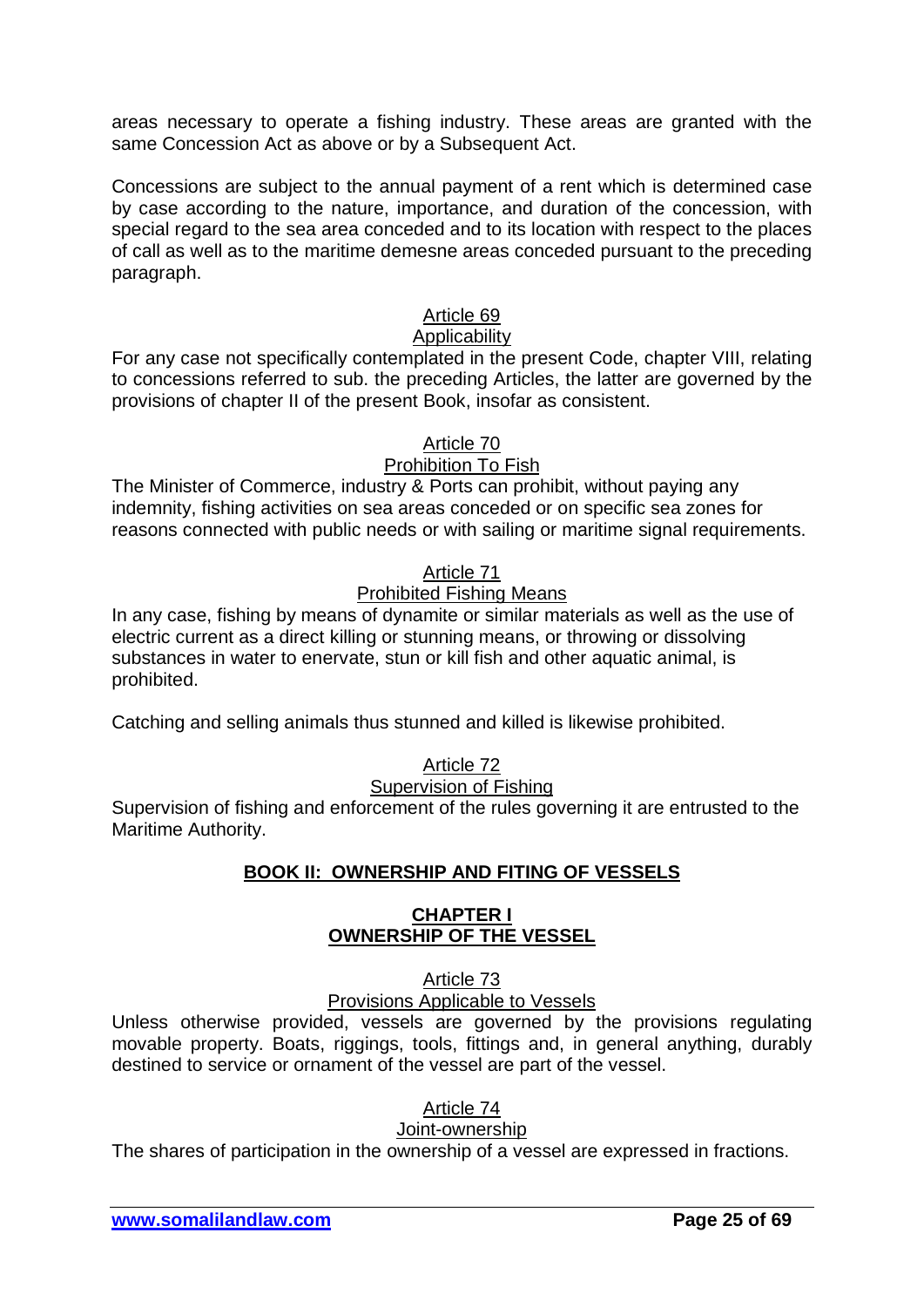areas necessary to operate a fishing industry. These areas are granted with the same Concession Act as above or by a Subsequent Act.

Concessions are subject to the annual payment of a rent which is determined case by case according to the nature, importance, and duration of the concession, with special regard to the sea area conceded and to its location with respect to the places of call as well as to the maritime demesne areas conceded pursuant to the preceding paragraph.

<u>Article 69</u>

<u>Applicability</u>

For any case not specifically contemplated in the present Code, chapter VIII, relating to concessions referred to sub. the preceding Articles, the latter are governed by the provisions of chapter II of the present Book, insofar as consistent.

<u>Article 70</u>

<u>Prohibition To Fish</u>

The Minister of Commerce, industry & Ports can prohibit, without paying any indemnity, fishing activities on sea areas conceded or on specific sea zones for reasons connected with public needs or with sailing or maritime signal requirements.

<u>Article 71</u>

<u>Prohibited Fishing Means</u>

In any case, fishing by means of dynamite or similar materials as well as the use of electric current as a direct killing or stunning means, or throwing or dissolving substances in water to enervate, stun or kill fish and other aquatic animal, is prohibited.

Catching and selling animals thus stunned and killed is likewise prohibited.

<u>Article 72</u>

<u>Supervision of Fishing</u>

Supervision of fishing and enforcement of the rules governing it are entrusted to the Maritime Authority.

## BOOK II: OWNERSHIP AND FITING OF VESSELS

### CHAPTER I
### OWNERSHIP OF THE VESSEL

<u>Article 73</u>

<u>Provisions Applicable to Vessels</u>

Unless otherwise provided, vessels are governed by the provisions regulating movable property. Boats, riggings, tools, fittings and, in general anything, durably destined to service or ornament of the vessel are part of the vessel.

<u>Article 74</u>

<u>Joint-ownership</u>

The shares of participation in the ownership of a vessel are expressed in fractions.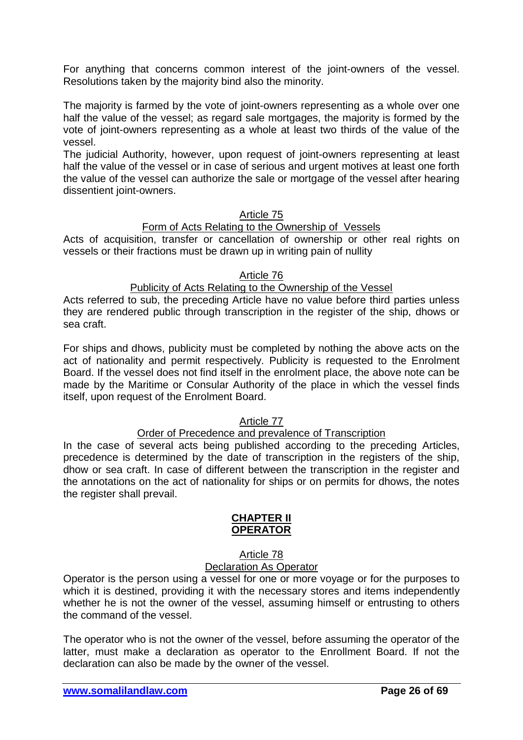For anything that concerns common interest of the joint-owners of the vessel. Resolutions taken by the majority bind also the minority.

The majority is farmed by the vote of joint-owners representing as a whole over one half the value of the vessel; as regard sale mortgages, the majority is formed by the vote of joint-owners representing as a whole at least two thirds of the value of the vessel.

The judicial Authority, however, upon request of joint-owners representing at least half the value of the vessel or in case of serious and urgent motives at least one forth the value of the vessel can authorize the sale or mortgage of the vessel after hearing dissentient joint-owners.

## Article 75

### Form of Acts Relating to the Ownership of Vessels

Acts of acquisition, transfer or cancellation of ownership or other real rights on vessels or their fractions must be drawn up in writing pain of nullity

## Article 76

### Publicity of Acts Relating to the Ownership of the Vessel

Acts referred to sub, the preceding Article have no value before third parties unless they are rendered public through transcription in the register of the ship, dhows or sea craft.

For ships and dhows, publicity must be completed by nothing the above acts on the act of nationality and permit respectively. Publicity is requested to the Enrolment Board. If the vessel does not find itself in the enrolment place, the above note can be made by the Maritime or Consular Authority of the place in which the vessel finds itself, upon request of the Enrolment Board.

## Article 77

### Order of Precedence and prevalence of Transcription

In the case of several acts being published according to the preceding Articles, precedence is determined by the date of transcription in the registers of the ship, dhow or sea craft. In case of different between the transcription in the register and the annotations on the act of nationality for ships or on permits for dhows, the notes the register shall prevail.

# CHAPTER II
# OPERATOR

## Article 78

### Declaration As Operator

Operator is the person using a vessel for one or more voyage or for the purposes to which it is destined, providing it with the necessary stores and items independently whether he is not the owner of the vessel, assuming himself or entrusting to others the command of the vessel.

The operator who is not the owner of the vessel, before assuming the operator of the latter, must make a declaration as operator to the Enrollment Board. If not the declaration can also be made by the owner of the vessel.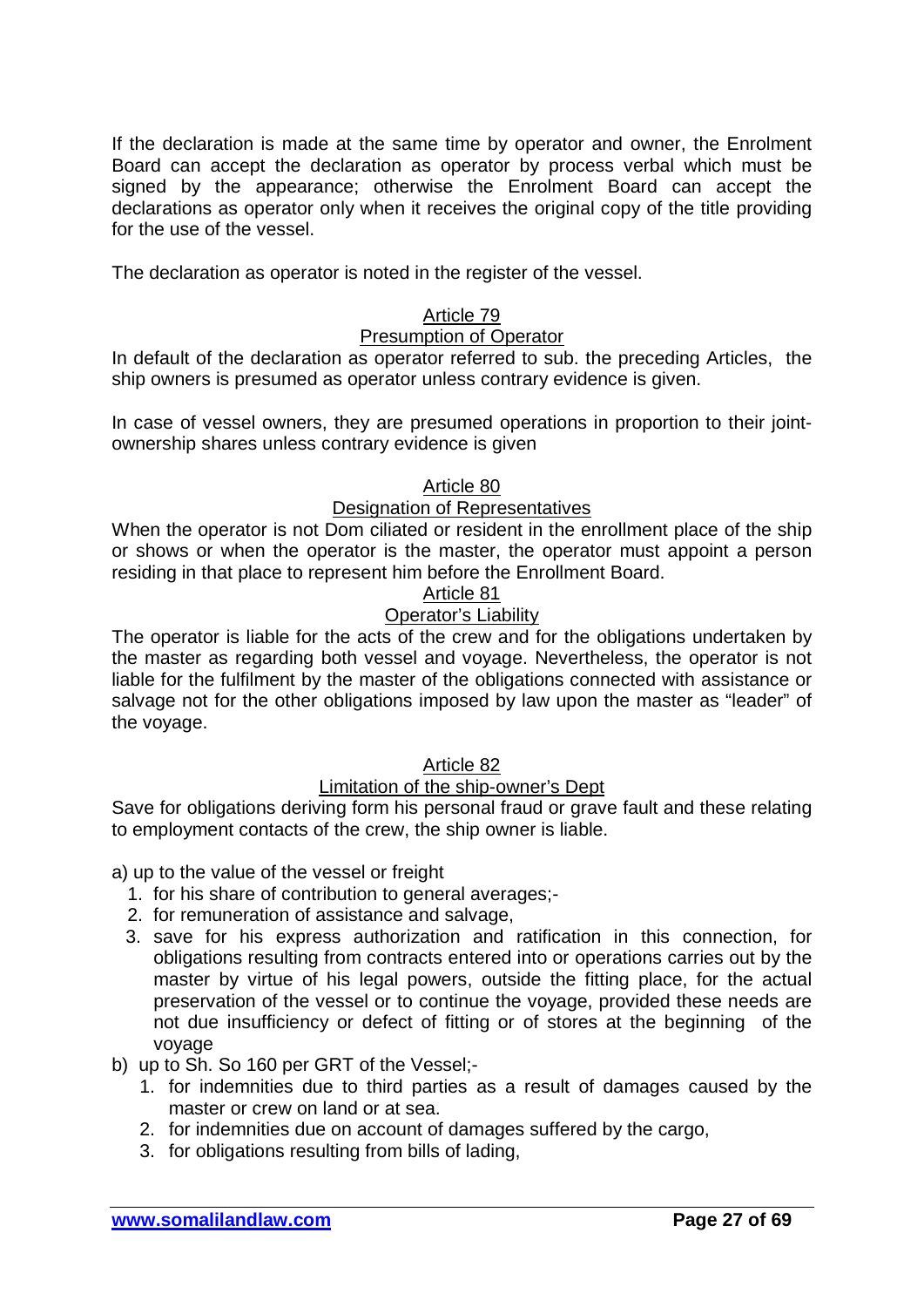If the declaration is made at the same time by operator and owner, the Enrolment Board can accept the declaration as operator by process verbal which must be signed by the appearance; otherwise the Enrolment Board can accept the declarations as operator only when it receives the original copy of the title providing for the use of the vessel.

The declaration as operator is noted in the register of the vessel.

### Article 79
### Presumption of Operator

In default of the declaration as operator referred to sub. the preceding Articles, the ship owners is presumed as operator unless contrary evidence is given.

In case of vessel owners, they are presumed operations in proportion to their joint-ownership shares unless contrary evidence is given

### Article 80
### Designation of Representatives

When the operator is not Dom ciliated or resident in the enrollment place of the ship or shows or when the operator is the master, the operator must appoint a person residing in that place to represent him before the Enrollment Board.

### Article 81
### Operator's Liability

The operator is liable for the acts of the crew and for the obligations undertaken by the master as regarding both vessel and voyage. Nevertheless, the operator is not liable for the fulfilment by the master of the obligations connected with assistance or salvage not for the other obligations imposed by law upon the master as "leader" of the voyage.

### Article 82
### Limitation of the ship-owner's Dept

Save for obligations deriving form his personal fraud or grave fault and these relating to employment contacts of the crew, the ship owner is liable.

a) up to the value of the vessel or freight

1. for his share of contribution to general averages;-
2. for remuneration of assistance and salvage,
3. save for his express authorization and ratification in this connection, for obligations resulting from contracts entered into or operations carries out by the master by virtue of his legal powers, outside the fitting place, for the actual preservation of the vessel or to continue the voyage, provided these needs are not due insufficiency or defect of fitting or of stores at the beginning of the voyage

b) up to Sh. So 160 per GRT of the Vessel;-

1. for indemnities due to third parties as a result of damages caused by the master or crew on land or at sea.
2. for indemnities due on account of damages suffered by the cargo,
3. for obligations resulting from bills of lading,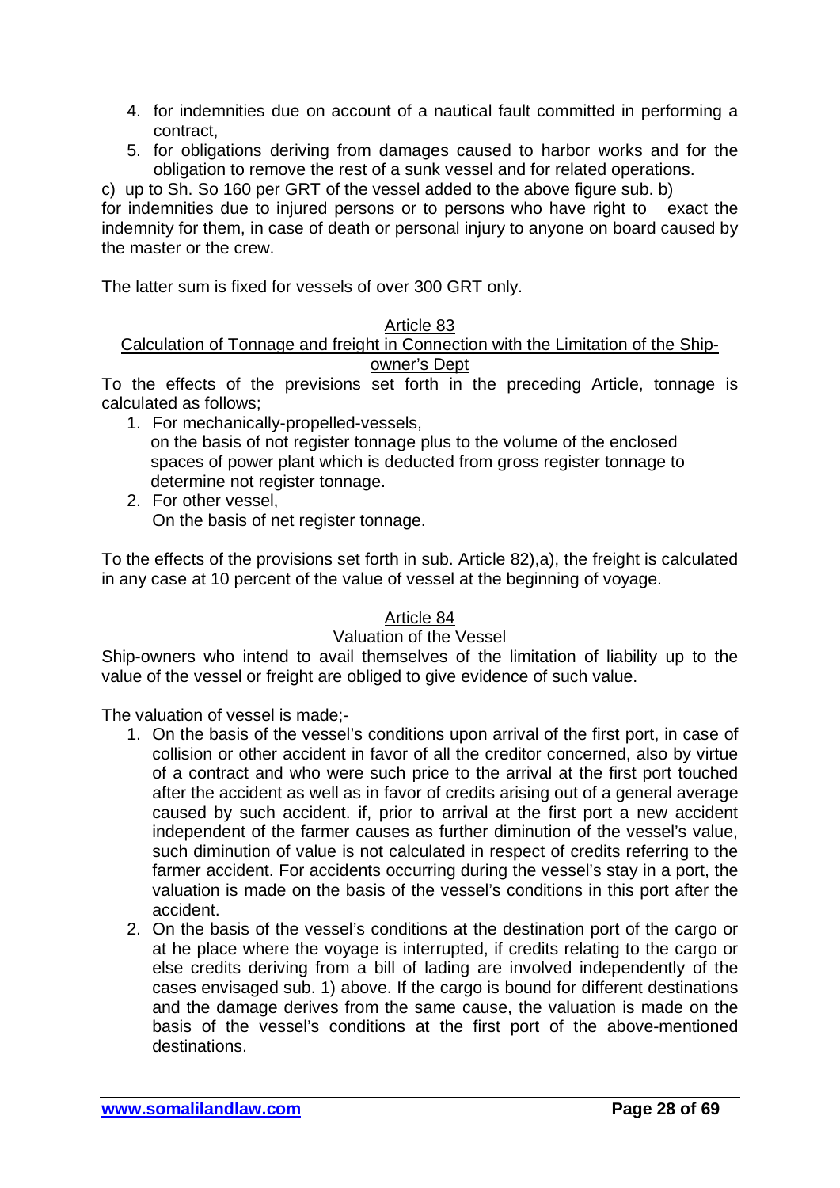4. for indemnities due on account of a nautical fault committed in performing a contract,
5. for obligations deriving from damages caused to harbor works and for the obligation to remove the rest of a sunk vessel and for related operations.

c) up to Sh. So 160 per GRT of the vessel added to the above figure sub. b) for indemnities due to injured persons or to persons who have right to exact the indemnity for them, in case of death or personal injury to anyone on board caused by the master or the crew.

The latter sum is fixed for vessels of over 300 GRT only.

## Article 83

### Calculation of Tonnage and freight in Connection with the Limitation of the Ship-owner's Dept

To the effects of the previsions set forth in the preceding Article, tonnage is calculated as follows;

1. For mechanically-propelled-vessels,
   on the basis of not register tonnage plus to the volume of the enclosed spaces of power plant which is deducted from gross register tonnage to determine not register tonnage.
2. For other vessel,
   On the basis of net register tonnage.

To the effects of the provisions set forth in sub. Article 82),a), the freight is calculated in any case at 10 percent of the value of vessel at the beginning of voyage.

## Article 84

### Valuation of the Vessel

Ship-owners who intend to avail themselves of the limitation of liability up to the value of the vessel or freight are obliged to give evidence of such value.

The valuation of vessel is made;-

1. On the basis of the vessel's conditions upon arrival of the first port, in case of collision or other accident in favor of all the creditor concerned, also by virtue of a contract and who were such price to the arrival at the first port touched after the accident as well as in favor of credits arising out of a general average caused by such accident. if, prior to arrival at the first port a new accident independent of the farmer causes as further diminution of the vessel's value, such diminution of value is not calculated in respect of credits referring to the farmer accident. For accidents occurring during the vessel's stay in a port, the valuation is made on the basis of the vessel's conditions in this port after the accident.
2. On the basis of the vessel's conditions at the destination port of the cargo or at he place where the voyage is interrupted, if credits relating to the cargo or else credits deriving from a bill of lading are involved independently of the cases envisaged sub. 1) above. If the cargo is bound for different destinations and the damage derives from the same cause, the valuation is made on the basis of the vessel's conditions at the first port of the above-mentioned destinations.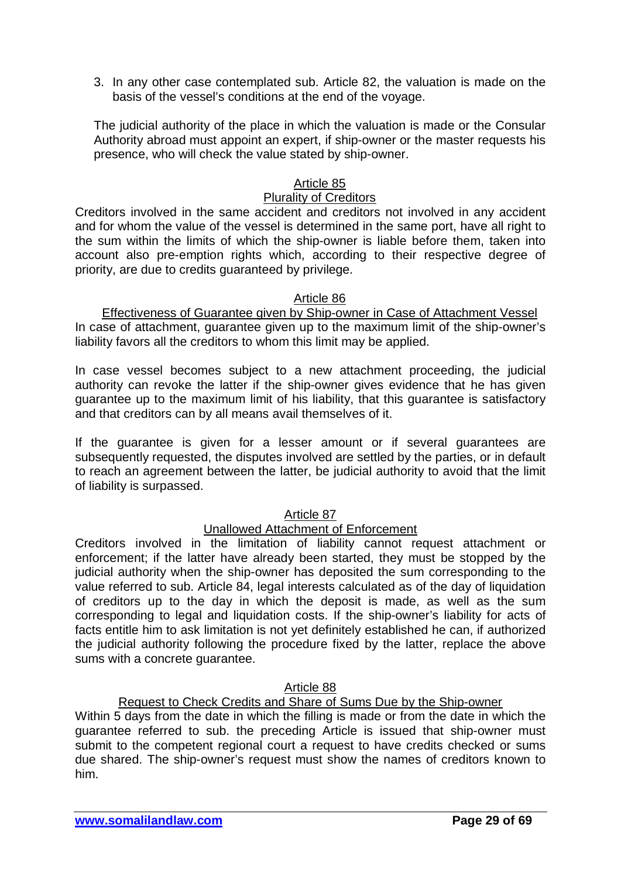3. In any other case contemplated sub. Article 82, the valuation is made on the basis of the vessel's conditions at the end of the voyage.

The judicial authority of the place in which the valuation is made or the Consular Authority abroad must appoint an expert, if ship-owner or the master requests his presence, who will check the value stated by ship-owner.

## Article 85
## Plurality of Creditors

Creditors involved in the same accident and creditors not involved in any accident and for whom the value of the vessel is determined in the same port, have all right to the sum within the limits of which the ship-owner is liable before them, taken into account also pre-emption rights which, according to their respective degree of priority, are due to credits guaranteed by privilege.

## Article 86
## Effectiveness of Guarantee given by Ship-owner in Case of Attachment Vessel

In case of attachment, guarantee given up to the maximum limit of the ship-owner's liability favors all the creditors to whom this limit may be applied.

In case vessel becomes subject to a new attachment proceeding, the judicial authority can revoke the latter if the ship-owner gives evidence that he has given guarantee up to the maximum limit of his liability, that this guarantee is satisfactory and that creditors can by all means avail themselves of it.

If the guarantee is given for a lesser amount or if several guarantees are subsequently requested, the disputes involved are settled by the parties, or in default to reach an agreement between the latter, be judicial authority to avoid that the limit of liability is surpassed.

## Article 87
## Unallowed Attachment of Enforcement

Creditors involved in the limitation of liability cannot request attachment or enforcement; if the latter have already been started, they must be stopped by the judicial authority when the ship-owner has deposited the sum corresponding to the value referred to sub. Article 84, legal interests calculated as of the day of liquidation of creditors up to the day in which the deposit is made, as well as the sum corresponding to legal and liquidation costs. If the ship-owner's liability for acts of facts entitle him to ask limitation is not yet definitely established he can, if authorized the judicial authority following the procedure fixed by the latter, replace the above sums with a concrete guarantee.

## Article 88
## Request to Check Credits and Share of Sums Due by the Ship-owner

Within 5 days from the date in which the filling is made or from the date in which the guarantee referred to sub. the preceding Article is issued that ship-owner must submit to the competent regional court a request to have credits checked or sums due shared. The ship-owner's request must show the names of creditors known to him.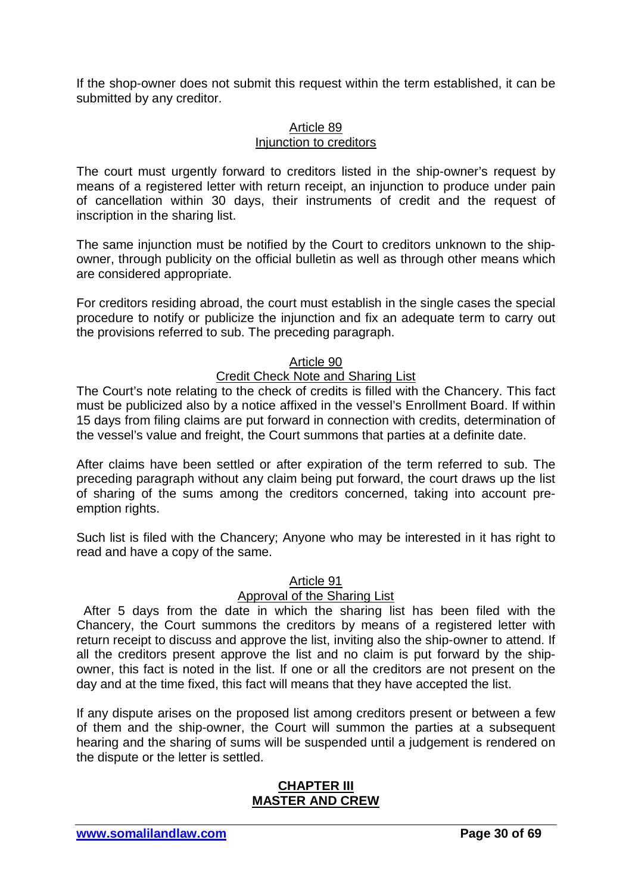If the shop-owner does not submit this request within the term established, it can be submitted by any creditor.

### Article 89
### Injunction to creditors

The court must urgently forward to creditors listed in the ship-owner's request by means of a registered letter with return receipt, an injunction to produce under pain of cancellation within 30 days, their instruments of credit and the request of inscription in the sharing list.

The same injunction must be notified by the Court to creditors unknown to the ship-owner, through publicity on the official bulletin as well as through other means which are considered appropriate.

For creditors residing abroad, the court must establish in the single cases the special procedure to notify or publicize the injunction and fix an adequate term to carry out the provisions referred to sub. The preceding paragraph.

### Article 90
### Credit Check Note and Sharing List

The Court's note relating to the check of credits is filled with the Chancery. This fact must be publicized also by a notice affixed in the vessel's Enrollment Board. If within 15 days from filing claims are put forward in connection with credits, determination of the vessel's value and freight, the Court summons that parties at a definite date.

After claims have been settled or after expiration of the term referred to sub. The preceding paragraph without any claim being put forward, the court draws up the list of sharing of the sums among the creditors concerned, taking into account pre-emption rights.

Such list is filed with the Chancery; Anyone who may be interested in it has right to read and have a copy of the same.

### Article 91
### Approval of the Sharing List

After 5 days from the date in which the sharing list has been filed with the Chancery, the Court summons the creditors by means of a registered letter with return receipt to discuss and approve the list, inviting also the ship-owner to attend. If all the creditors present approve the list and no claim is put forward by the ship-owner, this fact is noted in the list. If one or all the creditors are not present on the day and at the time fixed, this fact will means that they have accepted the list.

If any dispute arises on the proposed list among creditors present or between a few of them and the ship-owner, the Court will summon the parties at a subsequent hearing and the sharing of sums will be suspended until a judgement is rendered on the dispute or the letter is settled.

## CHAPTER III
## MASTER AND CREW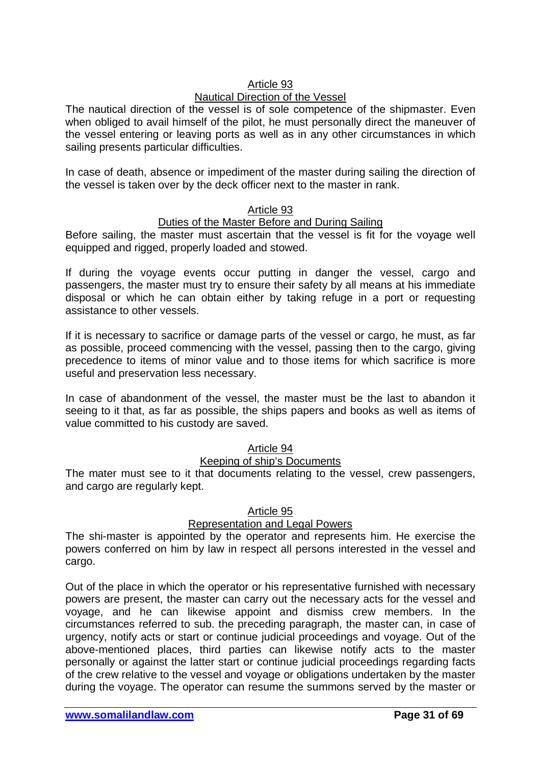## Article 93
### Nautical Direction of the Vessel

The nautical direction of the vessel is of sole competence of the shipmaster. Even when obliged to avail himself of the pilot, he must personally direct the maneuver of the vessel entering or leaving ports as well as in any other circumstances in which sailing presents particular difficulties.

In case of death, absence or impediment of the master during sailing the direction of the vessel is taken over by the deck officer next to the master in rank.

## Article 93
### Duties of the Master Before and During Sailing

Before sailing, the master must ascertain that the vessel is fit for the voyage well equipped and rigged, properly loaded and stowed.

If during the voyage events occur putting in danger the vessel, cargo and passengers, the master must try to ensure their safety by all means at his immediate disposal or which he can obtain either by taking refuge in a port or requesting assistance to other vessels.

If it is necessary to sacrifice or damage parts of the vessel or cargo, he must, as far as possible, proceed commencing with the vessel, passing then to the cargo, giving precedence to items of minor value and to those items for which sacrifice is more useful and preservation less necessary.

In case of abandonment of the vessel, the master must be the last to abandon it seeing to it that, as far as possible, the ships papers and books as well as items of value committed to his custody are saved.

## Article 94
### Keeping of ship's Documents

The mater must see to it that documents relating to the vessel, crew passengers, and cargo are regularly kept.

## Article 95
### Representation and Legal Powers

The shi-master is appointed by the operator and represents him. He exercise the powers conferred on him by law in respect all persons interested in the vessel and cargo.

Out of the place in which the operator or his representative furnished with necessary powers are present, the master can carry out the necessary acts for the vessel and voyage, and he can likewise appoint and dismiss crew members. In the circumstances referred to sub. the preceding paragraph, the master can, in case of urgency, notify acts or start or continue judicial proceedings and voyage. Out of the above-mentioned places, third parties can likewise notify acts to the master personally or against the latter start or continue judicial proceedings regarding facts of the crew relative to the vessel and voyage or obligations undertaken by the master during the voyage. The operator can resume the summons served by the master or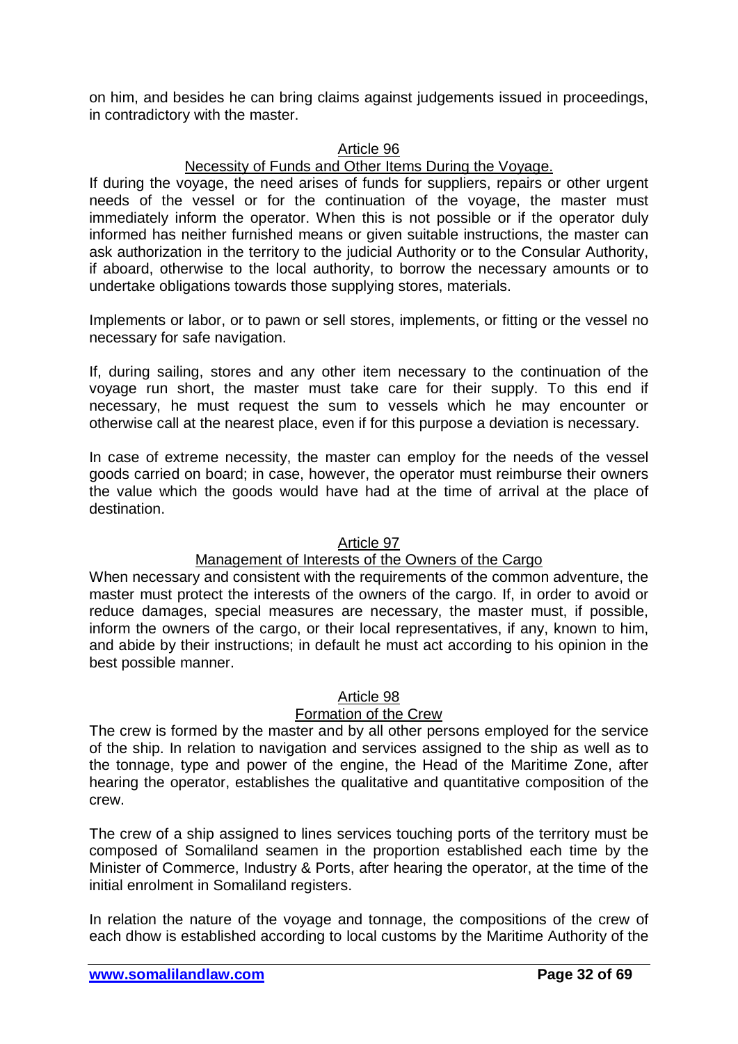on him, and besides he can bring claims against judgements issued in proceedings, in contradictory with the master.

## Article 96

### Necessity of Funds and Other Items During the Voyage.

If during the voyage, the need arises of funds for suppliers, repairs or other urgent needs of the vessel or for the continuation of the voyage, the master must immediately inform the operator. When this is not possible or if the operator duly informed has neither furnished means or given suitable instructions, the master can ask authorization in the territory to the judicial Authority or to the Consular Authority, if aboard, otherwise to the local authority, to borrow the necessary amounts or to undertake obligations towards those supplying stores, materials.

Implements or labor, or to pawn or sell stores, implements, or fitting or the vessel no necessary for safe navigation.

If, during sailing, stores and any other item necessary to the continuation of the voyage run short, the master must take care for their supply. To this end if necessary, he must request the sum to vessels which he may encounter or otherwise call at the nearest place, even if for this purpose a deviation is necessary.

In case of extreme necessity, the master can employ for the needs of the vessel goods carried on board; in case, however, the operator must reimburse their owners the value which the goods would have had at the time of arrival at the place of destination.

## Article 97

### Management of Interests of the Owners of the Cargo

When necessary and consistent with the requirements of the common adventure, the master must protect the interests of the owners of the cargo. If, in order to avoid or reduce damages, special measures are necessary, the master must, if possible, inform the owners of the cargo, or their local representatives, if any, known to him, and abide by their instructions; in default he must act according to his opinion in the best possible manner.

## Article 98

### Formation of the Crew

The crew is formed by the master and by all other persons employed for the service of the ship. In relation to navigation and services assigned to the ship as well as to the tonnage, type and power of the engine, the Head of the Maritime Zone, after hearing the operator, establishes the qualitative and quantitative composition of the crew.

The crew of a ship assigned to lines services touching ports of the territory must be composed of Somaliland seamen in the proportion established each time by the Minister of Commerce, Industry & Ports, after hearing the operator, at the time of the initial enrolment in Somaliland registers.

In relation the nature of the voyage and tonnage, the compositions of the crew of each dhow is established according to local customs by the Maritime Authority of the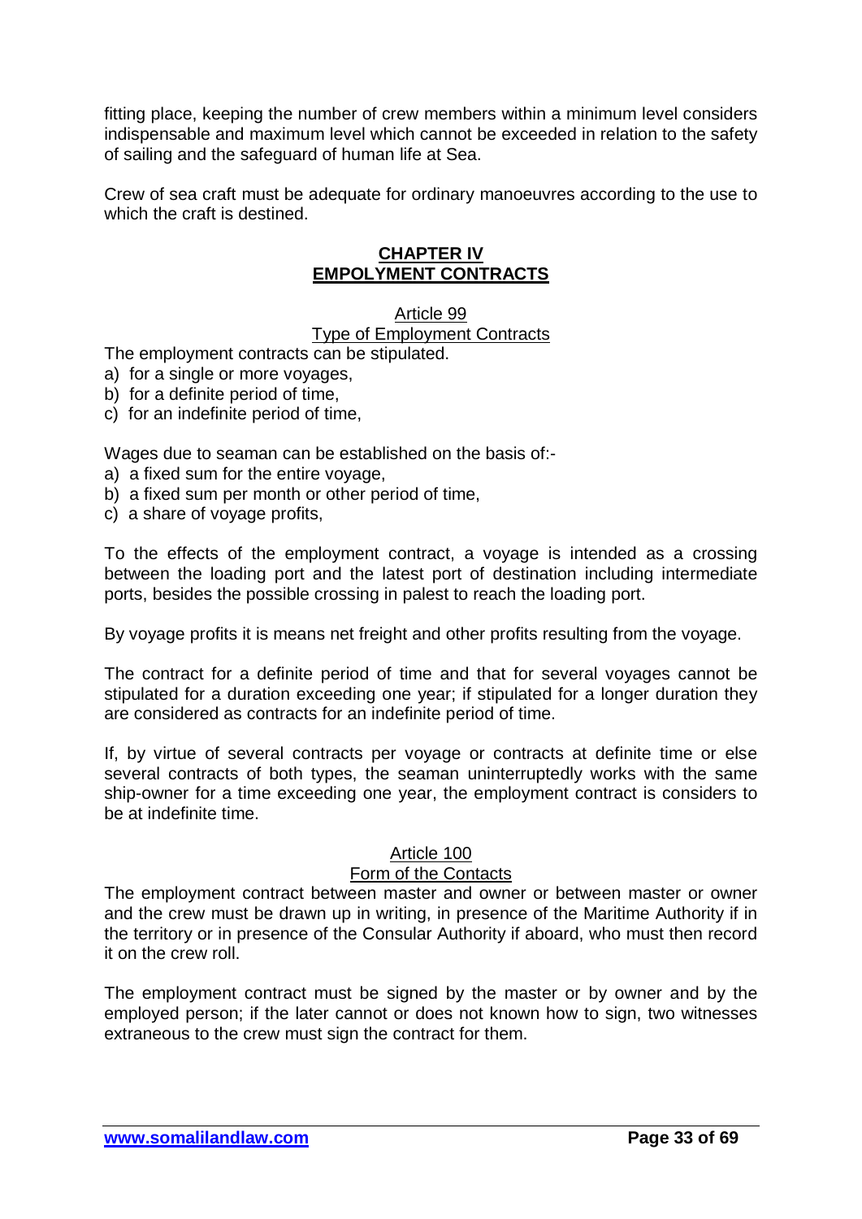fitting place, keeping the number of crew members within a minimum level considers indispensable and maximum level which cannot be exceeded in relation to the safety of sailing and the safeguard of human life at Sea.

Crew of sea craft must be adequate for ordinary manoeuvres according to the use to which the craft is destined.

## CHAPTER IV
## EMPOLYMENT CONTRACTS

### Article 99
### Type of Employment Contracts

The employment contracts can be stipulated.

a) for a single or more voyages,
b) for a definite period of time,
c) for an indefinite period of time,

Wages due to seaman can be established on the basis of:-

a) a fixed sum for the entire voyage,
b) a fixed sum per month or other period of time,
c) a share of voyage profits,

To the effects of the employment contract, a voyage is intended as a crossing between the loading port and the latest port of destination including intermediate ports, besides the possible crossing in palest to reach the loading port.

By voyage profits it is means net freight and other profits resulting from the voyage.

The contract for a definite period of time and that for several voyages cannot be stipulated for a duration exceeding one year; if stipulated for a longer duration they are considered as contracts for an indefinite period of time.

If, by virtue of several contracts per voyage or contracts at definite time or else several contracts of both types, the seaman uninterruptedly works with the same ship-owner for a time exceeding one year, the employment contract is considers to be at indefinite time.

### Article 100
### Form of the Contacts

The employment contract between master and owner or between master or owner and the crew must be drawn up in writing, in presence of the Maritime Authority if in the territory or in presence of the Consular Authority if aboard, who must then record it on the crew roll.

The employment contract must be signed by the master or by owner and by the employed person; if the later cannot or does not known how to sign, two witnesses extraneous to the crew must sign the contract for them.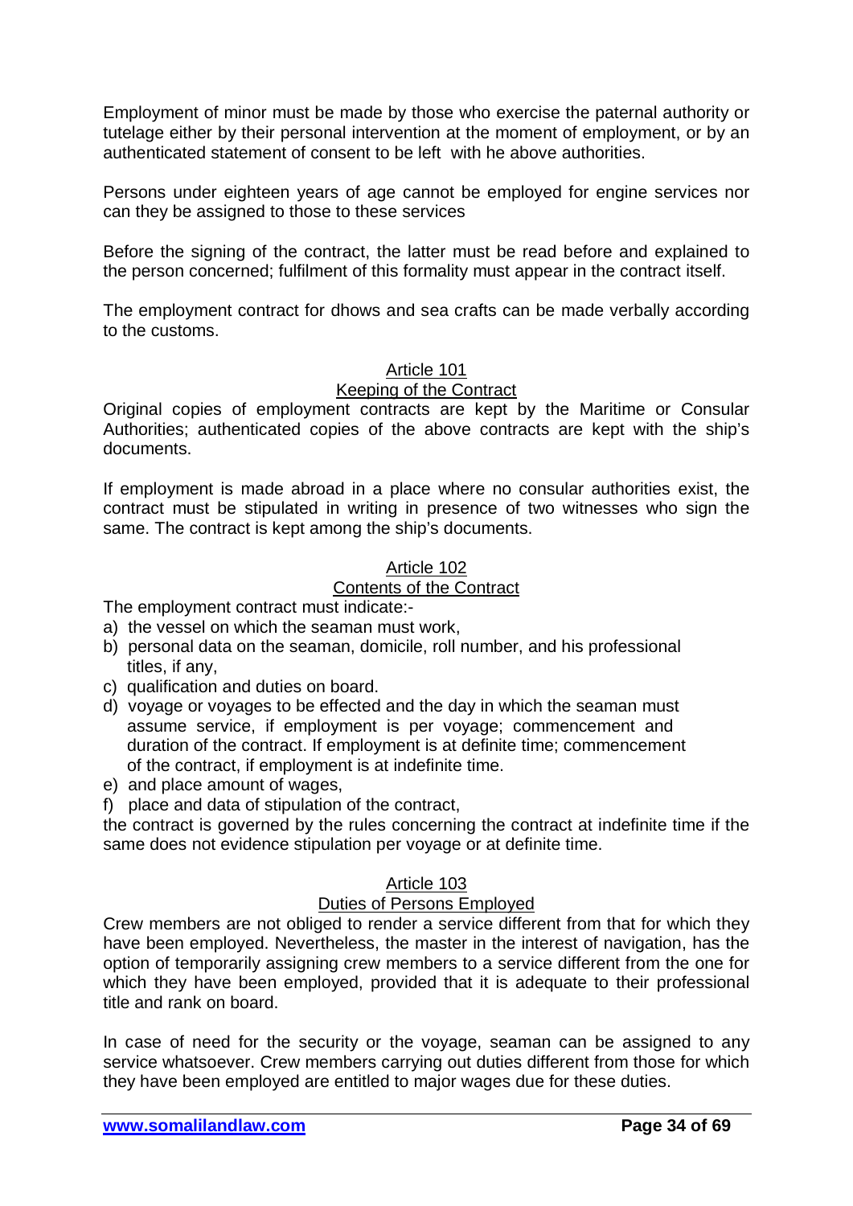Employment of minor must be made by those who exercise the paternal authority or tutelage either by their personal intervention at the moment of employment, or by an authenticated statement of consent to be left with he above authorities.

Persons under eighteen years of age cannot be employed for engine services nor can they be assigned to those to these services

Before the signing of the contract, the latter must be read before and explained to the person concerned; fulfilment of this formality must appear in the contract itself.

The employment contract for dhows and sea crafts can be made verbally according to the customs.

### Article 101
### Keeping of the Contract

Original copies of employment contracts are kept by the Maritime or Consular Authorities; authenticated copies of the above contracts are kept with the ship's documents.

If employment is made abroad in a place where no consular authorities exist, the contract must be stipulated in writing in presence of two witnesses who sign the same. The contract is kept among the ship's documents.

### Article 102
### Contents of the Contract

The employment contract must indicate:-

a) the vessel on which the seaman must work,
b) personal data on the seaman, domicile, roll number, and his professional titles, if any,
c) qualification and duties on board.
d) voyage or voyages to be effected and the day in which the seaman must assume service, if employment is per voyage; commencement and duration of the contract. If employment is at definite time; commencement of the contract, if employment is at indefinite time.
e) and place amount of wages,
f) place and data of stipulation of the contract,

the contract is governed by the rules concerning the contract at indefinite time if the same does not evidence stipulation per voyage or at definite time.

### Article 103
### Duties of Persons Employed

Crew members are not obliged to render a service different from that for which they have been employed. Nevertheless, the master in the interest of navigation, has the option of temporarily assigning crew members to a service different from the one for which they have been employed, provided that it is adequate to their professional title and rank on board.

In case of need for the security or the voyage, seaman can be assigned to any service whatsoever. Crew members carrying out duties different from those for which they have been employed are entitled to major wages due for these duties.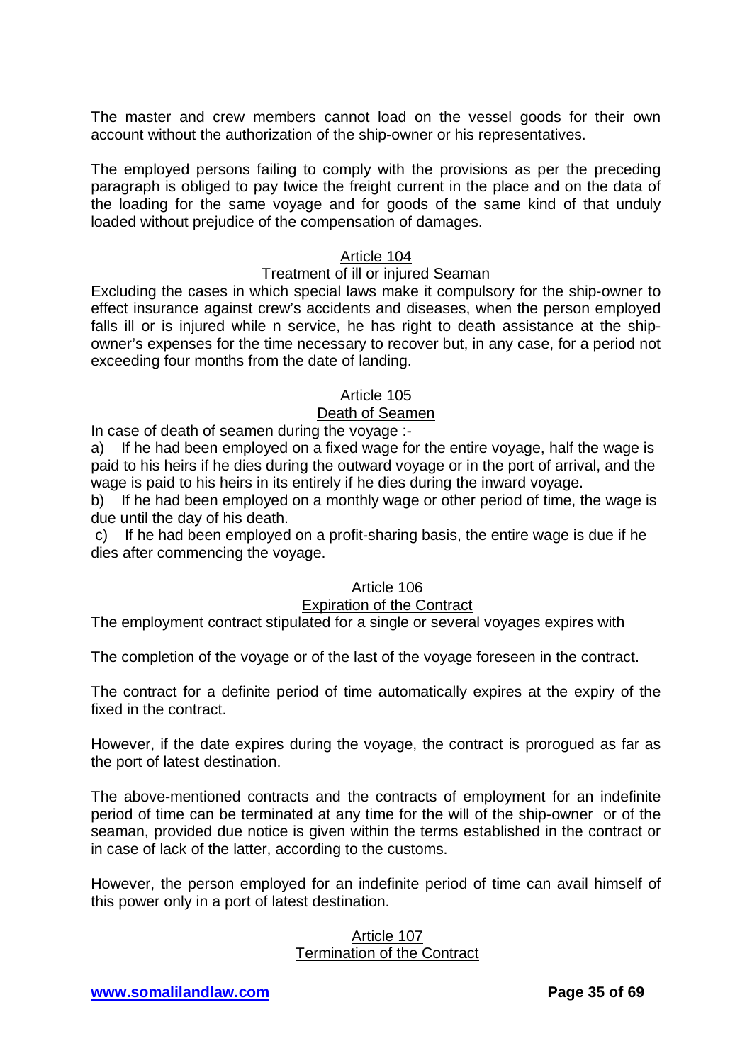The master and crew members cannot load on the vessel goods for their own account without the authorization of the ship-owner or his representatives.

The employed persons failing to comply with the provisions as per the preceding paragraph is obliged to pay twice the freight current in the place and on the data of the loading for the same voyage and for goods of the same kind of that unduly loaded without prejudice of the compensation of damages.

## Article 104
### Treatment of ill or injured Seaman

Excluding the cases in which special laws make it compulsory for the ship-owner to effect insurance against crew's accidents and diseases, when the person employed falls ill or is injured while n service, he has right to death assistance at the ship-owner's expenses for the time necessary to recover but, in any case, for a period not exceeding four months from the date of landing.

## Article 105
### Death of Seamen

In case of death of seamen during the voyage :-

a) If he had been employed on a fixed wage for the entire voyage, half the wage is paid to his heirs if he dies during the outward voyage or in the port of arrival, and the wage is paid to his heirs in its entirely if he dies during the inward voyage.

b) If he had been employed on a monthly wage or other period of time, the wage is due until the day of his death.

c) If he had been employed on a profit-sharing basis, the entire wage is due if he dies after commencing the voyage.

## Article 106
### Expiration of the Contract

The employment contract stipulated for a single or several voyages expires with

The completion of the voyage or of the last of the voyage foreseen in the contract.

The contract for a definite period of time automatically expires at the expiry of the fixed in the contract.

However, if the date expires during the voyage, the contract is prorogued as far as the port of latest destination.

The above-mentioned contracts and the contracts of employment for an indefinite period of time can be terminated at any time for the will of the ship-owner or of the seaman, provided due notice is given within the terms established in the contract or in case of lack of the latter, according to the customs.

However, the person employed for an indefinite period of time can avail himself of this power only in a port of latest destination.

## Article 107
### Termination of the Contract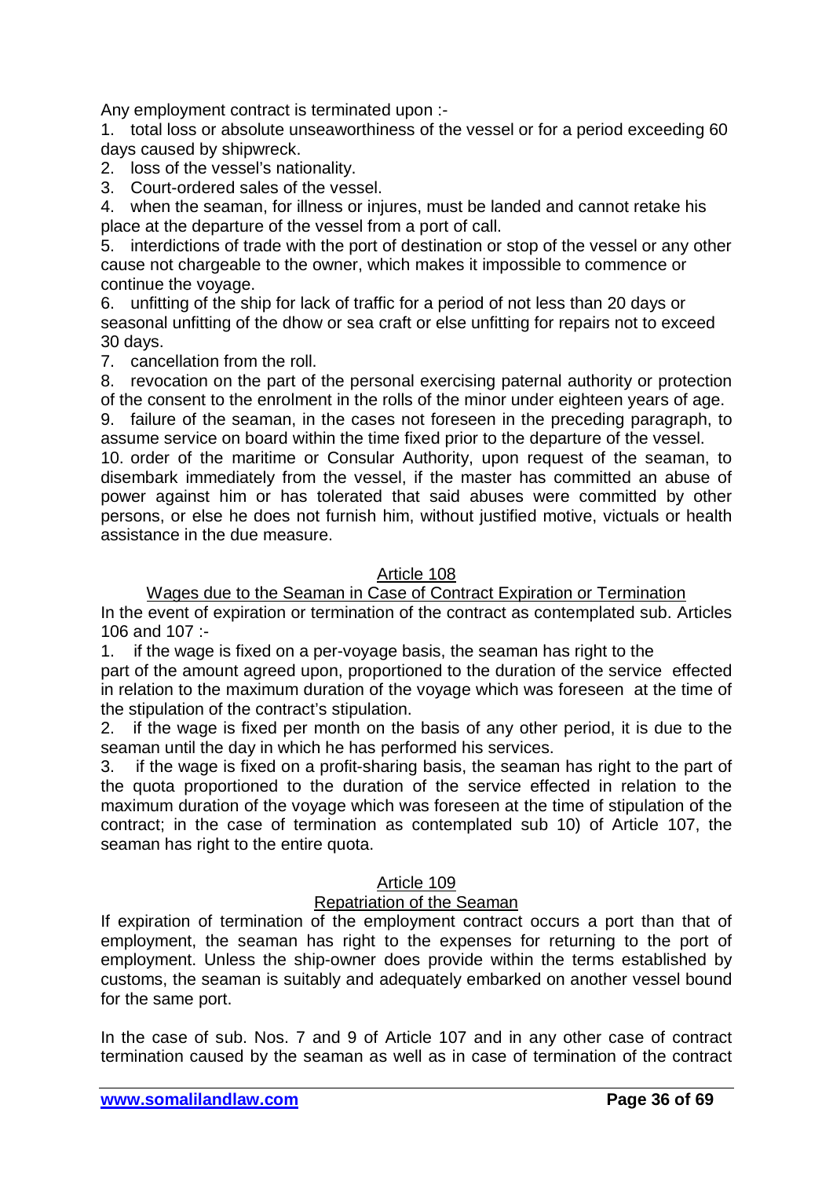Any employment contract is terminated upon :-

1. total loss or absolute unseaworthiness of the vessel or for a period exceeding 60 days caused by shipwreck.
2. loss of the vessel's nationality.
3. Court-ordered sales of the vessel.
4. when the seaman, for illness or injures, must be landed and cannot retake his place at the departure of the vessel from a port of call.
5. interdictions of trade with the port of destination or stop of the vessel or any other cause not chargeable to the owner, which makes it impossible to commence or continue the voyage.
6. unfitting of the ship for lack of traffic for a period of not less than 20 days or seasonal unfitting of the dhow or sea craft or else unfitting for repairs not to exceed 30 days.
7. cancellation from the roll.
8. revocation on the part of the personal exercising paternal authority or protection of the consent to the enrolment in the rolls of the minor under eighteen years of age.
9. failure of the seaman, in the cases not foreseen in the preceding paragraph, to assume service on board within the time fixed prior to the departure of the vessel.
10. order of the maritime or Consular Authority, upon request of the seaman, to disembark immediately from the vessel, if the master has committed an abuse of power against him or has tolerated that said abuses were committed by other persons, or else he does not furnish him, without justified motive, victuals or health assistance in the due measure.

### Article 108

### Wages due to the Seaman in Case of Contract Expiration or Termination

In the event of expiration or termination of the contract as contemplated sub. Articles 106 and 107 :-

1. if the wage is fixed on a per-voyage basis, the seaman has right to the part of the amount agreed upon, proportioned to the duration of the service effected in relation to the maximum duration of the voyage which was foreseen at the time of the stipulation of the contract's stipulation.
2. if the wage is fixed per month on the basis of any other period, it is due to the seaman until the day in which he has performed his services.
3. if the wage is fixed on a profit-sharing basis, the seaman has right to the part of the quota proportioned to the duration of the service effected in relation to the maximum duration of the voyage which was foreseen at the time of stipulation of the contract; in the case of termination as contemplated sub 10) of Article 107, the seaman has right to the entire quota.

### Article 109

### Repatriation of the Seaman

If expiration of termination of the employment contract occurs a port than that of employment, the seaman has right to the expenses for returning to the port of employment. Unless the ship-owner does provide within the terms established by customs, the seaman is suitably and adequately embarked on another vessel bound for the same port.

In the case of sub. Nos. 7 and 9 of Article 107 and in any other case of contract termination caused by the seaman as well as in case of termination of the contract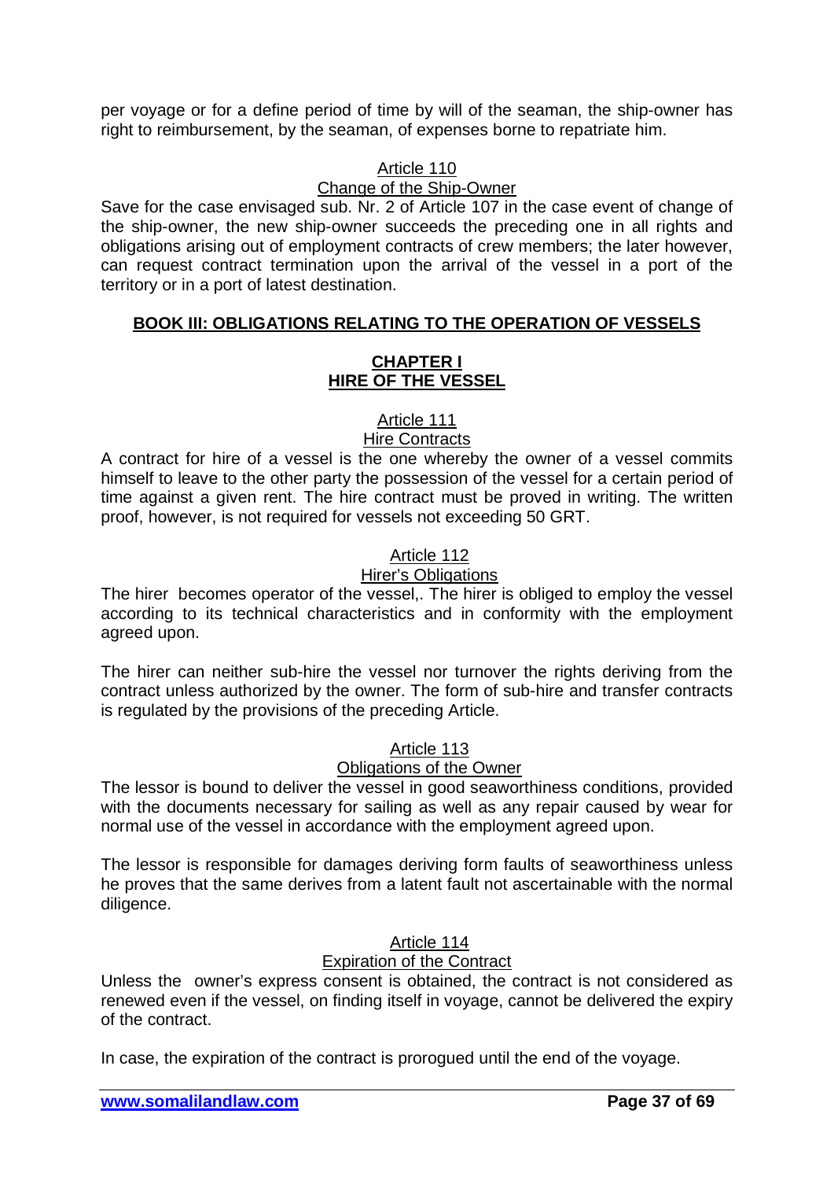per voyage or for a define period of time by will of the seaman, the ship-owner has right to reimbursement, by the seaman, of expenses borne to repatriate him.

### Article 110
### Change of the Ship-Owner

Save for the case envisaged sub. Nr. 2 of Article 107 in the case event of change of the ship-owner, the new ship-owner succeeds the preceding one in all rights and obligations arising out of employment contracts of crew members; the later however, can request contract termination upon the arrival of the vessel in a port of the territory or in a port of latest destination.

## BOOK III: OBLIGATIONS RELATING TO THE OPERATION OF VESSELS

## CHAPTER I
## HIRE OF THE VESSEL

### Article 111
### Hire Contracts

A contract for hire of a vessel is the one whereby the owner of a vessel commits himself to leave to the other party the possession of the vessel for a certain period of time against a given rent. The hire contract must be proved in writing. The written proof, however, is not required for vessels not exceeding 50 GRT.

### Article 112
### Hirer's Obligations

The hirer becomes operator of the vessel,. The hirer is obliged to employ the vessel according to its technical characteristics and in conformity with the employment agreed upon.

The hirer can neither sub-hire the vessel nor turnover the rights deriving from the contract unless authorized by the owner. The form of sub-hire and transfer contracts is regulated by the provisions of the preceding Article.

### Article 113
### Obligations of the Owner

The lessor is bound to deliver the vessel in good seaworthiness conditions, provided with the documents necessary for sailing as well as any repair caused by wear for normal use of the vessel in accordance with the employment agreed upon.

The lessor is responsible for damages deriving form faults of seaworthiness unless he proves that the same derives from a latent fault not ascertainable with the normal diligence.

### Article 114
### Expiration of the Contract

Unless the owner's express consent is obtained, the contract is not considered as renewed even if the vessel, on finding itself in voyage, cannot be delivered the expiry of the contract.

In case, the expiration of the contract is prorogued until the end of the voyage.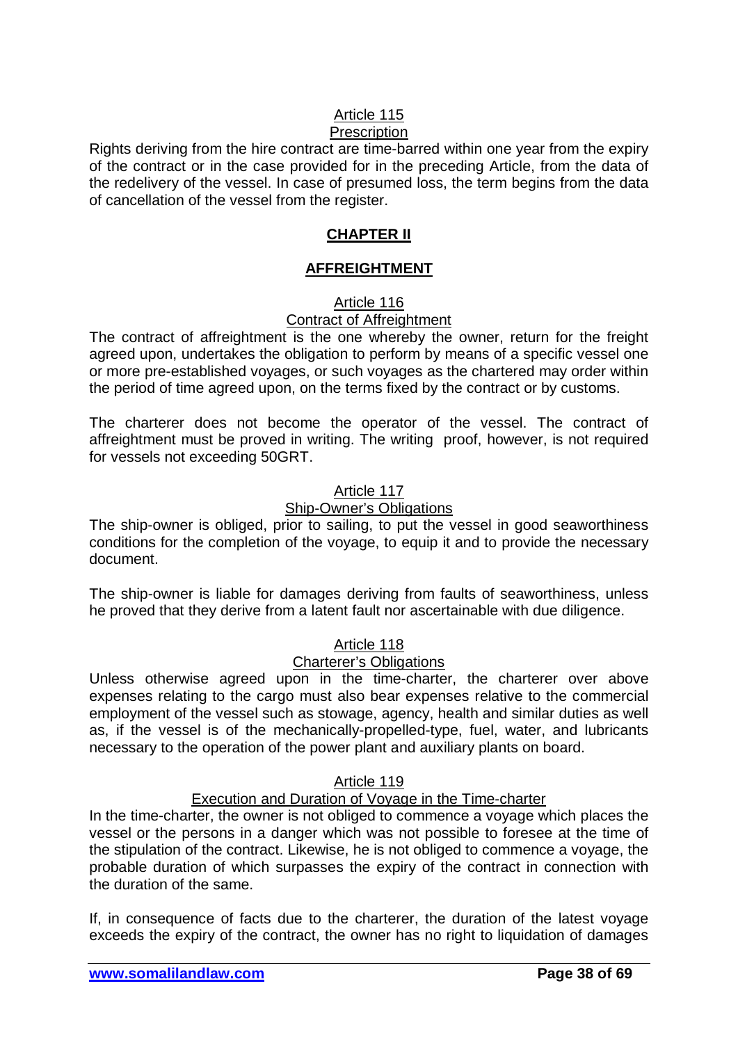Article 115

Prescription

Rights deriving from the hire contract are time-barred within one year from the expiry of the contract or in the case provided for in the preceding Article, from the data of the redelivery of the vessel. In case of presumed loss, the term begins from the data of cancellation of the vessel from the register.

## CHAPTER II

## AFFREIGHTMENT

Article 116

Contract of Affreightment

The contract of affreightment is the one whereby the owner, return for the freight agreed upon, undertakes the obligation to perform by means of a specific vessel one or more pre-established voyages, or such voyages as the chartered may order within the period of time agreed upon, on the terms fixed by the contract or by customs.

The charterer does not become the operator of the vessel. The contract of affreightment must be proved in writing. The writing proof, however, is not required for vessels not exceeding 50GRT.

Article 117

Ship-Owner's Obligations

The ship-owner is obliged, prior to sailing, to put the vessel in good seaworthiness conditions for the completion of the voyage, to equip it and to provide the necessary document.

The ship-owner is liable for damages deriving from faults of seaworthiness, unless he proved that they derive from a latent fault nor ascertainable with due diligence.

Article 118

Charterer's Obligations

Unless otherwise agreed upon in the time-charter, the charterer over above expenses relating to the cargo must also bear expenses relative to the commercial employment of the vessel such as stowage, agency, health and similar duties as well as, if the vessel is of the mechanically-propelled-type, fuel, water, and lubricants necessary to the operation of the power plant and auxiliary plants on board.

Article 119

Execution and Duration of Voyage in the Time-charter

In the time-charter, the owner is not obliged to commence a voyage which places the vessel or the persons in a danger which was not possible to foresee at the time of the stipulation of the contract. Likewise, he is not obliged to commence a voyage, the probable duration of which surpasses the expiry of the contract in connection with the duration of the same.

If, in consequence of facts due to the charterer, the duration of the latest voyage exceeds the expiry of the contract, the owner has no right to liquidation of damages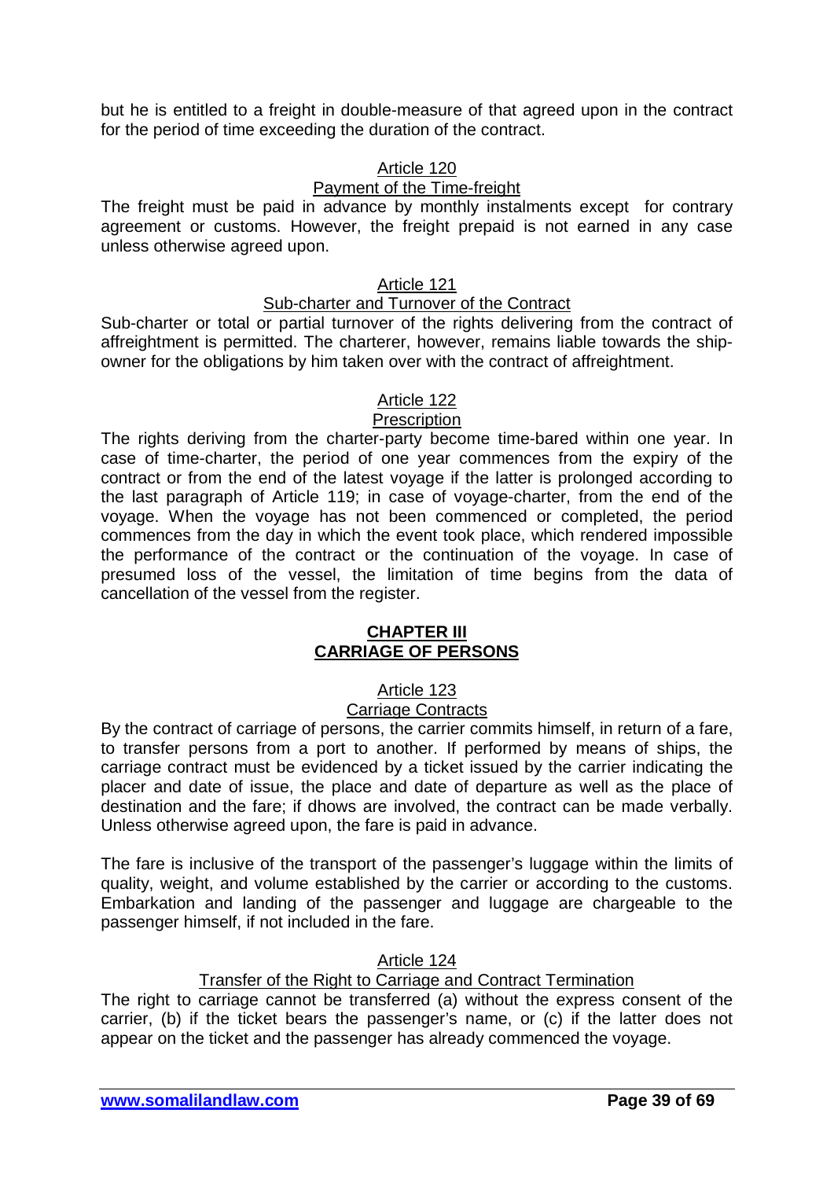but he is entitled to a freight in double-measure of that agreed upon in the contract for the period of time exceeding the duration of the contract.

### Article 120
#### Payment of the Time-freight

The freight must be paid in advance by monthly instalments except for contrary agreement or customs. However, the freight prepaid is not earned in any case unless otherwise agreed upon.

### Article 121
#### Sub-charter and Turnover of the Contract

Sub-charter or total or partial turnover of the rights delivering from the contract of affreightment is permitted. The charterer, however, remains liable towards the ship-owner for the obligations by him taken over with the contract of affreightment.

### Article 122
#### Prescription

The rights deriving from the charter-party become time-bared within one year. In case of time-charter, the period of one year commences from the expiry of the contract or from the end of the latest voyage if the latter is prolonged according to the last paragraph of Article 119; in case of voyage-charter, from the end of the voyage. When the voyage has not been commenced or completed, the period commences from the day in which the event took place, which rendered impossible the performance of the contract or the continuation of the voyage. In case of presumed loss of the vessel, the limitation of time begins from the data of cancellation of the vessel from the register.

## CHAPTER III
## CARRIAGE OF PERSONS

### Article 123
#### Carriage Contracts

By the contract of carriage of persons, the carrier commits himself, in return of a fare, to transfer persons from a port to another. If performed by means of ships, the carriage contract must be evidenced by a ticket issued by the carrier indicating the placer and date of issue, the place and date of departure as well as the place of destination and the fare; if dhows are involved, the contract can be made verbally. Unless otherwise agreed upon, the fare is paid in advance.

The fare is inclusive of the transport of the passenger's luggage within the limits of quality, weight, and volume established by the carrier or according to the customs. Embarkation and landing of the passenger and luggage are chargeable to the passenger himself, if not included in the fare.

### Article 124
#### Transfer of the Right to Carriage and Contract Termination

The right to carriage cannot be transferred (a) without the express consent of the carrier, (b) if the ticket bears the passenger's name, or (c) if the latter does not appear on the ticket and the passenger has already commenced the voyage.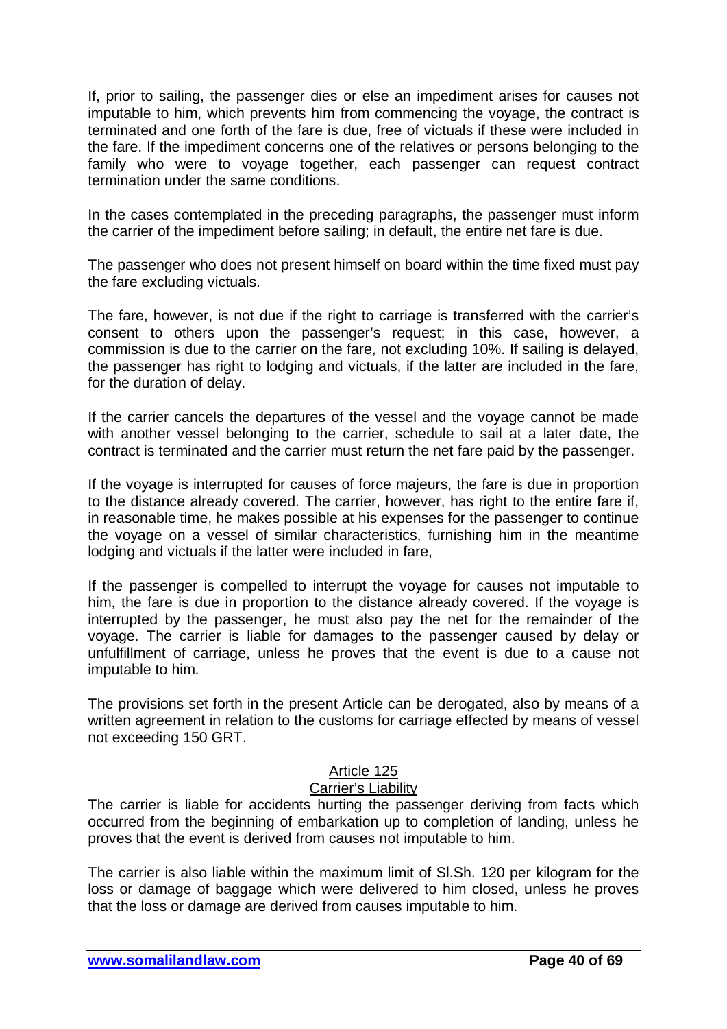If, prior to sailing, the passenger dies or else an impediment arises for causes not imputable to him, which prevents him from commencing the voyage, the contract is terminated and one forth of the fare is due, free of victuals if these were included in the fare. If the impediment concerns one of the relatives or persons belonging to the family who were to voyage together, each passenger can request contract termination under the same conditions.

In the cases contemplated in the preceding paragraphs, the passenger must inform the carrier of the impediment before sailing; in default, the entire net fare is due.

The passenger who does not present himself on board within the time fixed must pay the fare excluding victuals.

The fare, however, is not due if the right to carriage is transferred with the carrier's consent to others upon the passenger's request; in this case, however, a commission is due to the carrier on the fare, not excluding 10%. If sailing is delayed, the passenger has right to lodging and victuals, if the latter are included in the fare, for the duration of delay.

If the carrier cancels the departures of the vessel and the voyage cannot be made with another vessel belonging to the carrier, schedule to sail at a later date, the contract is terminated and the carrier must return the net fare paid by the passenger.

If the voyage is interrupted for causes of force majeurs, the fare is due in proportion to the distance already covered. The carrier, however, has right to the entire fare if, in reasonable time, he makes possible at his expenses for the passenger to continue the voyage on a vessel of similar characteristics, furnishing him in the meantime lodging and victuals if the latter were included in fare,

If the passenger is compelled to interrupt the voyage for causes not imputable to him, the fare is due in proportion to the distance already covered. If the voyage is interrupted by the passenger, he must also pay the net for the remainder of the voyage. The carrier is liable for damages to the passenger caused by delay or unfulfillment of carriage, unless he proves that the event is due to a cause not imputable to him.

The provisions set forth in the present Article can be derogated, also by means of a written agreement in relation to the customs for carriage effected by means of vessel not exceeding 150 GRT.

## Article 125
## Carrier's Liability

The carrier is liable for accidents hurting the passenger deriving from facts which occurred from the beginning of embarkation up to completion of landing, unless he proves that the event is derived from causes not imputable to him.

The carrier is also liable within the maximum limit of Sl.Sh. 120 per kilogram for the loss or damage of baggage which were delivered to him closed, unless he proves that the loss or damage are derived from causes imputable to him.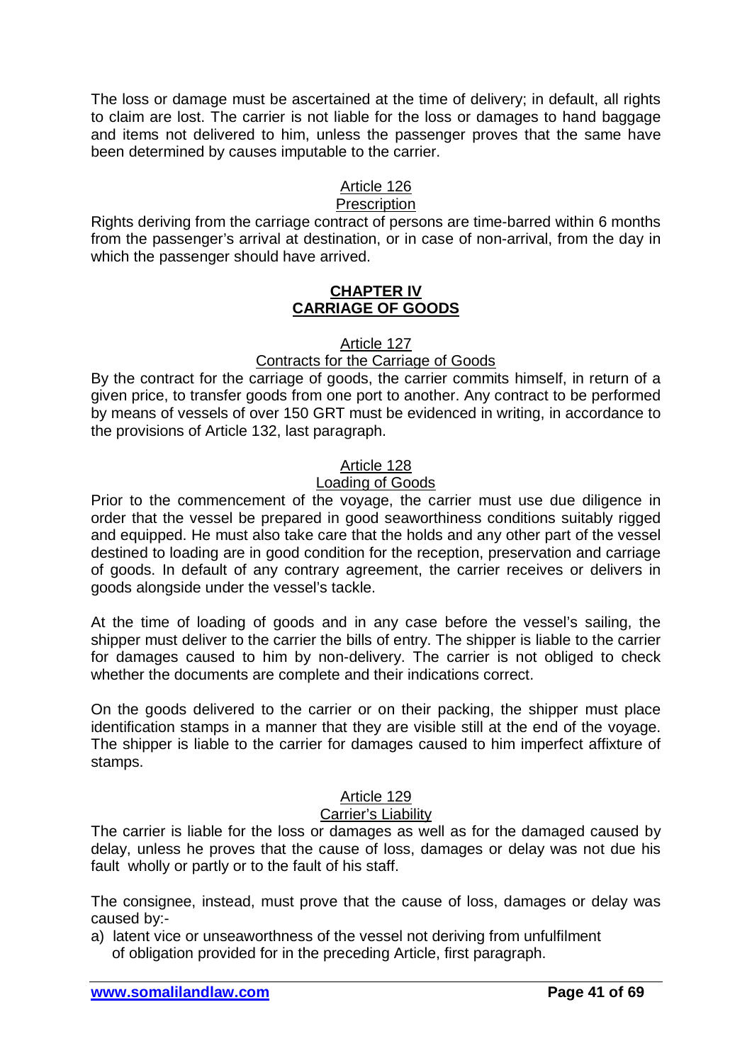The loss or damage must be ascertained at the time of delivery; in default, all rights to claim are lost. The carrier is not liable for the loss or damages to hand baggage and items not delivered to him, unless the passenger proves that the same have been determined by causes imputable to the carrier.

### Article 126
### Prescription

Rights deriving from the carriage contract of persons are time-barred within 6 months from the passenger's arrival at destination, or in case of non-arrival, from the day in which the passenger should have arrived.

## CHAPTER IV
## CARRIAGE OF GOODS

### Article 127
### Contracts for the Carriage of Goods

By the contract for the carriage of goods, the carrier commits himself, in return of a given price, to transfer goods from one port to another. Any contract to be performed by means of vessels of over 150 GRT must be evidenced in writing, in accordance to the provisions of Article 132, last paragraph.

### Article 128
### Loading of Goods

Prior to the commencement of the voyage, the carrier must use due diligence in order that the vessel be prepared in good seaworthiness conditions suitably rigged and equipped. He must also take care that the holds and any other part of the vessel destined to loading are in good condition for the reception, preservation and carriage of goods. In default of any contrary agreement, the carrier receives or delivers in goods alongside under the vessel's tackle.

At the time of loading of goods and in any case before the vessel's sailing, the shipper must deliver to the carrier the bills of entry. The shipper is liable to the carrier for damages caused to him by non-delivery. The carrier is not obliged to check whether the documents are complete and their indications correct.

On the goods delivered to the carrier or on their packing, the shipper must place identification stamps in a manner that they are visible still at the end of the voyage. The shipper is liable to the carrier for damages caused to him imperfect affixture of stamps.

### Article 129
### Carrier's Liability

The carrier is liable for the loss or damages as well as for the damaged caused by delay, unless he proves that the cause of loss, damages or delay was not due his fault wholly or partly or to the fault of his staff.

The consignee, instead, must prove that the cause of loss, damages or delay was caused by:-

a) latent vice or unseaworthness of the vessel not deriving from unfulfilment of obligation provided for in the preceding Article, first paragraph.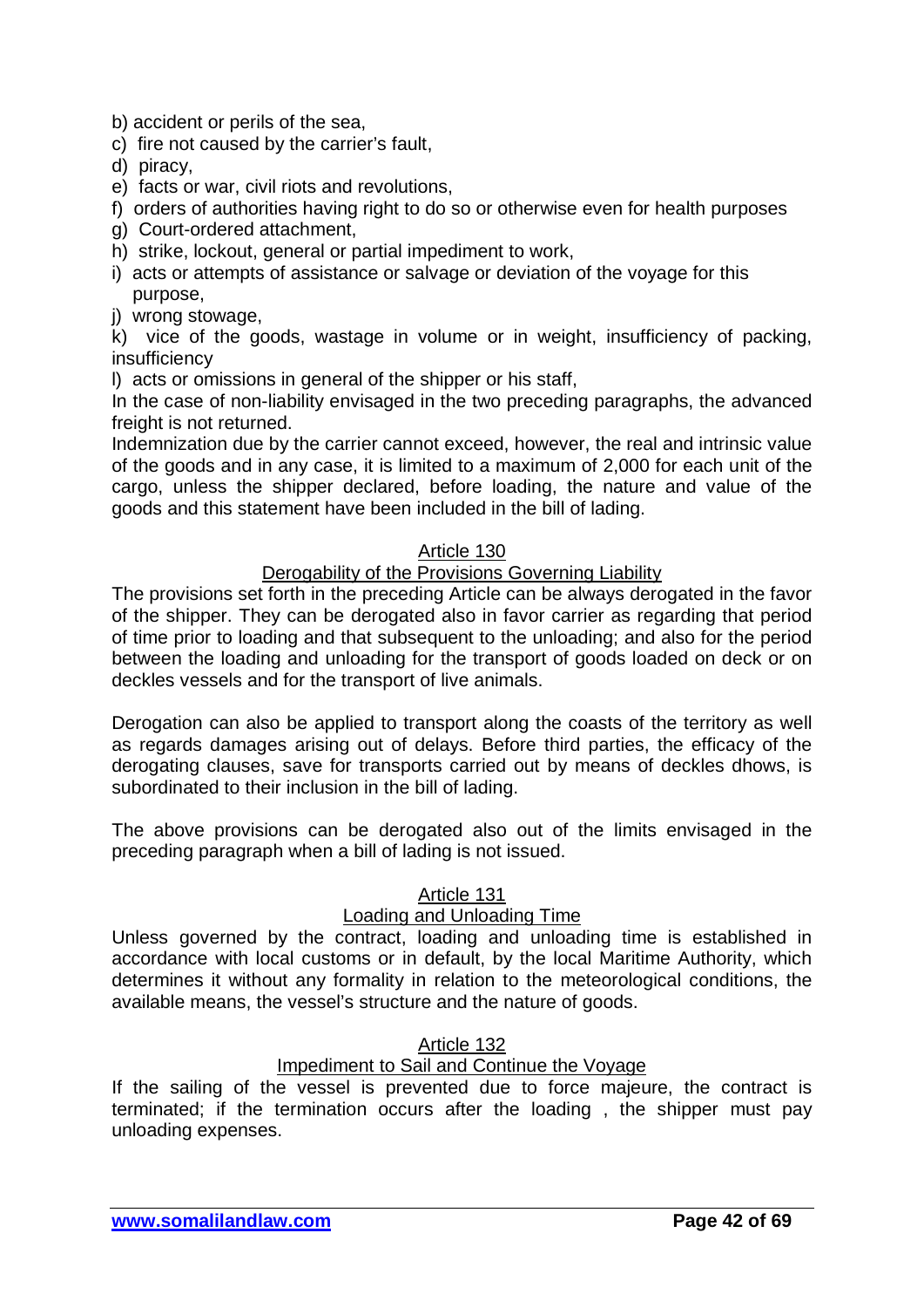b) accident or perils of the sea,
c) fire not caused by the carrier's fault,
d) piracy,
e) facts or war, civil riots and revolutions,
f) orders of authorities having right to do so or otherwise even for health purposes
g) Court-ordered attachment,
h) strike, lockout, general or partial impediment to work,
i) acts or attempts of assistance or salvage or deviation of the voyage for this purpose,
j) wrong stowage,
k) vice of the goods, wastage in volume or in weight, insufficiency of packing, insufficiency
l) acts or omissions in general of the shipper or his staff,

In the case of non-liability envisaged in the two preceding paragraphs, the advanced freight is not returned.

Indemnization due by the carrier cannot exceed, however, the real and intrinsic value of the goods and in any case, it is limited to a maximum of 2,000 for each unit of the cargo, unless the shipper declared, before loading, the nature and value of the goods and this statement have been included in the bill of lading.

### Article 130

### Derogability of the Provisions Governing Liability

The provisions set forth in the preceding Article can be always derogated in the favor of the shipper. They can be derogated also in favor carrier as regarding that period of time prior to loading and that subsequent to the unloading; and also for the period between the loading and unloading for the transport of goods loaded on deck or on deckles vessels and for the transport of live animals.

Derogation can also be applied to transport along the coasts of the territory as well as regards damages arising out of delays. Before third parties, the efficacy of the derogating clauses, save for transports carried out by means of deckles dhows, is subordinated to their inclusion in the bill of lading.

The above provisions can be derogated also out of the limits envisaged in the preceding paragraph when a bill of lading is not issued.

### Article 131

### Loading and Unloading Time

Unless governed by the contract, loading and unloading time is established in accordance with local customs or in default, by the local Maritime Authority, which determines it without any formality in relation to the meteorological conditions, the available means, the vessel's structure and the nature of goods.

### Article 132

### Impediment to Sail and Continue the Voyage

If the sailing of the vessel is prevented due to force majeure, the contract is terminated; if the termination occurs after the loading , the shipper must pay unloading expenses.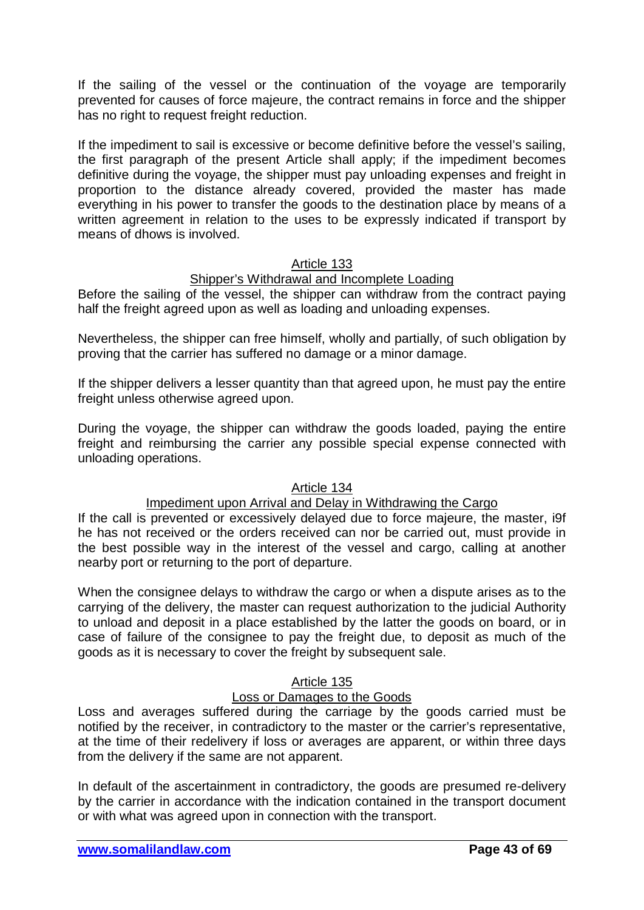If the sailing of the vessel or the continuation of the voyage are temporarily prevented for causes of force majeure, the contract remains in force and the shipper has no right to request freight reduction.

If the impediment to sail is excessive or become definitive before the vessel's sailing, the first paragraph of the present Article shall apply; if the impediment becomes definitive during the voyage, the shipper must pay unloading expenses and freight in proportion to the distance already covered, provided the master has made everything in his power to transfer the goods to the destination place by means of a written agreement in relation to the uses to be expressly indicated if transport by means of dhows is involved.

## Article 133

### Shipper's Withdrawal and Incomplete Loading

Before the sailing of the vessel, the shipper can withdraw from the contract paying half the freight agreed upon as well as loading and unloading expenses.

Nevertheless, the shipper can free himself, wholly and partially, of such obligation by proving that the carrier has suffered no damage or a minor damage.

If the shipper delivers a lesser quantity than that agreed upon, he must pay the entire freight unless otherwise agreed upon.

During the voyage, the shipper can withdraw the goods loaded, paying the entire freight and reimbursing the carrier any possible special expense connected with unloading operations.

## Article 134

### Impediment upon Arrival and Delay in Withdrawing the Cargo

If the call is prevented or excessively delayed due to force majeure, the master, i9f he has not received or the orders received can nor be carried out, must provide in the best possible way in the interest of the vessel and cargo, calling at another nearby port or returning to the port of departure.

When the consignee delays to withdraw the cargo or when a dispute arises as to the carrying of the delivery, the master can request authorization to the judicial Authority to unload and deposit in a place established by the latter the goods on board, or in case of failure of the consignee to pay the freight due, to deposit as much of the goods as it is necessary to cover the freight by subsequent sale.

## Article 135

### Loss or Damages to the Goods

Loss and averages suffered during the carriage by the goods carried must be notified by the receiver, in contradictory to the master or the carrier's representative, at the time of their redelivery if loss or averages are apparent, or within three days from the delivery if the same are not apparent.

In default of the ascertainment in contradictory, the goods are presumed re-delivery by the carrier in accordance with the indication contained in the transport document or with what was agreed upon in connection with the transport.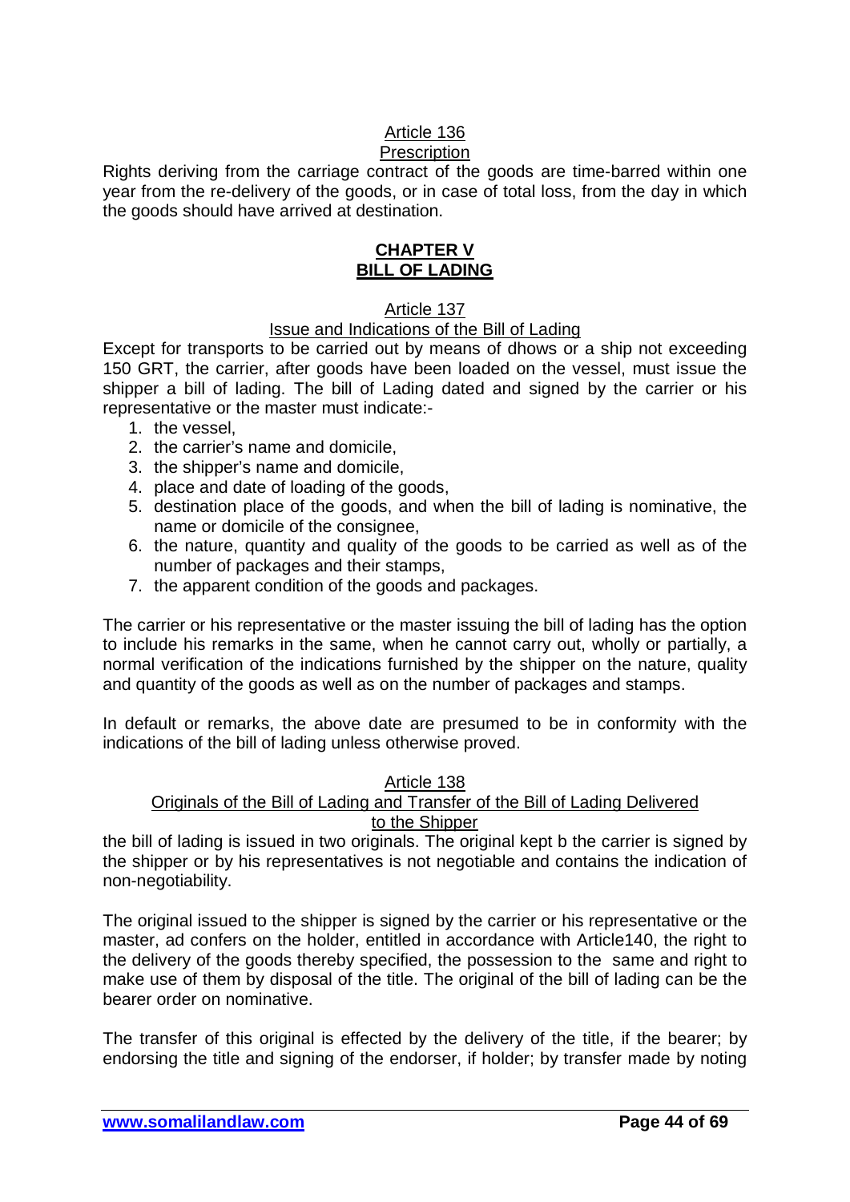Article 136

Prescription

Rights deriving from the carriage contract of the goods are time-barred within one year from the re-delivery of the goods, or in case of total loss, from the day in which the goods should have arrived at destination.

## **CHAPTER V**
## **BILL OF LADING**

Article 137

Issue and Indications of the Bill of Lading

Except for transports to be carried out by means of dhows or a ship not exceeding 150 GRT, the carrier, after goods have been loaded on the vessel, must issue the shipper a bill of lading. The bill of Lading dated and signed by the carrier or his representative or the master must indicate:-

1. the vessel,
2. the carrier's name and domicile,
3. the shipper's name and domicile,
4. place and date of loading of the goods,
5. destination place of the goods, and when the bill of lading is nominative, the name or domicile of the consignee,
6. the nature, quantity and quality of the goods to be carried as well as of the number of packages and their stamps,
7. the apparent condition of the goods and packages.

The carrier or his representative or the master issuing the bill of lading has the option to include his remarks in the same, when he cannot carry out, wholly or partially, a normal verification of the indications furnished by the shipper on the nature, quality and quantity of the goods as well as on the number of packages and stamps.

In default or remarks, the above date are presumed to be in conformity with the indications of the bill of lading unless otherwise proved.

Article 138

Originals of the Bill of Lading and Transfer of the Bill of Lading Delivered to the Shipper

the bill of lading is issued in two originals. The original kept b the carrier is signed by the shipper or by his representatives is not negotiable and contains the indication of non-negotiability.

The original issued to the shipper is signed by the carrier or his representative or the master, ad confers on the holder, entitled in accordance with Article140, the right to the delivery of the goods thereby specified, the possession to the same and right to make use of them by disposal of the title. The original of the bill of lading can be the bearer order on nominative.

The transfer of this original is effected by the delivery of the title, if the bearer; by endorsing the title and signing of the endorser, if holder; by transfer made by noting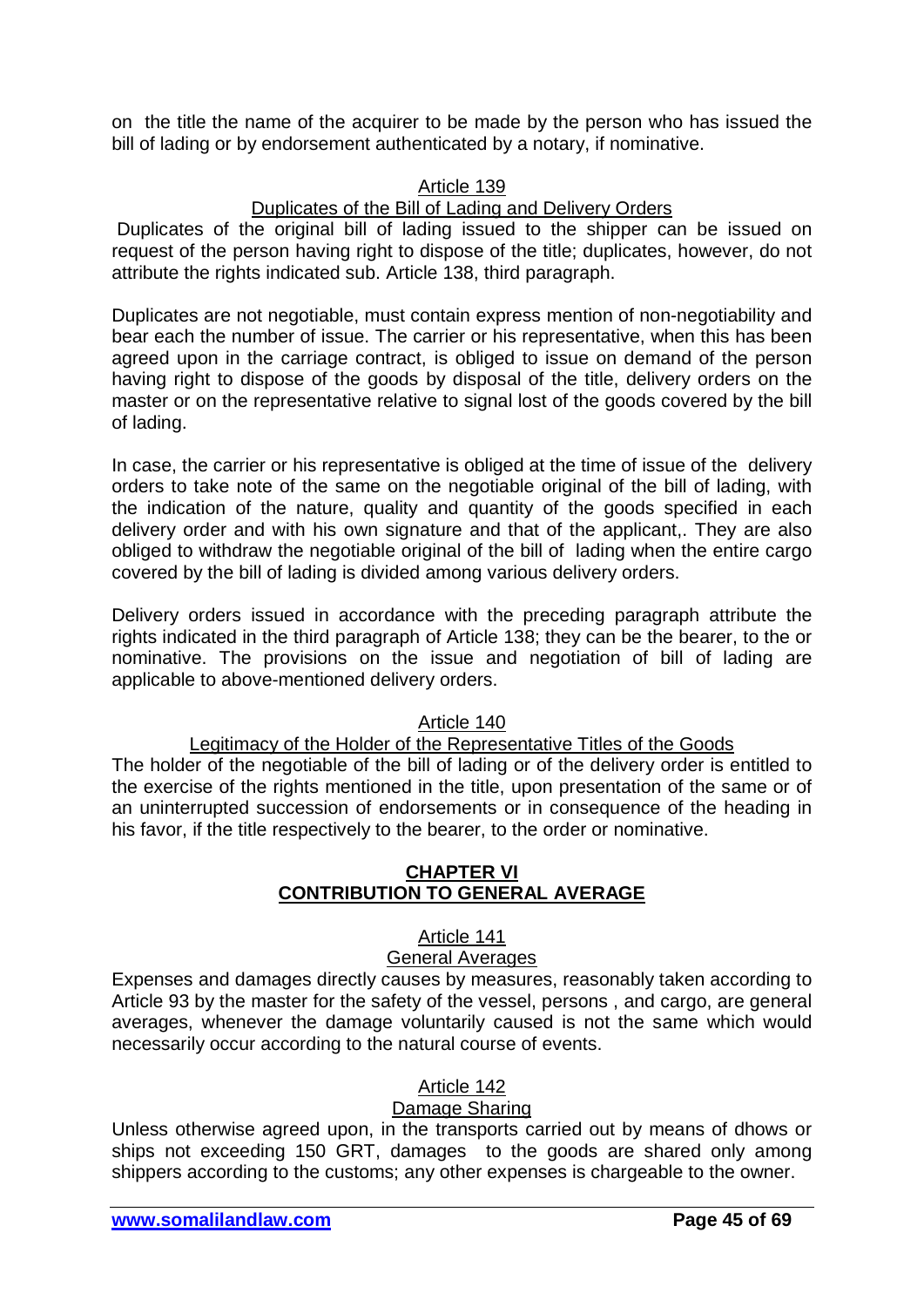on the title the name of the acquirer to be made by the person who has issued the bill of lading or by endorsement authenticated by a notary, if nominative.

### Article 139

### Duplicates of the Bill of Lading and Delivery Orders

Duplicates of the original bill of lading issued to the shipper can be issued on request of the person having right to dispose of the title; duplicates, however, do not attribute the rights indicated sub. Article 138, third paragraph.

Duplicates are not negotiable, must contain express mention of non-negotiability and bear each the number of issue. The carrier or his representative, when this has been agreed upon in the carriage contract, is obliged to issue on demand of the person having right to dispose of the goods by disposal of the title, delivery orders on the master or on the representative relative to signal lost of the goods covered by the bill of lading.

In case, the carrier or his representative is obliged at the time of issue of the delivery orders to take note of the same on the negotiable original of the bill of lading, with the indication of the nature, quality and quantity of the goods specified in each delivery order and with his own signature and that of the applicant,. They are also obliged to withdraw the negotiable original of the bill of lading when the entire cargo covered by the bill of lading is divided among various delivery orders.

Delivery orders issued in accordance with the preceding paragraph attribute the rights indicated in the third paragraph of Article 138; they can be the bearer, to the or nominative. The provisions on the issue and negotiation of bill of lading are applicable to above-mentioned delivery orders.

### Article 140

### Legitimacy of the Holder of the Representative Titles of the Goods

The holder of the negotiable of the bill of lading or of the delivery order is entitled to the exercise of the rights mentioned in the title, upon presentation of the same or of an uninterrupted succession of endorsements or in consequence of the heading in his favor, if the title respectively to the bearer, to the order or nominative.

## CHAPTER VI
## CONTRIBUTION TO GENERAL AVERAGE

### Article 141

### General Averages

Expenses and damages directly causes by measures, reasonably taken according to Article 93 by the master for the safety of the vessel, persons , and cargo, are general averages, whenever the damage voluntarily caused is not the same which would necessarily occur according to the natural course of events.

### Article 142

### Damage Sharing

Unless otherwise agreed upon, in the transports carried out by means of dhows or ships not exceeding 150 GRT, damages to the goods are shared only among shippers according to the customs; any other expenses is chargeable to the owner.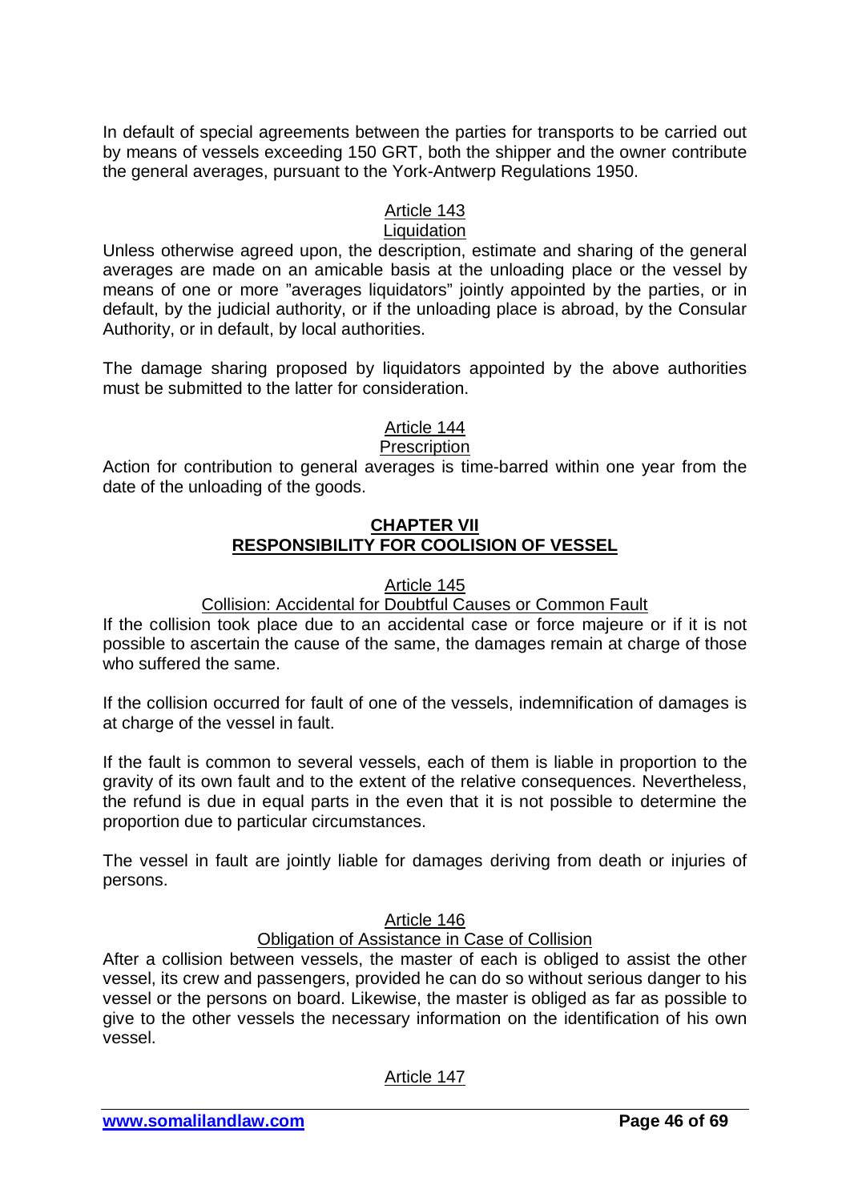In default of special agreements between the parties for transports to be carried out by means of vessels exceeding 150 GRT, both the shipper and the owner contribute the general averages, pursuant to the York-Antwerp Regulations 1950.

Article 143

Liquidation

Unless otherwise agreed upon, the description, estimate and sharing of the general averages are made on an amicable basis at the unloading place or the vessel by means of one or more "averages liquidators" jointly appointed by the parties, or in default, by the judicial authority, or if the unloading place is abroad, by the Consular Authority, or in default, by local authorities.

The damage sharing proposed by liquidators appointed by the above authorities must be submitted to the latter for consideration.

Article 144

Prescription

Action for contribution to general averages is time-barred within one year from the date of the unloading of the goods.

## CHAPTER VII
## RESPONSIBILITY FOR COOLISION OF VESSEL

Article 145

Collision: Accidental for Doubtful Causes or Common Fault

If the collision took place due to an accidental case or force majeure or if it is not possible to ascertain the cause of the same, the damages remain at charge of those who suffered the same.

If the collision occurred for fault of one of the vessels, indemnification of damages is at charge of the vessel in fault.

If the fault is common to several vessels, each of them is liable in proportion to the gravity of its own fault and to the extent of the relative consequences. Nevertheless, the refund is due in equal parts in the even that it is not possible to determine the proportion due to particular circumstances.

The vessel in fault are jointly liable for damages deriving from death or injuries of persons.

Article 146

Obligation of Assistance in Case of Collision

After a collision between vessels, the master of each is obliged to assist the other vessel, its crew and passengers, provided he can do so without serious danger to his vessel or the persons on board. Likewise, the master is obliged as far as possible to give to the other vessels the necessary information on the identification of his own vessel.

Article 147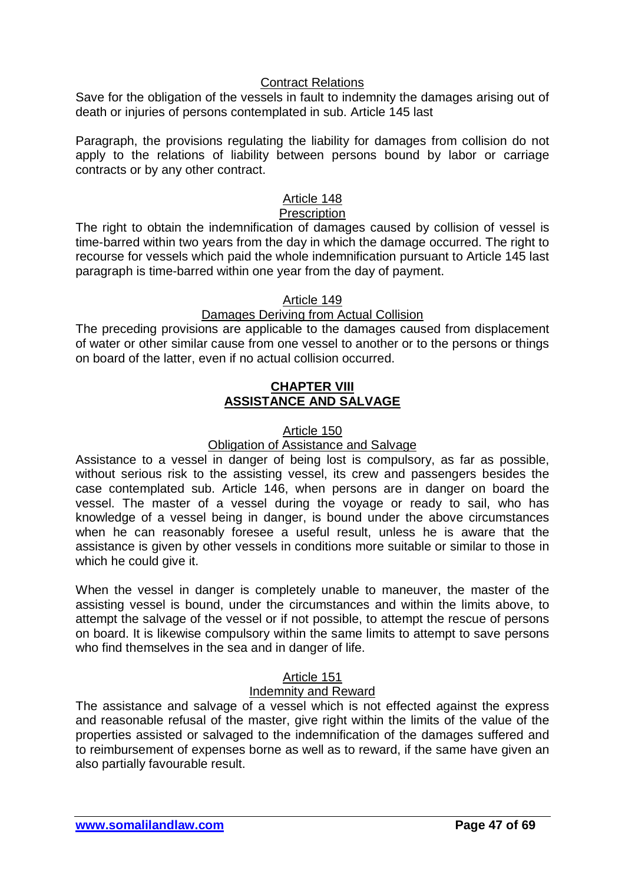Contract Relations

Save for the obligation of the vessels in fault to indemnity the damages arising out of death or injuries of persons contemplated in sub. Article 145 last

Paragraph, the provisions regulating the liability for damages from collision do not apply to the relations of liability between persons bound by labor or carriage contracts or by any other contract.

Article 148

Prescription

The right to obtain the indemnification of damages caused by collision of vessel is time-barred within two years from the day in which the damage occurred. The right to recourse for vessels which paid the whole indemnification pursuant to Article 145 last paragraph is time-barred within one year from the day of payment.

Article 149

Damages Deriving from Actual Collision

The preceding provisions are applicable to the damages caused from displacement of water or other similar cause from one vessel to another or to the persons or things on board of the latter, even if no actual collision occurred.

## CHAPTER VIII
## ASSISTANCE AND SALVAGE

Article 150

Obligation of Assistance and Salvage

Assistance to a vessel in danger of being lost is compulsory, as far as possible, without serious risk to the assisting vessel, its crew and passengers besides the case contemplated sub. Article 146, when persons are in danger on board the vessel. The master of a vessel during the voyage or ready to sail, who has knowledge of a vessel being in danger, is bound under the above circumstances when he can reasonably foresee a useful result, unless he is aware that the assistance is given by other vessels in conditions more suitable or similar to those in which he could give it.

When the vessel in danger is completely unable to maneuver, the master of the assisting vessel is bound, under the circumstances and within the limits above, to attempt the salvage of the vessel or if not possible, to attempt the rescue of persons on board. It is likewise compulsory within the same limits to attempt to save persons who find themselves in the sea and in danger of life.

Article 151

Indemnity and Reward

The assistance and salvage of a vessel which is not effected against the express and reasonable refusal of the master, give right within the limits of the value of the properties assisted or salvaged to the indemnification of the damages suffered and to reimbursement of expenses borne as well as to reward, if the same have given an also partially favourable result.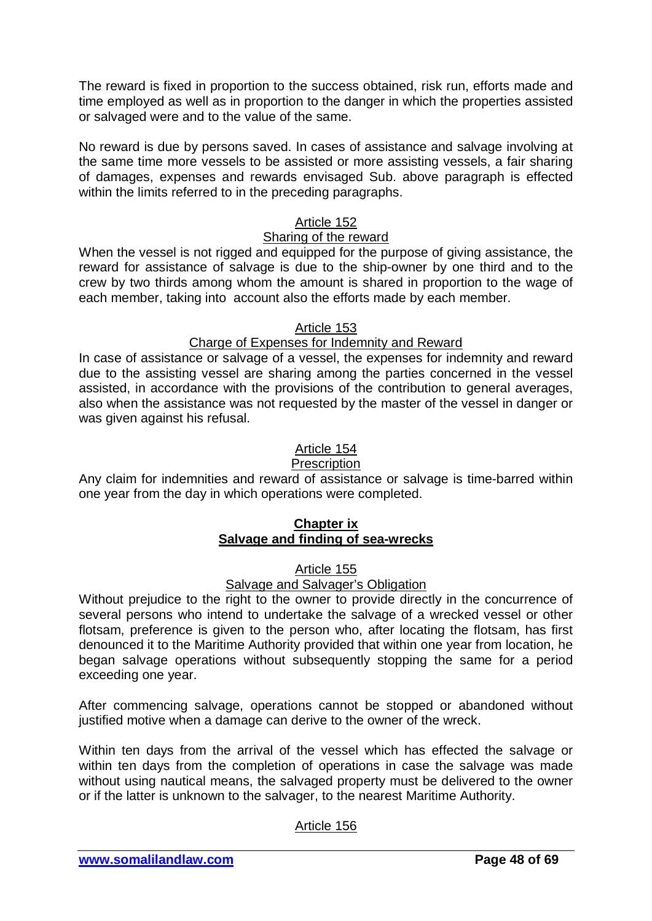The reward is fixed in proportion to the success obtained, risk run, efforts made and time employed as well as in proportion to the danger in which the properties assisted or salvaged were and to the value of the same.

No reward is due by persons saved. In cases of assistance and salvage involving at the same time more vessels to be assisted or more assisting vessels, a fair sharing of damages, expenses and rewards envisaged Sub. above paragraph is effected within the limits referred to in the preceding paragraphs.

### Article 152
### Sharing of the reward

When the vessel is not rigged and equipped for the purpose of giving assistance, the reward for assistance of salvage is due to the ship-owner by one third and to the crew by two thirds among whom the amount is shared in proportion to the wage of each member, taking into account also the efforts made by each member.

### Article 153
### Charge of Expenses for Indemnity and Reward

In case of assistance or salvage of a vessel, the expenses for indemnity and reward due to the assisting vessel are sharing among the parties concerned in the vessel assisted, in accordance with the provisions of the contribution to general averages, also when the assistance was not requested by the master of the vessel in danger or was given against his refusal.

### Article 154
### Prescription

Any claim for indemnities and reward of assistance or salvage is time-barred within one year from the day in which operations were completed.

## Chapter ix
## Salvage and finding of sea-wrecks

### Article 155
### Salvage and Salvager's Obligation

Without prejudice to the right to the owner to provide directly in the concurrence of several persons who intend to undertake the salvage of a wrecked vessel or other flotsam, preference is given to the person who, after locating the flotsam, has first denounced it to the Maritime Authority provided that within one year from location, he began salvage operations without subsequently stopping the same for a period exceeding one year.

After commencing salvage, operations cannot be stopped or abandoned without justified motive when a damage can derive to the owner of the wreck.

Within ten days from the arrival of the vessel which has effected the salvage or within ten days from the completion of operations in case the salvage was made without using nautical means, the salvaged property must be delivered to the owner or if the latter is unknown to the salvager, to the nearest Maritime Authority.

### Article 156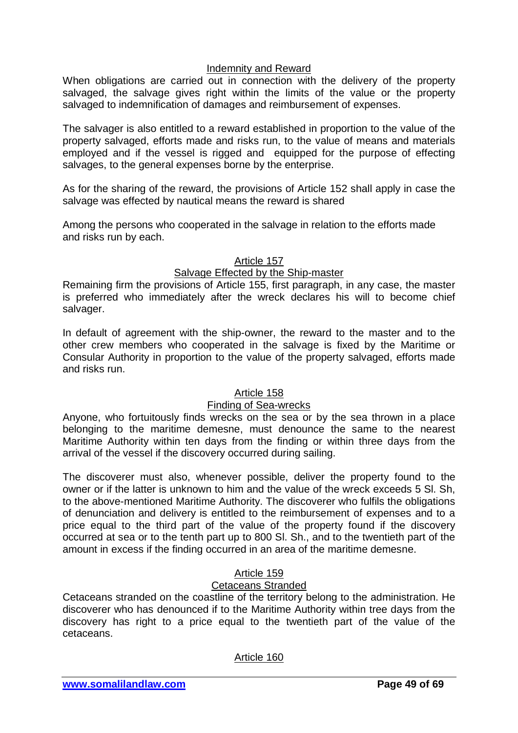### Indemnity and Reward

When obligations are carried out in connection with the delivery of the property salvaged, the salvage gives right within the limits of the value or the property salvaged to indemnification of damages and reimbursement of expenses.

The salvager is also entitled to a reward established in proportion to the value of the property salvaged, efforts made and risks run, to the value of means and materials employed and if the vessel is rigged and equipped for the purpose of effecting salvages, to the general expenses borne by the enterprise.

As for the sharing of the reward, the provisions of Article 152 shall apply in case the salvage was effected by nautical means the reward is shared

Among the persons who cooperated in the salvage in relation to the efforts made and risks run by each.

## Article 157

### Salvage Effected by the Ship-master

Remaining firm the provisions of Article 155, first paragraph, in any case, the master is preferred who immediately after the wreck declares his will to become chief salvager.

In default of agreement with the ship-owner, the reward to the master and to the other crew members who cooperated in the salvage is fixed by the Maritime or Consular Authority in proportion to the value of the property salvaged, efforts made and risks run.

## Article 158

### Finding of Sea-wrecks

Anyone, who fortuitously finds wrecks on the sea or by the sea thrown in a place belonging to the maritime demesne, must denounce the same to the nearest Maritime Authority within ten days from the finding or within three days from the arrival of the vessel if the discovery occurred during sailing.

The discoverer must also, whenever possible, deliver the property found to the owner or if the latter is unknown to him and the value of the wreck exceeds 5 Sl. Sh, to the above-mentioned Maritime Authority. The discoverer who fulfils the obligations of denunciation and delivery is entitled to the reimbursement of expenses and to a price equal to the third part of the value of the property found if the discovery occurred at sea or to the tenth part up to 800 Sl. Sh., and to the twentieth part of the amount in excess if the finding occurred in an area of the maritime demesne.

## Article 159

### Cetaceans Stranded

Cetaceans stranded on the coastline of the territory belong to the administration. He discoverer who has denounced if to the Maritime Authority within tree days from the discovery has right to a price equal to the twentieth part of the value of the cetaceans.

## Article 160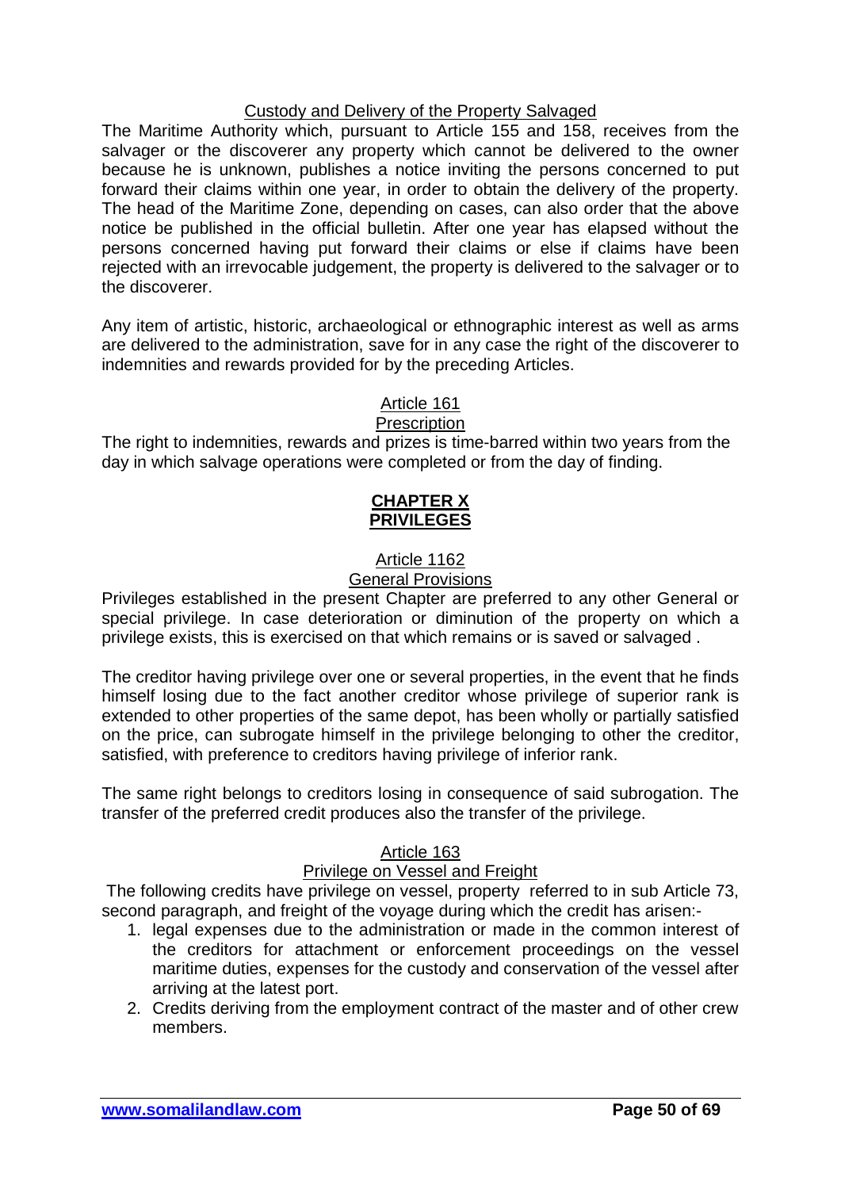### Custody and Delivery of the Property Salvaged

The Maritime Authority which, pursuant to Article 155 and 158, receives from the salvager or the discoverer any property which cannot be delivered to the owner because he is unknown, publishes a notice inviting the persons concerned to put forward their claims within one year, in order to obtain the delivery of the property. The head of the Maritime Zone, depending on cases, can also order that the above notice be published in the official bulletin. After one year has elapsed without the persons concerned having put forward their claims or else if claims have been rejected with an irrevocable judgement, the property is delivered to the salvager or to the discoverer.

Any item of artistic, historic, archaeological or ethnographic interest as well as arms are delivered to the administration, save for in any case the right of the discoverer to indemnities and rewards provided for by the preceding Articles.

### Article 161
### Prescription

The right to indemnities, rewards and prizes is time-barred within two years from the day in which salvage operations were completed or from the day of finding.

## CHAPTER X
## PRIVILEGES

### Article 1162
### General Provisions

Privileges established in the present Chapter are preferred to any other General or special privilege. In case deterioration or diminution of the property on which a privilege exists, this is exercised on that which remains or is saved or salvaged .

The creditor having privilege over one or several properties, in the event that he finds himself losing due to the fact another creditor whose privilege of superior rank is extended to other properties of the same depot, has been wholly or partially satisfied on the price, can subrogate himself in the privilege belonging to other the creditor, satisfied, with preference to creditors having privilege of inferior rank.

The same right belongs to creditors losing in consequence of said subrogation. The transfer of the preferred credit produces also the transfer of the privilege.

### Article 163
### Privilege on Vessel and Freight

The following credits have privilege on vessel, property referred to in sub Article 73, second paragraph, and freight of the voyage during which the credit has arisen:-

1. legal expenses due to the administration or made in the common interest of the creditors for attachment or enforcement proceedings on the vessel maritime duties, expenses for the custody and conservation of the vessel after arriving at the latest port.
2. Credits deriving from the employment contract of the master and of other crew members.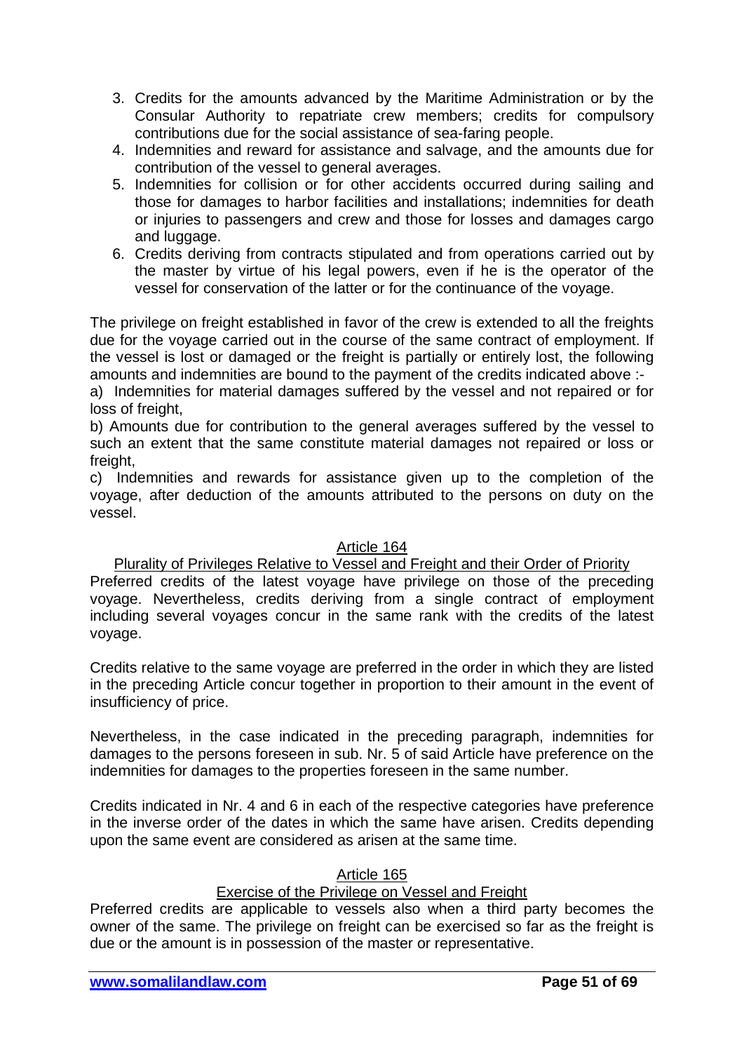3. Credits for the amounts advanced by the Maritime Administration or by the Consular Authority to repatriate crew members; credits for compulsory contributions due for the social assistance of sea-faring people.
4. Indemnities and reward for assistance and salvage, and the amounts due for contribution of the vessel to general averages.
5. Indemnities for collision or for other accidents occurred during sailing and those for damages to harbor facilities and installations; indemnities for death or injuries to passengers and crew and those for losses and damages cargo and luggage.
6. Credits deriving from contracts stipulated and from operations carried out by the master by virtue of his legal powers, even if he is the operator of the vessel for conservation of the latter or for the continuance of the voyage.

The privilege on freight established in favor of the crew is extended to all the freights due for the voyage carried out in the course of the same contract of employment. If the vessel is lost or damaged or the freight is partially or entirely lost, the following amounts and indemnities are bound to the payment of the credits indicated above :-

a) Indemnities for material damages suffered by the vessel and not repaired or for loss of freight,

b) Amounts due for contribution to the general averages suffered by the vessel to such an extent that the same constitute material damages not repaired or loss or freight,

c) Indemnities and rewards for assistance given up to the completion of the voyage, after deduction of the amounts attributed to the persons on duty on the vessel.

## Article 164

### Plurality of Privileges Relative to Vessel and Freight and their Order of Priority

Preferred credits of the latest voyage have privilege on those of the preceding voyage. Nevertheless, credits deriving from a single contract of employment including several voyages concur in the same rank with the credits of the latest voyage.

Credits relative to the same voyage are preferred in the order in which they are listed in the preceding Article concur together in proportion to their amount in the event of insufficiency of price.

Nevertheless, in the case indicated in the preceding paragraph, indemnities for damages to the persons foreseen in sub. Nr. 5 of said Article have preference on the indemnities for damages to the properties foreseen in the same number.

Credits indicated in Nr. 4 and 6 in each of the respective categories have preference in the inverse order of the dates in which the same have arisen. Credits depending upon the same event are considered as arisen at the same time.

## Article 165

### Exercise of the Privilege on Vessel and Freight

Preferred credits are applicable to vessels also when a third party becomes the owner of the same. The privilege on freight can be exercised so far as the freight is due or the amount is in possession of the master or representative.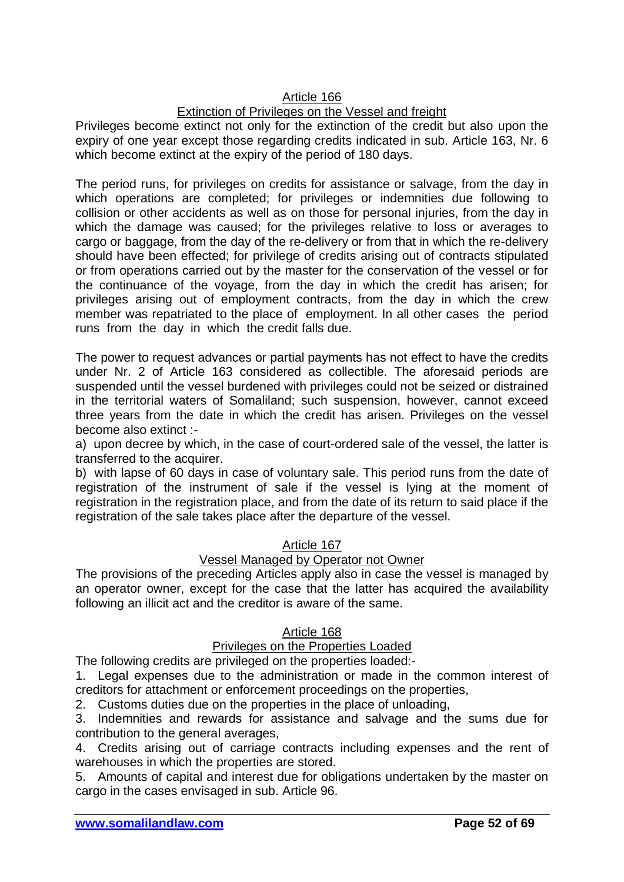## Article 166

### Extinction of Privileges on the Vessel and freight

Privileges become extinct not only for the extinction of the credit but also upon the expiry of one year except those regarding credits indicated in sub. Article 163, Nr. 6 which become extinct at the expiry of the period of 180 days.

The period runs, for privileges on credits for assistance or salvage, from the day in which operations are completed; for privileges or indemnities due following to collision or other accidents as well as on those for personal injuries, from the day in which the damage was caused; for the privileges relative to loss or averages to cargo or baggage, from the day of the re-delivery or from that in which the re-delivery should have been effected; for privilege of credits arising out of contracts stipulated or from operations carried out by the master for the conservation of the vessel or for the continuance of the voyage, from the day in which the credit has arisen; for privileges arising out of employment contracts, from the day in which the crew member was repatriated to the place of employment. In all other cases the period runs from the day in which the credit falls due.

The power to request advances or partial payments has not effect to have the credits under Nr. 2 of Article 163 considered as collectible. The aforesaid periods are suspended until the vessel burdened with privileges could not be seized or distrained in the territorial waters of Somaliland; such suspension, however, cannot exceed three years from the date in which the credit has arisen. Privileges on the vessel become also extinct :-

a) upon decree by which, in the case of court-ordered sale of the vessel, the latter is transferred to the acquirer.

b) with lapse of 60 days in case of voluntary sale. This period runs from the date of registration of the instrument of sale if the vessel is lying at the moment of registration in the registration place, and from the date of its return to said place if the registration of the sale takes place after the departure of the vessel.

## Article 167

### Vessel Managed by Operator not Owner

The provisions of the preceding Articles apply also in case the vessel is managed by an operator owner, except for the case that the latter has acquired the availability following an illicit act and the creditor is aware of the same.

## Article 168

### Privileges on the Properties Loaded

The following credits are privileged on the properties loaded:-

1. Legal expenses due to the administration or made in the common interest of creditors for attachment or enforcement proceedings on the properties,
2. Customs duties due on the properties in the place of unloading,
3. Indemnities and rewards for assistance and salvage and the sums due for contribution to the general averages,
4. Credits arising out of carriage contracts including expenses and the rent of warehouses in which the properties are stored.
5. Amounts of capital and interest due for obligations undertaken by the master on cargo in the cases envisaged in sub. Article 96.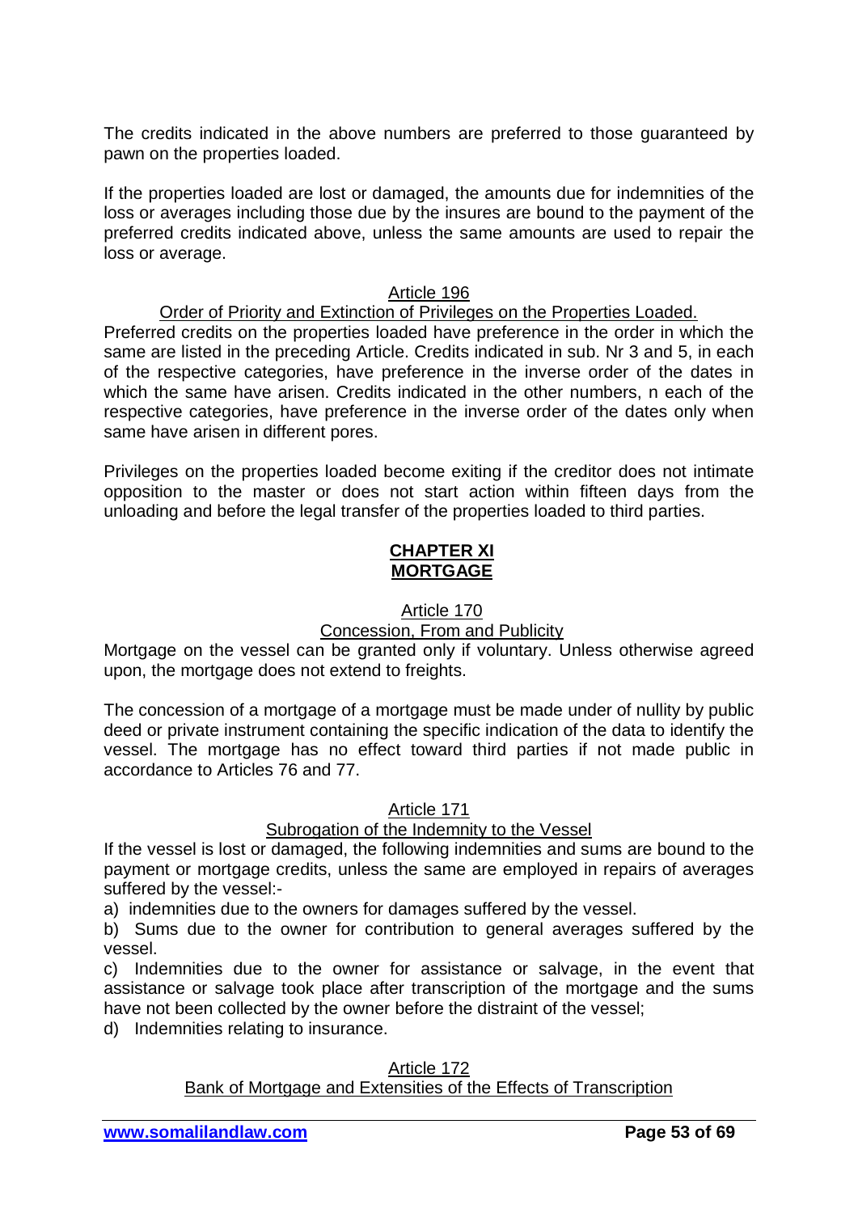The credits indicated in the above numbers are preferred to those guaranteed by pawn on the properties loaded.

If the properties loaded are lost or damaged, the amounts due for indemnities of the loss or averages including those due by the insures are bound to the payment of the preferred credits indicated above, unless the same amounts are used to repair the loss or average.

Article 196

Order of Priority and Extinction of Privileges on the Properties Loaded.

Preferred credits on the properties loaded have preference in the order in which the same are listed in the preceding Article. Credits indicated in sub. Nr 3 and 5, in each of the respective categories, have preference in the inverse order of the dates in which the same have arisen. Credits indicated in the other numbers, n each of the respective categories, have preference in the inverse order of the dates only when same have arisen in different pores.

Privileges on the properties loaded become exiting if the creditor does not intimate opposition to the master or does not start action within fifteen days from the unloading and before the legal transfer of the properties loaded to third parties.

## CHAPTER XI
## MORTGAGE

Article 170

Concession, From and Publicity

Mortgage on the vessel can be granted only if voluntary. Unless otherwise agreed upon, the mortgage does not extend to freights.

The concession of a mortgage of a mortgage must be made under of nullity by public deed or private instrument containing the specific indication of the data to identify the vessel. The mortgage has no effect toward third parties if not made public in accordance to Articles 76 and 77.

Article 171

Subrogation of the Indemnity to the Vessel

If the vessel is lost or damaged, the following indemnities and sums are bound to the payment or mortgage credits, unless the same are employed in repairs of averages suffered by the vessel:-

a) indemnities due to the owners for damages suffered by the vessel.

b) Sums due to the owner for contribution to general averages suffered by the vessel.

c) Indemnities due to the owner for assistance or salvage, in the event that assistance or salvage took place after transcription of the mortgage and the sums have not been collected by the owner before the distraint of the vessel;

d) Indemnities relating to insurance.

Article 172

Bank of Mortgage and Extensities of the Effects of Transcription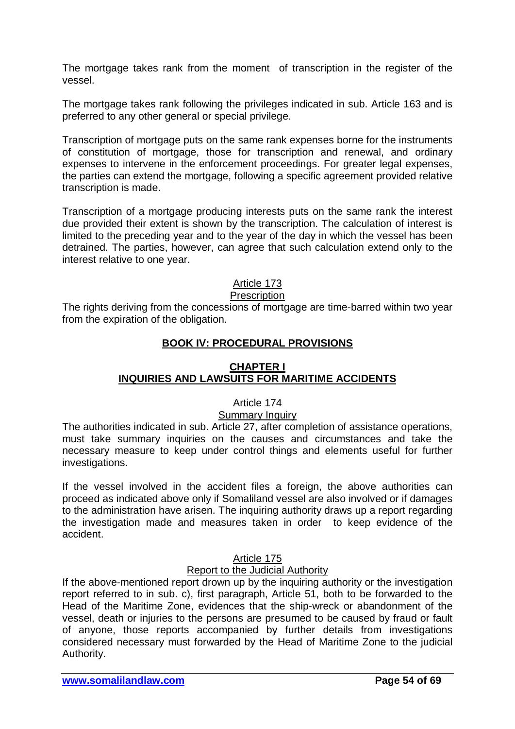The mortgage takes rank from the moment of transcription in the register of the vessel.

The mortgage takes rank following the privileges indicated in sub. Article 163 and is preferred to any other general or special privilege.

Transcription of mortgage puts on the same rank expenses borne for the instruments of constitution of mortgage, those for transcription and renewal, and ordinary expenses to intervene in the enforcement proceedings. For greater legal expenses, the parties can extend the mortgage, following a specific agreement provided relative transcription is made.

Transcription of a mortgage producing interests puts on the same rank the interest due provided their extent is shown by the transcription. The calculation of interest is limited to the preceding year and to the year of the day in which the vessel has been detrained. The parties, however, can agree that such calculation extend only to the interest relative to one year.

<u>Article 173</u>

<u>Prescription</u>

The rights deriving from the concessions of mortgage are time-barred within two year from the expiration of the obligation.

## BOOK IV: PROCEDURAL PROVISIONS

### CHAPTER I
### INQUIRIES AND LAWSUITS FOR MARITIME ACCIDENTS

<u>Article 174</u>

<u>Summary Inquiry</u>

The authorities indicated in sub. Article 27, after completion of assistance operations, must take summary inquiries on the causes and circumstances and take the necessary measure to keep under control things and elements useful for further investigations.

If the vessel involved in the accident files a foreign, the above authorities can proceed as indicated above only if Somaliland vessel are also involved or if damages to the administration have arisen. The inquiring authority draws up a report regarding the investigation made and measures taken in order to keep evidence of the accident.

<u>Article 175</u>

<u>Report to the Judicial Authority</u>

If the above-mentioned report drown up by the inquiring authority or the investigation report referred to in sub. c), first paragraph, Article 51, both to be forwarded to the Head of the Maritime Zone, evidences that the ship-wreck or abandonment of the vessel, death or injuries to the persons are presumed to be caused by fraud or fault of anyone, those reports accompanied by further details from investigations considered necessary must forwarded by the Head of Maritime Zone to the judicial Authority.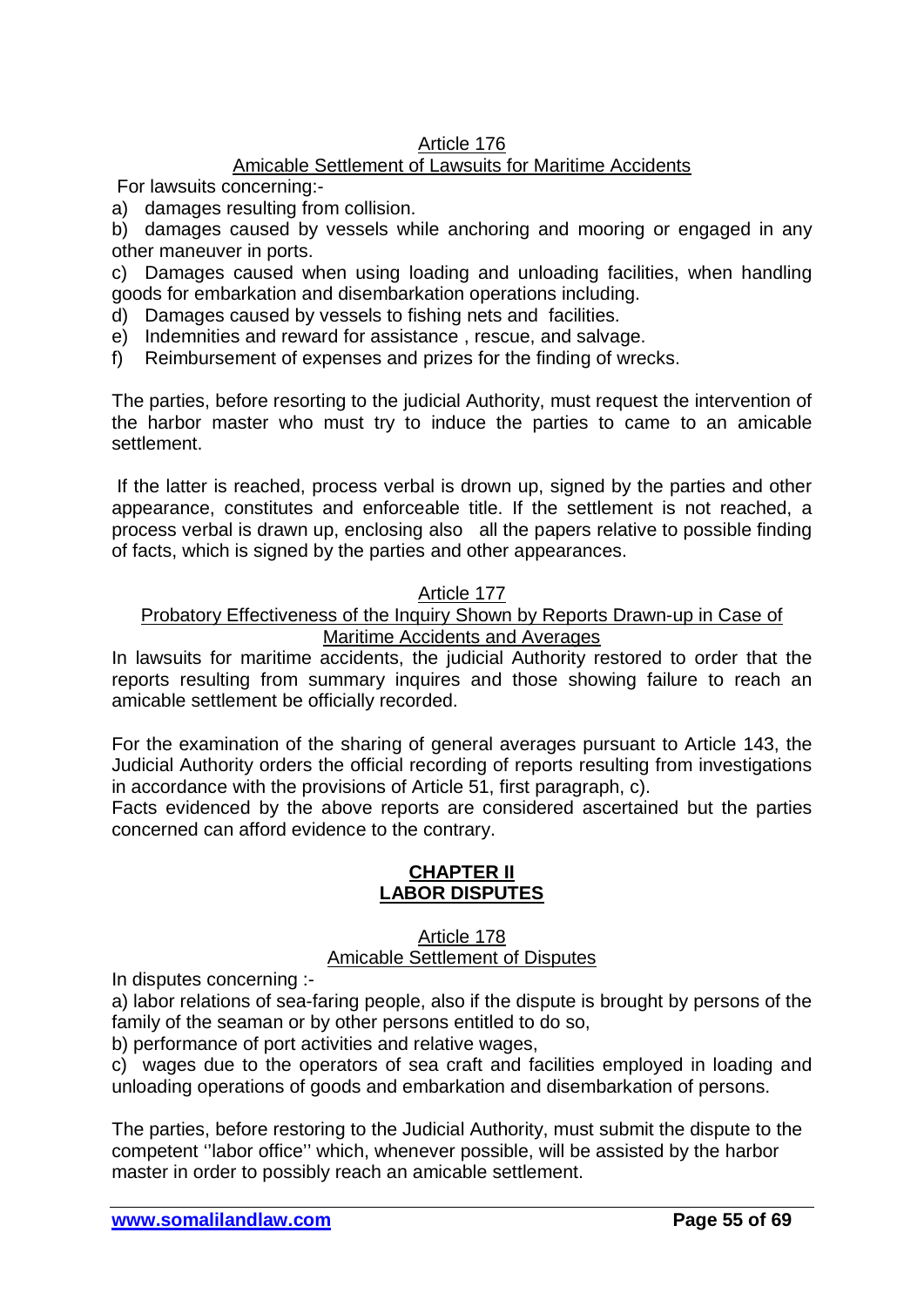Article 176

Amicable Settlement of Lawsuits for Maritime Accidents

For lawsuits concerning:-

a) damages resulting from collision.

b) damages caused by vessels while anchoring and mooring or engaged in any other maneuver in ports.

c) Damages caused when using loading and unloading facilities, when handling goods for embarkation and disembarkation operations including.

d) Damages caused by vessels to fishing nets and facilities.

e) Indemnities and reward for assistance , rescue, and salvage.

f) Reimbursement of expenses and prizes for the finding of wrecks.

The parties, before resorting to the judicial Authority, must request the intervention of the harbor master who must try to induce the parties to came to an amicable settlement.

If the latter is reached, process verbal is drown up, signed by the parties and other appearance, constitutes and enforceable title. If the settlement is not reached, a process verbal is drawn up, enclosing also all the papers relative to possible finding of facts, which is signed by the parties and other appearances.

Article 177

Probatory Effectiveness of the Inquiry Shown by Reports Drawn-up in Case of Maritime Accidents and Averages

In lawsuits for maritime accidents, the judicial Authority restored to order that the reports resulting from summary inquires and those showing failure to reach an amicable settlement be officially recorded.

For the examination of the sharing of general averages pursuant to Article 143, the Judicial Authority orders the official recording of reports resulting from investigations in accordance with the provisions of Article 51, first paragraph, c).

Facts evidenced by the above reports are considered ascertained but the parties concerned can afford evidence to the contrary.

## CHAPTER II
## LABOR DISPUTES

Article 178

Amicable Settlement of Disputes

In disputes concerning :-

a) labor relations of sea-faring people, also if the dispute is brought by persons of the family of the seaman or by other persons entitled to do so,

b) performance of port activities and relative wages,

c) wages due to the operators of sea craft and facilities employed in loading and unloading operations of goods and embarkation and disembarkation of persons.

The parties, before restoring to the Judicial Authority, must submit the dispute to the competent ''labor office'' which, whenever possible, will be assisted by the harbor master in order to possibly reach an amicable settlement.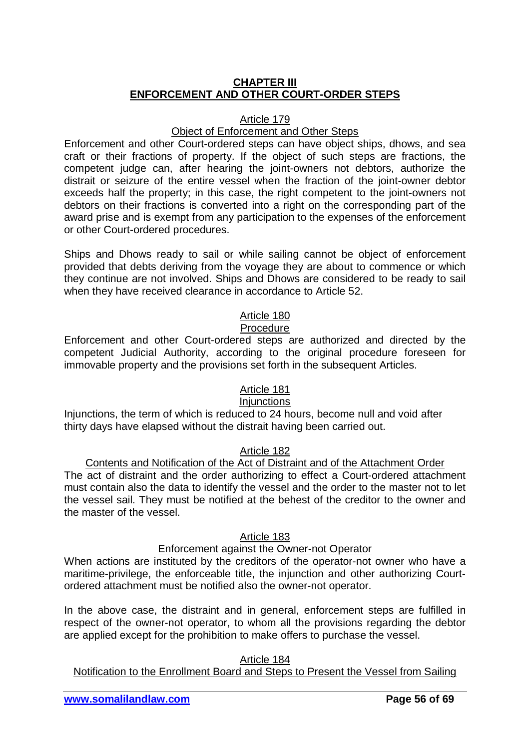## CHAPTER III
## ENFORCEMENT AND OTHER COURT-ORDER STEPS

### Article 179
### Object of Enforcement and Other Steps

Enforcement and other Court-ordered steps can have object ships, dhows, and sea craft or their fractions of property. If the object of such steps are fractions, the competent judge can, after hearing the joint-owners not debtors, authorize the distrait or seizure of the entire vessel when the fraction of the joint-owner debtor exceeds half the property; in this case, the right competent to the joint-owners not debtors on their fractions is converted into a right on the corresponding part of the award prise and is exempt from any participation to the expenses of the enforcement or other Court-ordered procedures.

Ships and Dhows ready to sail or while sailing cannot be object of enforcement provided that debts deriving from the voyage they are about to commence or which they continue are not involved. Ships and Dhows are considered to be ready to sail when they have received clearance in accordance to Article 52.

### Article 180
### Procedure

Enforcement and other Court-ordered steps are authorized and directed by the competent Judicial Authority, according to the original procedure foreseen for immovable property and the provisions set forth in the subsequent Articles.

### Article 181
### Injunctions

Injunctions, the term of which is reduced to 24 hours, become null and void after thirty days have elapsed without the distrait having been carried out.

### Article 182
### Contents and Notification of the Act of Distraint and of the Attachment Order

The act of distraint and the order authorizing to effect a Court-ordered attachment must contain also the data to identify the vessel and the order to the master not to let the vessel sail. They must be notified at the behest of the creditor to the owner and the master of the vessel.

### Article 183
### Enforcement against the Owner-not Operator

When actions are instituted by the creditors of the operator-not owner who have a maritime-privilege, the enforceable title, the injunction and other authorizing Court-ordered attachment must be notified also the owner-not operator.

In the above case, the distraint and in general, enforcement steps are fulfilled in respect of the owner-not operator, to whom all the provisions regarding the debtor are applied except for the prohibition to make offers to purchase the vessel.

### Article 184
### Notification to the Enrollment Board and Steps to Present the Vessel from Sailing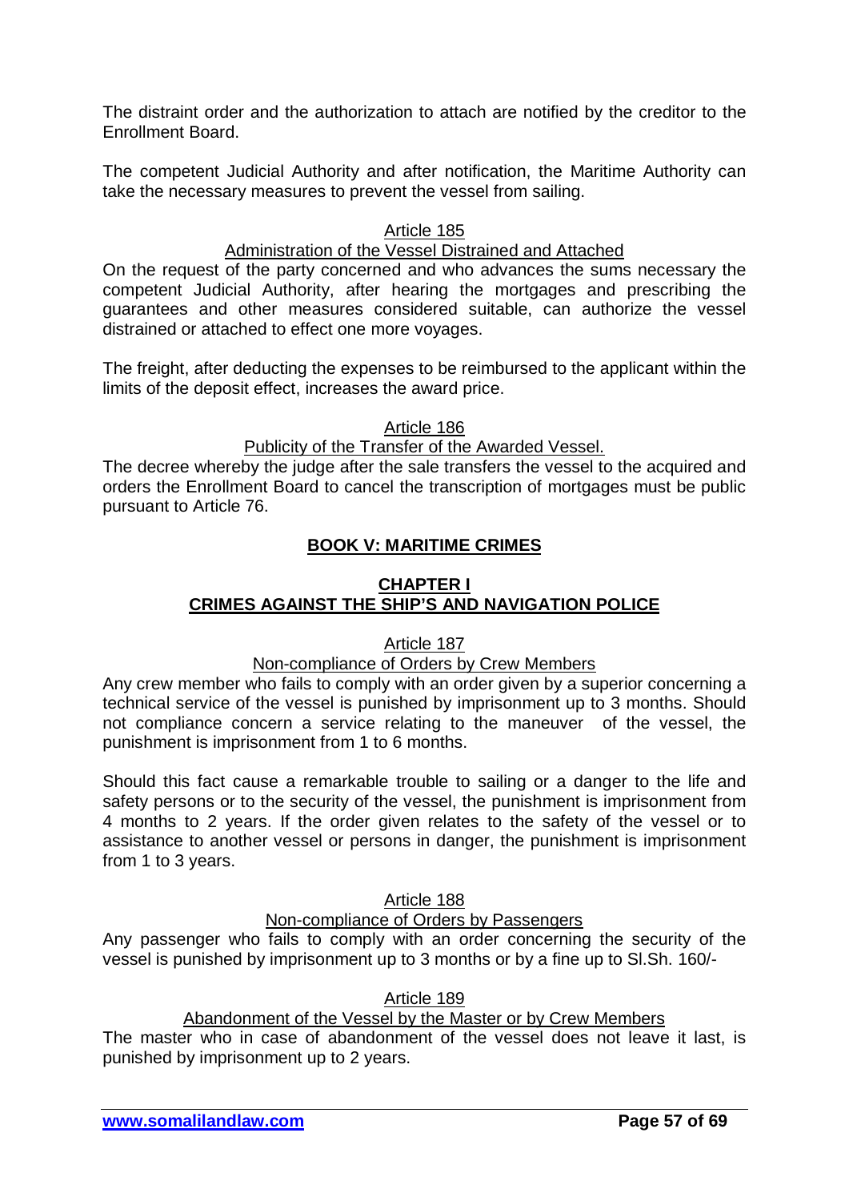The distraint order and the authorization to attach are notified by the creditor to the Enrollment Board.

The competent Judicial Authority and after notification, the Maritime Authority can take the necessary measures to prevent the vessel from sailing.

Article 185

Administration of the Vessel Distrained and Attached

On the request of the party concerned and who advances the sums necessary the competent Judicial Authority, after hearing the mortgages and prescribing the guarantees and other measures considered suitable, can authorize the vessel distrained or attached to effect one more voyages.

The freight, after deducting the expenses to be reimbursed to the applicant within the limits of the deposit effect, increases the award price.

Article 186

Publicity of the Transfer of the Awarded Vessel.

The decree whereby the judge after the sale transfers the vessel to the acquired and orders the Enrollment Board to cancel the transcription of mortgages must be public pursuant to Article 76.

## BOOK V: MARITIME CRIMES

### CHAPTER I
### CRIMES AGAINST THE SHIP'S AND NAVIGATION POLICE

Article 187

Non-compliance of Orders by Crew Members

Any crew member who fails to comply with an order given by a superior concerning a technical service of the vessel is punished by imprisonment up to 3 months. Should not compliance concern a service relating to the maneuver of the vessel, the punishment is imprisonment from 1 to 6 months.

Should this fact cause a remarkable trouble to sailing or a danger to the life and safety persons or to the security of the vessel, the punishment is imprisonment from 4 months to 2 years. If the order given relates to the safety of the vessel or to assistance to another vessel or persons in danger, the punishment is imprisonment from 1 to 3 years.

Article 188

Non-compliance of Orders by Passengers

Any passenger who fails to comply with an order concerning the security of the vessel is punished by imprisonment up to 3 months or by a fine up to Sl.Sh. 160/-

Article 189

Abandonment of the Vessel by the Master or by Crew Members

The master who in case of abandonment of the vessel does not leave it last, is punished by imprisonment up to 2 years.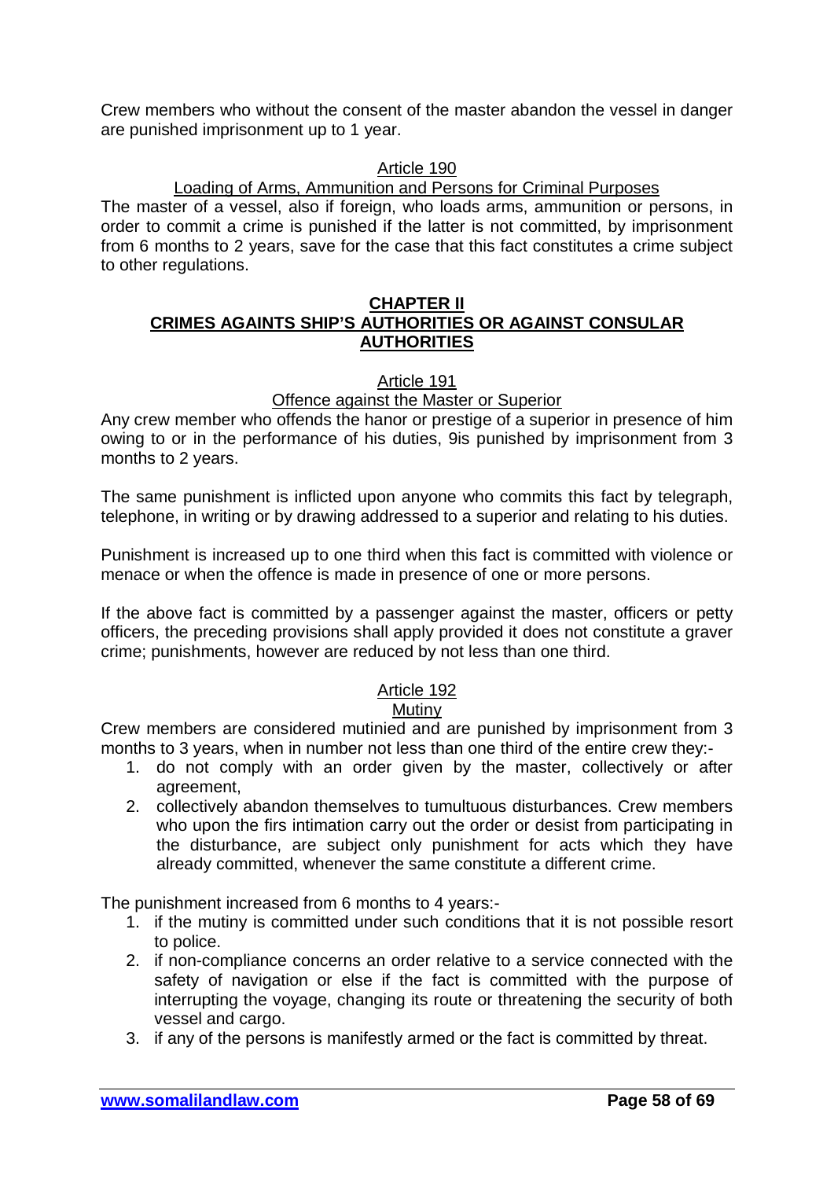Crew members who without the consent of the master abandon the vessel in danger are punished imprisonment up to 1 year.

Article 190

Loading of Arms, Ammunition and Persons for Criminal Purposes

The master of a vessel, also if foreign, who loads arms, ammunition or persons, in order to commit a crime is punished if the latter is not committed, by imprisonment from 6 months to 2 years, save for the case that this fact constitutes a crime subject to other regulations.

## CHAPTER II
## CRIMES AGAINTS SHIP'S AUTHORITIES OR AGAINST CONSULAR AUTHORITIES

Article 191

Offence against the Master or Superior

Any crew member who offends the hanor or prestige of a superior in presence of him owing to or in the performance of his duties, 9is punished by imprisonment from 3 months to 2 years.

The same punishment is inflicted upon anyone who commits this fact by telegraph, telephone, in writing or by drawing addressed to a superior and relating to his duties.

Punishment is increased up to one third when this fact is committed with violence or menace or when the offence is made in presence of one or more persons.

If the above fact is committed by a passenger against the master, officers or petty officers, the preceding provisions shall apply provided it does not constitute a graver crime; punishments, however are reduced by not less than one third.

Article 192

Mutiny

Crew members are considered mutinied and are punished by imprisonment from 3 months to 3 years, when in number not less than one third of the entire crew they:-

1. do not comply with an order given by the master, collectively or after agreement,
2. collectively abandon themselves to tumultuous disturbances. Crew members who upon the firs intimation carry out the order or desist from participating in the disturbance, are subject only punishment for acts which they have already committed, whenever the same constitute a different crime.

The punishment increased from 6 months to 4 years:-

1. if the mutiny is committed under such conditions that it is not possible resort to police.
2. if non-compliance concerns an order relative to a service connected with the safety of navigation or else if the fact is committed with the purpose of interrupting the voyage, changing its route or threatening the security of both vessel and cargo.
3. if any of the persons is manifestly armed or the fact is committed by threat.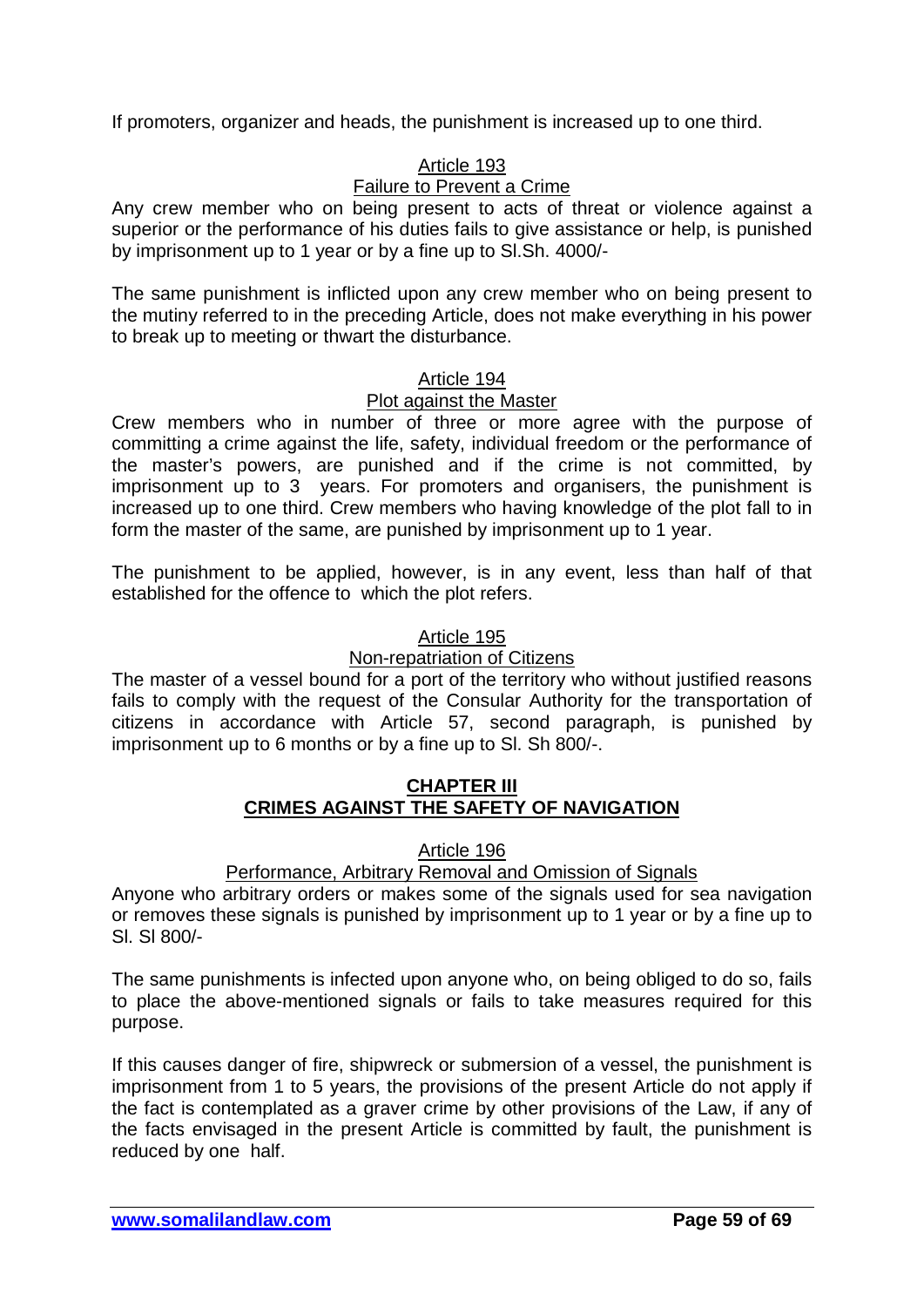If promoters, organizer and heads, the punishment is increased up to one third.

Article 193

Failure to Prevent a Crime

Any crew member who on being present to acts of threat or violence against a superior or the performance of his duties fails to give assistance or help, is punished by imprisonment up to 1 year or by a fine up to Sl.Sh. 4000/-

The same punishment is inflicted upon any crew member who on being present to the mutiny referred to in the preceding Article, does not make everything in his power to break up to meeting or thwart the disturbance.

Article 194

Plot against the Master

Crew members who in number of three or more agree with the purpose of committing a crime against the life, safety, individual freedom or the performance of the master's powers, are punished and if the crime is not committed, by imprisonment up to 3 years. For promoters and organisers, the punishment is increased up to one third. Crew members who having knowledge of the plot fall to in form the master of the same, are punished by imprisonment up to 1 year.

The punishment to be applied, however, is in any event, less than half of that established for the offence to which the plot refers.

Article 195

Non-repatriation of Citizens

The master of a vessel bound for a port of the territory who without justified reasons fails to comply with the request of the Consular Authority for the transportation of citizens in accordance with Article 57, second paragraph, is punished by imprisonment up to 6 months or by a fine up to Sl. Sh 800/-.

## CHAPTER III
## CRIMES AGAINST THE SAFETY OF NAVIGATION

Article 196

Performance, Arbitrary Removal and Omission of Signals

Anyone who arbitrary orders or makes some of the signals used for sea navigation or removes these signals is punished by imprisonment up to 1 year or by a fine up to Sl. Sl 800/-

The same punishments is infected upon anyone who, on being obliged to do so, fails to place the above-mentioned signals or fails to take measures required for this purpose.

If this causes danger of fire, shipwreck or submersion of a vessel, the punishment is imprisonment from 1 to 5 years, the provisions of the present Article do not apply if the fact is contemplated as a graver crime by other provisions of the Law, if any of the facts envisaged in the present Article is committed by fault, the punishment is reduced by one half.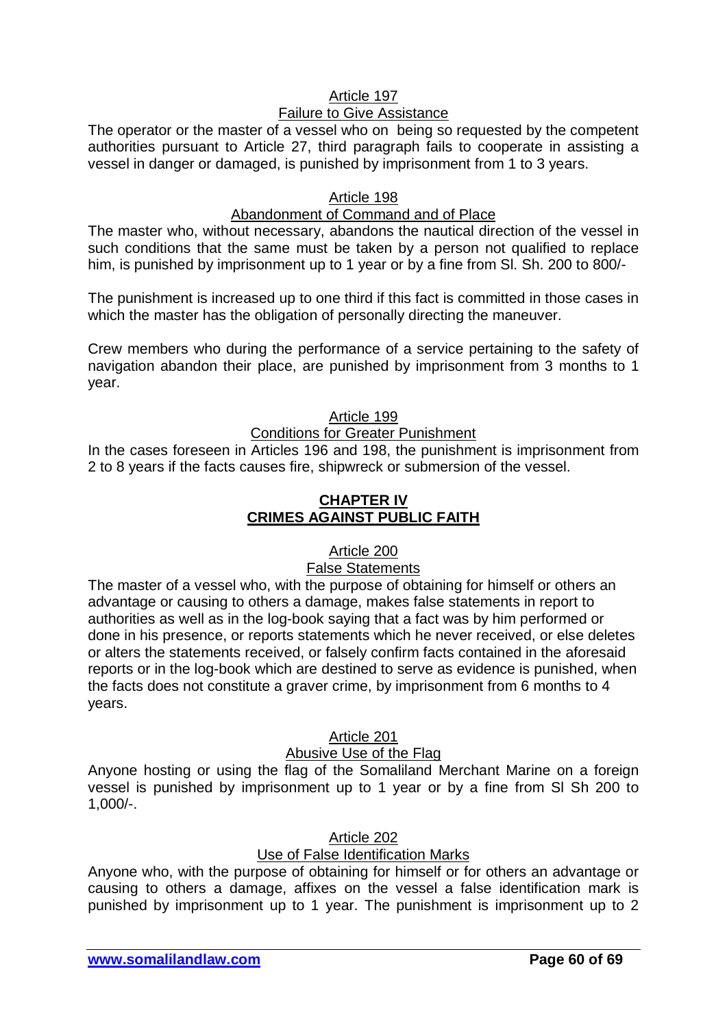Article 197

Failure to Give Assistance

The operator or the master of a vessel who on being so requested by the competent authorities pursuant to Article 27, third paragraph fails to cooperate in assisting a vessel in danger or damaged, is punished by imprisonment from 1 to 3 years.

Article 198

Abandonment of Command and of Place

The master who, without necessary, abandons the nautical direction of the vessel in such conditions that the same must be taken by a person not qualified to replace him, is punished by imprisonment up to 1 year or by a fine from Sl. Sh. 200 to 800/-

The punishment is increased up to one third if this fact is committed in those cases in which the master has the obligation of personally directing the maneuver.

Crew members who during the performance of a service pertaining to the safety of navigation abandon their place, are punished by imprisonment from 3 months to 1 year.

Article 199

Conditions for Greater Punishment

In the cases foreseen in Articles 196 and 198, the punishment is imprisonment from 2 to 8 years if the facts causes fire, shipwreck or submersion of the vessel.

## CHAPTER IV
## CRIMES AGAINST PUBLIC FAITH

Article 200

False Statements

The master of a vessel who, with the purpose of obtaining for himself or others an advantage or causing to others a damage, makes false statements in report to authorities as well as in the log-book saying that a fact was by him performed or done in his presence, or reports statements which he never received, or else deletes or alters the statements received, or falsely confirm facts contained in the aforesaid reports or in the log-book which are destined to serve as evidence is punished, when the facts does not constitute a graver crime, by imprisonment from 6 months to 4 years.

Article 201

Abusive Use of the Flag

Anyone hosting or using the flag of the Somaliland Merchant Marine on a foreign vessel is punished by imprisonment up to 1 year or by a fine from Sl Sh 200 to 1,000/-.

Article 202

Use of False Identification Marks

Anyone who, with the purpose of obtaining for himself or for others an advantage or causing to others a damage, affixes on the vessel a false identification mark is punished by imprisonment up to 1 year. The punishment is imprisonment up to 2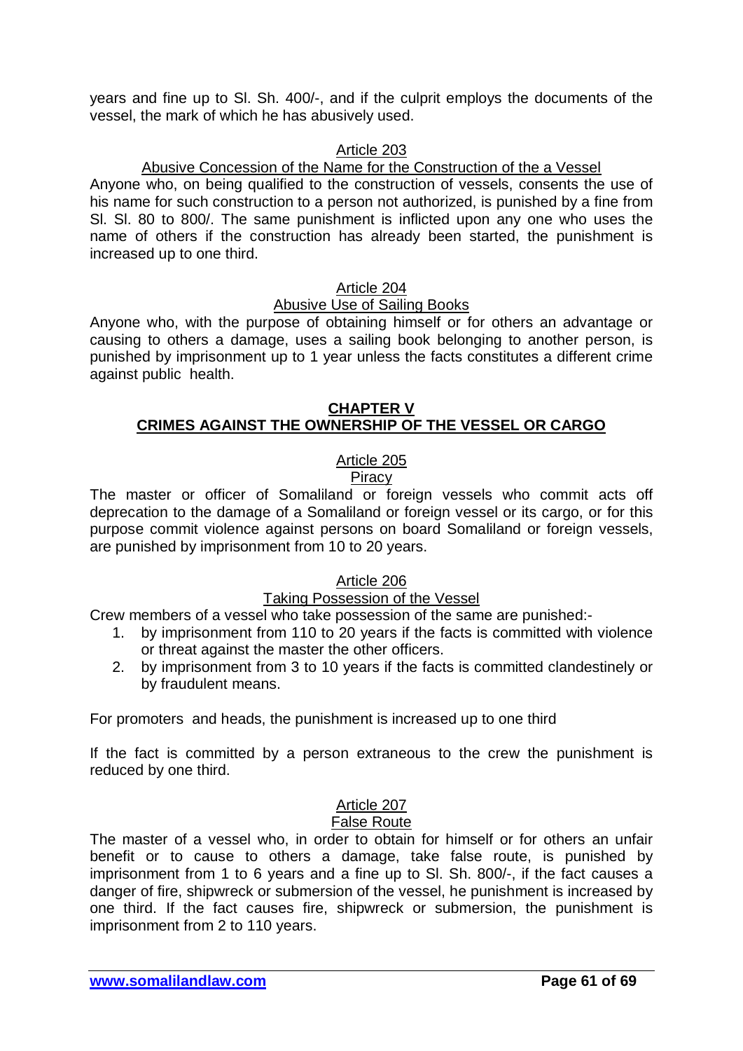years and fine up to Sl. Sh. 400/-, and if the culprit employs the documents of the vessel, the mark of which he has abusively used.

### Article 203

### Abusive Concession of the Name for the Construction of the a Vessel

Anyone who, on being qualified to the construction of vessels, consents the use of his name for such construction to a person not authorized, is punished by a fine from Sl. Sl. 80 to 800/. The same punishment is inflicted upon any one who uses the name of others if the construction has already been started, the punishment is increased up to one third.

### Article 204

### Abusive Use of Sailing Books

Anyone who, with the purpose of obtaining himself or for others an advantage or causing to others a damage, uses a sailing book belonging to another person, is punished by imprisonment up to 1 year unless the facts constitutes a different crime against public health.

## CHAPTER V

## CRIMES AGAINST THE OWNERSHIP OF THE VESSEL OR CARGO

### Article 205

### Piracy

The master or officer of Somaliland or foreign vessels who commit acts off deprecation to the damage of a Somaliland or foreign vessel or its cargo, or for this purpose commit violence against persons on board Somaliland or foreign vessels, are punished by imprisonment from 10 to 20 years.

### Article 206

### Taking Possession of the Vessel

Crew members of a vessel who take possession of the same are punished:-

1. by imprisonment from 110 to 20 years if the facts is committed with violence or threat against the master the other officers.
2. by imprisonment from 3 to 10 years if the facts is committed clandestinely or by fraudulent means.

For promoters and heads, the punishment is increased up to one third

If the fact is committed by a person extraneous to the crew the punishment is reduced by one third.

### Article 207

### False Route

The master of a vessel who, in order to obtain for himself or for others an unfair benefit or to cause to others a damage, take false route, is punished by imprisonment from 1 to 6 years and a fine up to Sl. Sh. 800/-, if the fact causes a danger of fire, shipwreck or submersion of the vessel, he punishment is increased by one third. If the fact causes fire, shipwreck or submersion, the punishment is imprisonment from 2 to 110 years.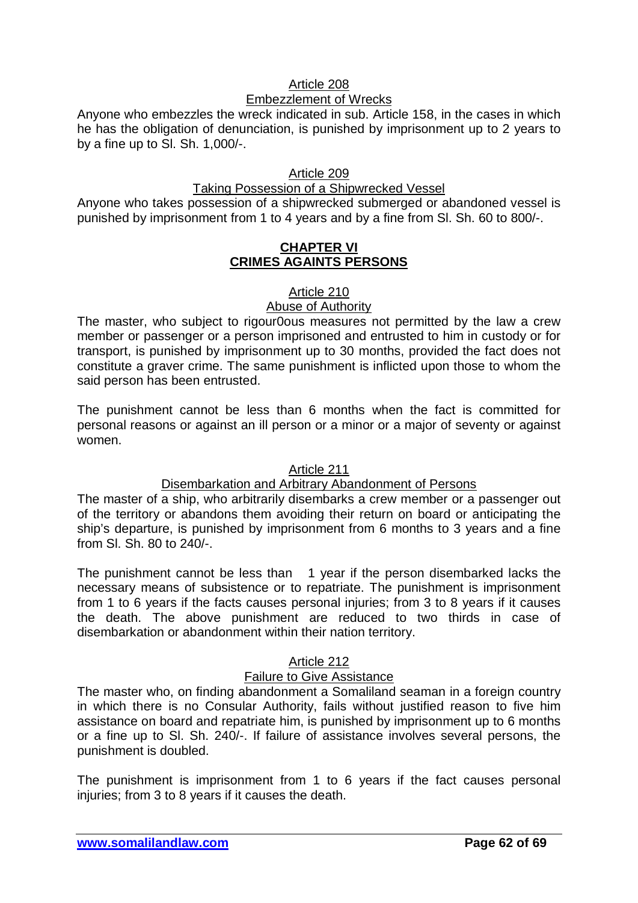### Article 208
### Embezzlement of Wrecks

Anyone who embezzles the wreck indicated in sub. Article 158, in the cases in which he has the obligation of denunciation, is punished by imprisonment up to 2 years to by a fine up to Sl. Sh. 1,000/-.

### Article 209
### Taking Possession of a Shipwrecked Vessel

Anyone who takes possession of a shipwrecked submerged or abandoned vessel is punished by imprisonment from 1 to 4 years and by a fine from Sl. Sh. 60 to 800/-.

## CHAPTER VI
## CRIMES AGAINTS PERSONS

### Article 210
### Abuse of Authority

The master, who subject to rigour0ous measures not permitted by the law a crew member or passenger or a person imprisoned and entrusted to him in custody or for transport, is punished by imprisonment up to 30 months, provided the fact does not constitute a graver crime. The same punishment is inflicted upon those to whom the said person has been entrusted.

The punishment cannot be less than 6 months when the fact is committed for personal reasons or against an ill person or a minor or a major of seventy or against women.

### Article 211
### Disembarkation and Arbitrary Abandonment of Persons

The master of a ship, who arbitrarily disembarks a crew member or a passenger out of the territory or abandons them avoiding their return on board or anticipating the ship's departure, is punished by imprisonment from 6 months to 3 years and a fine from Sl. Sh. 80 to 240/-.

The punishment cannot be less than 1 year if the person disembarked lacks the necessary means of subsistence or to repatriate. The punishment is imprisonment from 1 to 6 years if the facts causes personal injuries; from 3 to 8 years if it causes the death. The above punishment are reduced to two thirds in case of disembarkation or abandonment within their nation territory.

### Article 212
### Failure to Give Assistance

The master who, on finding abandonment a Somaliland seaman in a foreign country in which there is no Consular Authority, fails without justified reason to five him assistance on board and repatriate him, is punished by imprisonment up to 6 months or a fine up to Sl. Sh. 240/-. If failure of assistance involves several persons, the punishment is doubled.

The punishment is imprisonment from 1 to 6 years if the fact causes personal injuries; from 3 to 8 years if it causes the death.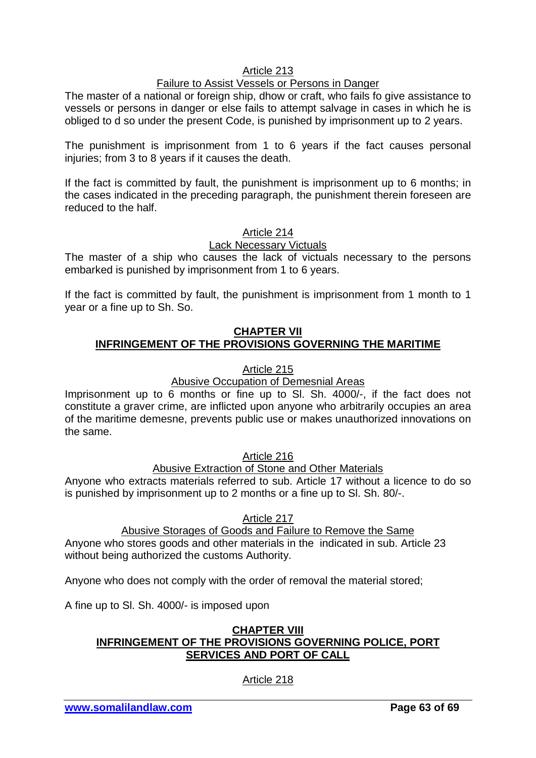Article 213

Failure to Assist Vessels or Persons in Danger

The master of a national or foreign ship, dhow or craft, who fails fo give assistance to vessels or persons in danger or else fails to attempt salvage in cases in which he is obliged to d so under the present Code, is punished by imprisonment up to 2 years.

The punishment is imprisonment from 1 to 6 years if the fact causes personal injuries; from 3 to 8 years if it causes the death.

If the fact is committed by fault, the punishment is imprisonment up to 6 months; in the cases indicated in the preceding paragraph, the punishment therein foreseen are reduced to the half.

Article 214

Lack Necessary Victuals

The master of a ship who causes the lack of victuals necessary to the persons embarked is punished by imprisonment from 1 to 6 years.

If the fact is committed by fault, the punishment is imprisonment from 1 month to 1 year or a fine up to Sh. So.

## CHAPTER VII
## INFRINGEMENT OF THE PROVISIONS GOVERNING THE MARITIME

Article 215

Abusive Occupation of Demesnial Areas

Imprisonment up to 6 months or fine up to Sl. Sh. 4000/-, if the fact does not constitute a graver crime, are inflicted upon anyone who arbitrarily occupies an area of the maritime demesne, prevents public use or makes unauthorized innovations on the same.

Article 216

Abusive Extraction of Stone and Other Materials

Anyone who extracts materials referred to sub. Article 17 without a licence to do so is punished by imprisonment up to 2 months or a fine up to Sl. Sh. 80/-.

Article 217

Abusive Storages of Goods and Failure to Remove the Same

Anyone who stores goods and other materials in the indicated in sub. Article 23 without being authorized the customs Authority.

Anyone who does not comply with the order of removal the material stored;

A fine up to Sl. Sh. 4000/- is imposed upon

## CHAPTER VIII
## INFRINGEMENT OF THE PROVISIONS GOVERNING POLICE, PORT SERVICES AND PORT OF CALL

Article 218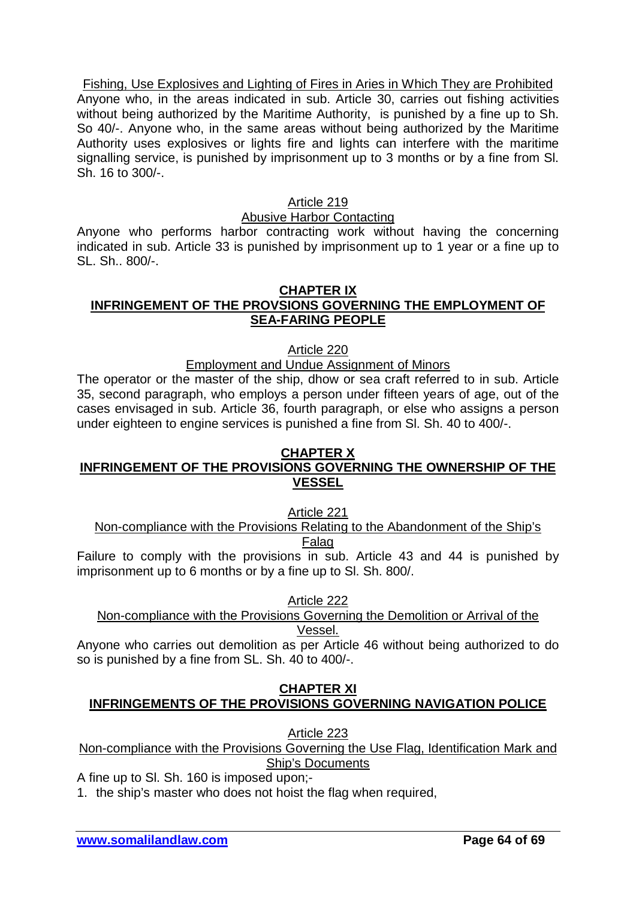Fishing, Use Explosives and Lighting of Fires in Aries in Which They are Prohibited

Anyone who, in the areas indicated in sub. Article 30, carries out fishing activities without being authorized by the Maritime Authority, is punished by a fine up to Sh. So 40/-. Anyone who, in the same areas without being authorized by the Maritime Authority uses explosives or lights fire and lights can interfere with the maritime signalling service, is punished by imprisonment up to 3 months or by a fine from Sl. Sh. 16 to 300/-.

Article 219

Abusive Harbor Contacting

Anyone who performs harbor contracting work without having the concerning indicated in sub. Article 33 is punished by imprisonment up to 1 year or a fine up to SL. Sh.. 800/-.

## CHAPTER IX
## INFRINGEMENT OF THE PROVSIONS GOVERNING THE EMPLOYMENT OF SEA-FARING PEOPLE

Article 220

Employment and Undue Assignment of Minors

The operator or the master of the ship, dhow or sea craft referred to in sub. Article 35, second paragraph, who employs a person under fifteen years of age, out of the cases envisaged in sub. Article 36, fourth paragraph, or else who assigns a person under eighteen to engine services is punished a fine from Sl. Sh. 40 to 400/-.

## CHAPTER X
## INFRINGEMENT OF THE PROVISIONS GOVERNING THE OWNERSHIP OF THE VESSEL

Article 221

Non-compliance with the Provisions Relating to the Abandonment of the Ship's Falag

Failure to comply with the provisions in sub. Article 43 and 44 is punished by imprisonment up to 6 months or by a fine up to Sl. Sh. 800/.

Article 222

Non-compliance with the Provisions Governing the Demolition or Arrival of the Vessel.

Anyone who carries out demolition as per Article 46 without being authorized to do so is punished by a fine from SL. Sh. 40 to 400/-.

## CHAPTER XI
## INFRINGEMENTS OF THE PROVISIONS GOVERNING NAVIGATION POLICE

Article 223

Non-compliance with the Provisions Governing the Use Flag, Identification Mark and Ship's Documents

A fine up to Sl. Sh. 160 is imposed upon;-

1. the ship's master who does not hoist the flag when required,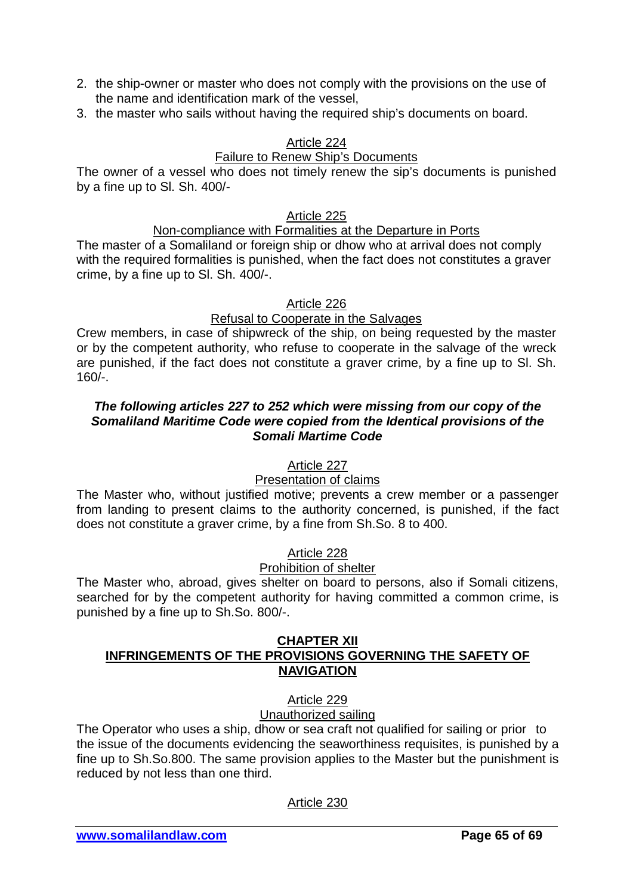2. the ship-owner or master who does not comply with the provisions on the use of the name and identification mark of the vessel,
3. the master who sails without having the required ship's documents on board.

Article 224
Failure to Renew Ship's Documents

The owner of a vessel who does not timely renew the sip's documents is punished by a fine up to Sl. Sh. 400/-

Article 225
Non-compliance with Formalities at the Departure in Ports

The master of a Somaliland or foreign ship or dhow who at arrival does not comply with the required formalities is punished, when the fact does not constitutes a graver crime, by a fine up to Sl. Sh. 400/-.

Article 226
Refusal to Cooperate in the Salvages

Crew members, in case of shipwreck of the ship, on being requested by the master or by the competent authority, who refuse to cooperate in the salvage of the wreck are punished, if the fact does not constitute a graver crime, by a fine up to Sl. Sh. 160/-.

***The following articles 227 to 252 which were missing from our copy of the Somaliland Maritime Code were copied from the Identical provisions of the Somali Martime Code***

Article 227
Presentation of claims

The Master who, without justified motive; prevents a crew member or a passenger from landing to present claims to the authority concerned, is punished, if the fact does not constitute a graver crime, by a fine from Sh.So. 8 to 400.

Article 228
Prohibition of shelter

The Master who, abroad, gives shelter on board to persons, also if Somali citizens, searched for by the competent authority for having committed a common crime, is punished by a fine up to Sh.So. 800/-.

## CHAPTER XII
## INFRINGEMENTS OF THE PROVISIONS GOVERNING THE SAFETY OF NAVIGATION

Article 229
Unauthorized sailing

The Operator who uses a ship, dhow or sea craft not qualified for sailing or prior to the issue of the documents evidencing the seaworthiness requisites, is punished by a fine up to Sh.So.800. The same provision applies to the Master but the punishment is reduced by not less than one third.

Article 230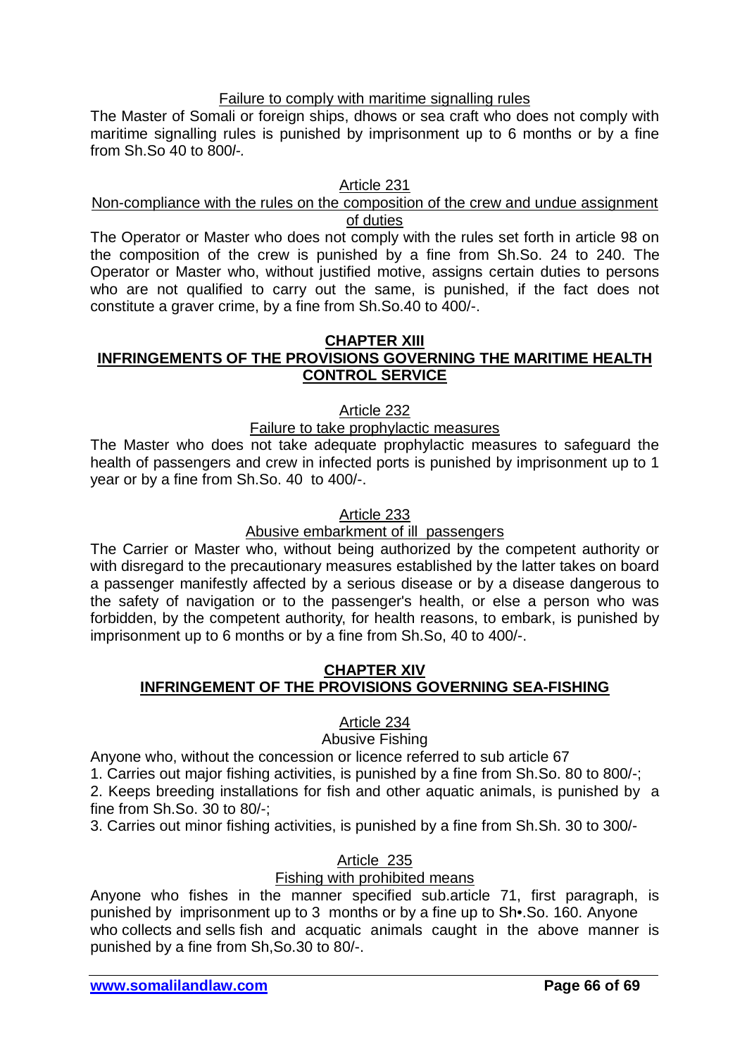Failure to comply with maritime signalling rules

The Master of Somali or foreign ships, dhows or sea craft who does not comply with maritime signalling rules is punished by imprisonment up to 6 months or by a fine from Sh.So 40 to 800/-.

Article 231

Non-compliance with the rules on the composition of the crew and undue assignment of duties

The Operator or Master who does not comply with the rules set forth in article 98 on the composition of the crew is punished by a fine from Sh.So. 24 to 240. The Operator or Master who, without justified motive, assigns certain duties to persons who are not qualified to carry out the same, is punished, if the fact does not constitute a graver crime, by a fine from Sh.So.40 to 400/-.

## CHAPTER XIII
## INFRINGEMENTS OF THE PROVISIONS GOVERNING THE MARITIME HEALTH CONTROL SERVICE

Article 232

Failure to take prophylactic measures

The Master who does not take adequate prophylactic measures to safeguard the health of passengers and crew in infected ports is punished by imprisonment up to 1 year or by a fine from Sh.So. 40 to 400/-.

Article 233

Abusive embarkment of ill passengers

The Carrier or Master who, without being authorized by the competent authority or with disregard to the precautionary measures established by the latter takes on board a passenger manifestly affected by a serious disease or by a disease dangerous to the safety of navigation or to the passenger's health, or else a person who was forbidden, by the competent authority, for health reasons, to embark, is punished by imprisonment up to 6 months or by a fine from Sh.So, 40 to 400/-.

## CHAPTER XIV
## INFRINGEMENT OF THE PROVISIONS GOVERNING SEA-FISHING

Article 234

Abusive Fishing

Anyone who, without the concession or licence referred to sub article 67

1. Carries out major fishing activities, is punished by a fine from Sh.So. 80 to 800/-;
2. Keeps breeding installations for fish and other aquatic animals, is punished by a fine from Sh.So. 30 to 80/-;
3. Carries out minor fishing activities, is punished by a fine from Sh.Sh. 30 to 300/-

Article 235

Fishing with prohibited means

Anyone who fishes in the manner specified sub.article 71, first paragraph, is punished by imprisonment up to 3 months or by a fine up to Sh•.So. 160. Anyone who collects and sells fish and acquatic animals caught in the above manner is punished by a fine from Sh,So.30 to 80/-.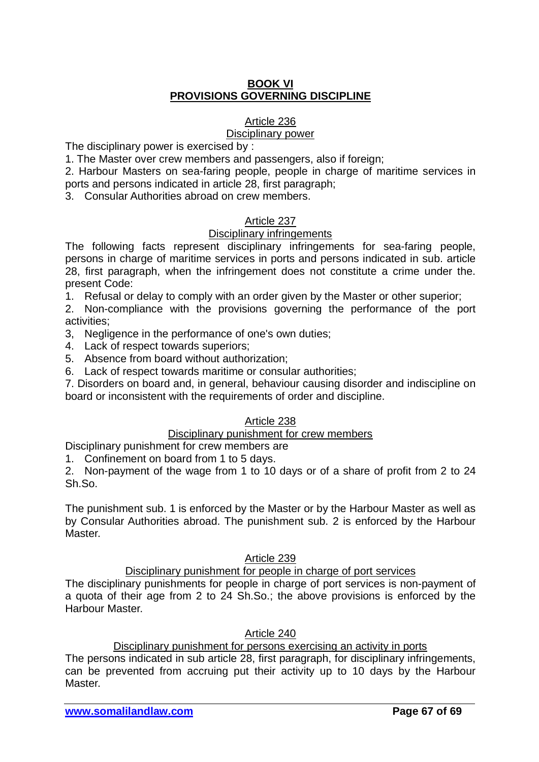# BOOK VI
# PROVISIONS GOVERNING DISCIPLINE

## Article 236
### Disciplinary power

The disciplinary power is exercised by :

1. The Master over crew members and passengers, also if foreign;
2. Harbour Masters on sea-faring people, people in charge of maritime services in ports and persons indicated in article 28, first paragraph;
3. Consular Authorities abroad on crew members.

## Article 237
### Disciplinary infringements

The following facts represent disciplinary infringements for sea-faring people, persons in charge of maritime services in ports and persons indicated in sub. article 28, first paragraph, when the infringement does not constitute a crime under the. present Code:

1. Refusal or delay to comply with an order given by the Master or other superior;
2. Non-compliance with the provisions governing the performance of the port activities;
3, Negligence in the performance of one's own duties;
4. Lack of respect towards superiors;
5. Absence from board without authorization;
6. Lack of respect towards maritime or consular authorities;
7. Disorders on board and, in general, behaviour causing disorder and indiscipline on board or inconsistent with the requirements of order and discipline.

## Article 238
### Disciplinary punishment for crew members

Disciplinary punishment for crew members are

1. Confinement on board from 1 to 5 days.
2. Non-payment of the wage from 1 to 10 days or of a share of profit from 2 to 24 Sh.So.

The punishment sub. 1 is enforced by the Master or by the Harbour Master as well as by Consular Authorities abroad. The punishment sub. 2 is enforced by the Harbour Master.

## Article 239
### Disciplinary punishment for people in charge of port services

The disciplinary punishments for people in charge of port services is non-payment of a quota of their age from 2 to 24 Sh.So.; the above provisions is enforced by the Harbour Master.

## Article 240
### Disciplinary punishment for persons exercising an activity in ports

The persons indicated in sub article 28, first paragraph, for disciplinary infringements, can be prevented from accruing put their activity up to 10 days by the Harbour Master.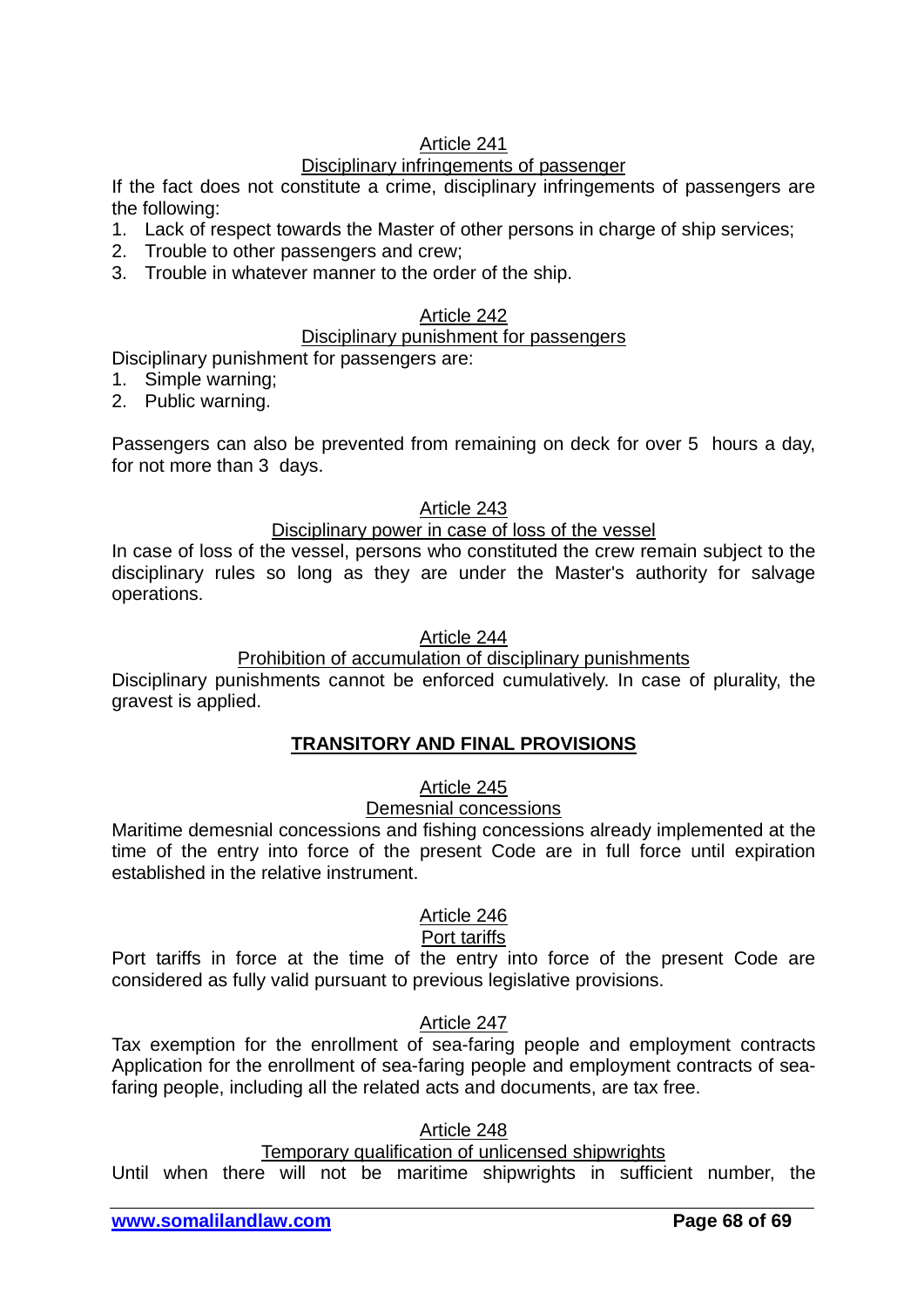### Article 241

#### Disciplinary infringements of passenger

If the fact does not constitute a crime, disciplinary infringements of passengers are the following:

1. Lack of respect towards the Master of other persons in charge of ship services;
2. Trouble to other passengers and crew;
3. Trouble in whatever manner to the order of the ship.

### Article 242

#### Disciplinary punishment for passengers

Disciplinary punishment for passengers are:

1. Simple warning;
2. Public warning.

Passengers can also be prevented from remaining on deck for over 5 hours a day, for not more than 3 days.

### Article 243

#### Disciplinary power in case of loss of the vessel

In case of loss of the vessel, persons who constituted the crew remain subject to the disciplinary rules so long as they are under the Master's authority for salvage operations.

### Article 244

#### Prohibition of accumulation of disciplinary punishments

Disciplinary punishments cannot be enforced cumulatively. In case of plurality, the gravest is applied.

## TRANSITORY AND FINAL PROVISIONS

### Article 245

#### Demesnial concessions

Maritime demesnial concessions and fishing concessions already implemented at the time of the entry into force of the present Code are in full force until expiration established in the relative instrument.

### Article 246

#### Port tariffs

Port tariffs in force at the time of the entry into force of the present Code are considered as fully valid pursuant to previous legislative provisions.

### Article 247

Tax exemption for the enrollment of sea-faring people and employment contracts
Application for the enrollment of sea-faring people and employment contracts of sea-faring people, including all the related acts and documents, are tax free.

### Article 248

#### Temporary qualification of unlicensed shipwrights

Until when there will not be maritime shipwrights in sufficient number, the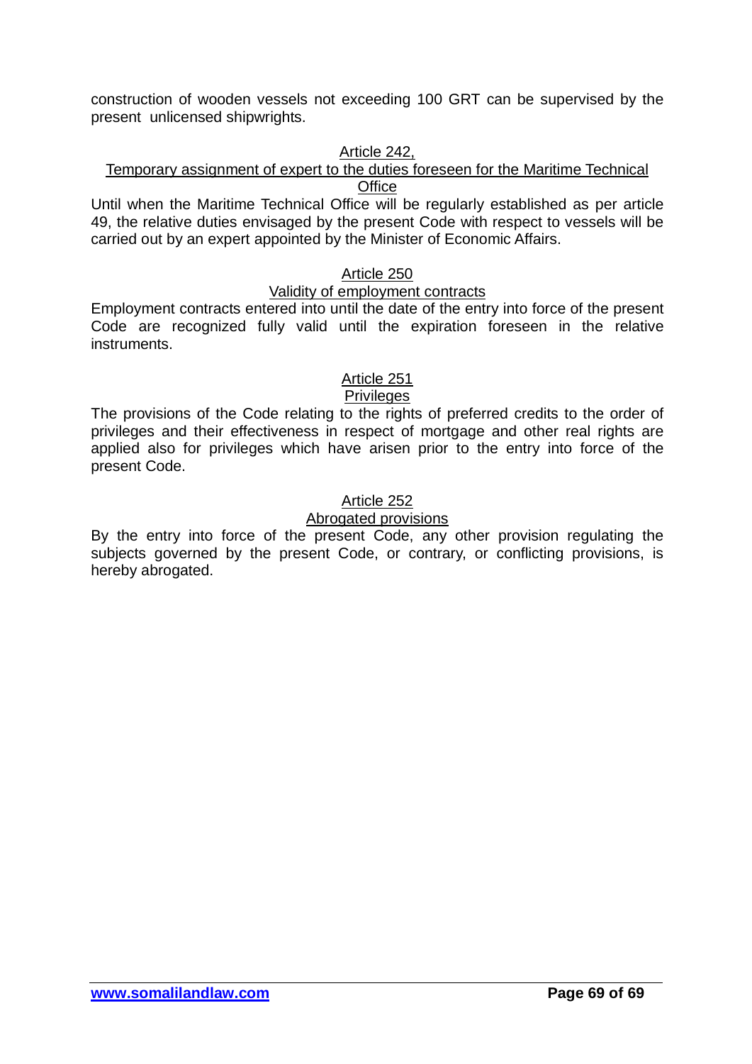construction of wooden vessels not exceeding 100 GRT can be supervised by the present unlicensed shipwrights.

### Article 242,
### Temporary assignment of expert to the duties foreseen for the Maritime Technical Office

Until when the Maritime Technical Office will be regularly established as per article 49, the relative duties envisaged by the present Code with respect to vessels will be carried out by an expert appointed by the Minister of Economic Affairs.

### Article 250
### Validity of employment contracts

Employment contracts entered into until the date of the entry into force of the present Code are recognized fully valid until the expiration foreseen in the relative instruments.

### Article 251
### Privileges

The provisions of the Code relating to the rights of preferred credits to the order of privileges and their effectiveness in respect of mortgage and other real rights are applied also for privileges which have arisen prior to the entry into force of the present Code.

### Article 252
### Abrogated provisions

By the entry into force of the present Code, any other provision regulating the subjects governed by the present Code, or contrary, or conflicting provisions, is hereby abrogated.